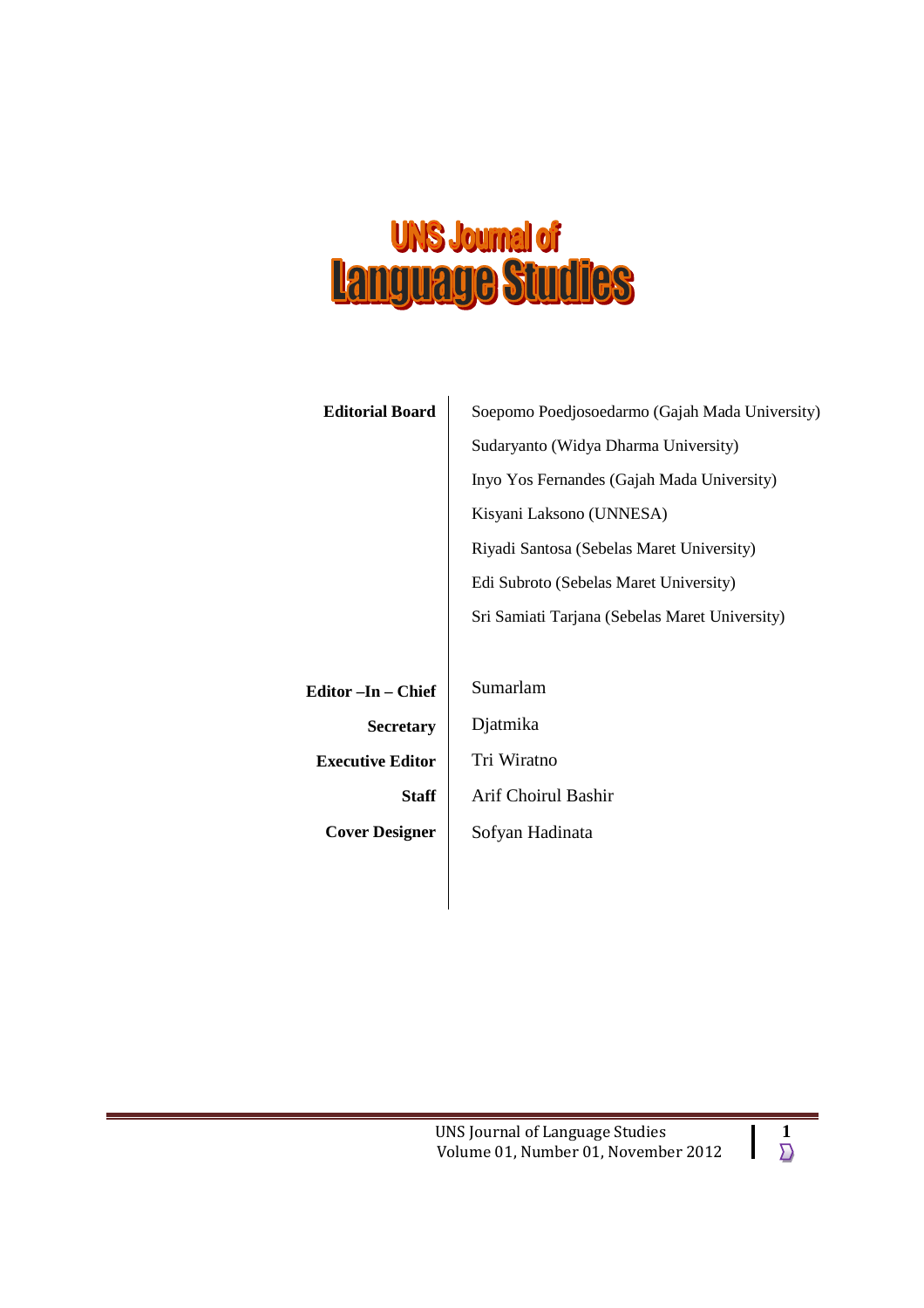# UNS Journal of Language Studies

| | |
|---|---|
| **Editorial Board** | Soepomo Poedjosoedarmo (Gajah Mada University) |
| | Sudaryanto (Widya Dharma University) |
| | Inyo Yos Fernandes (Gajah Mada University) |
| | Kisyani Laksono (UNNESA) |
| | Riyadi Santosa (Sebelas Maret University) |
| | Edi Subroto (Sebelas Maret University) |
| | Sri Samiati Tarjana (Sebelas Maret University) |
| **Editor –In – Chief** | Sumarlam |
| **Secretary** | Djatmika |
| **Executive Editor** | Tri Wiratno |
| **Staff** | Arif Choirul Bashir |
| **Cover Designer** | Sofyan Hadinata |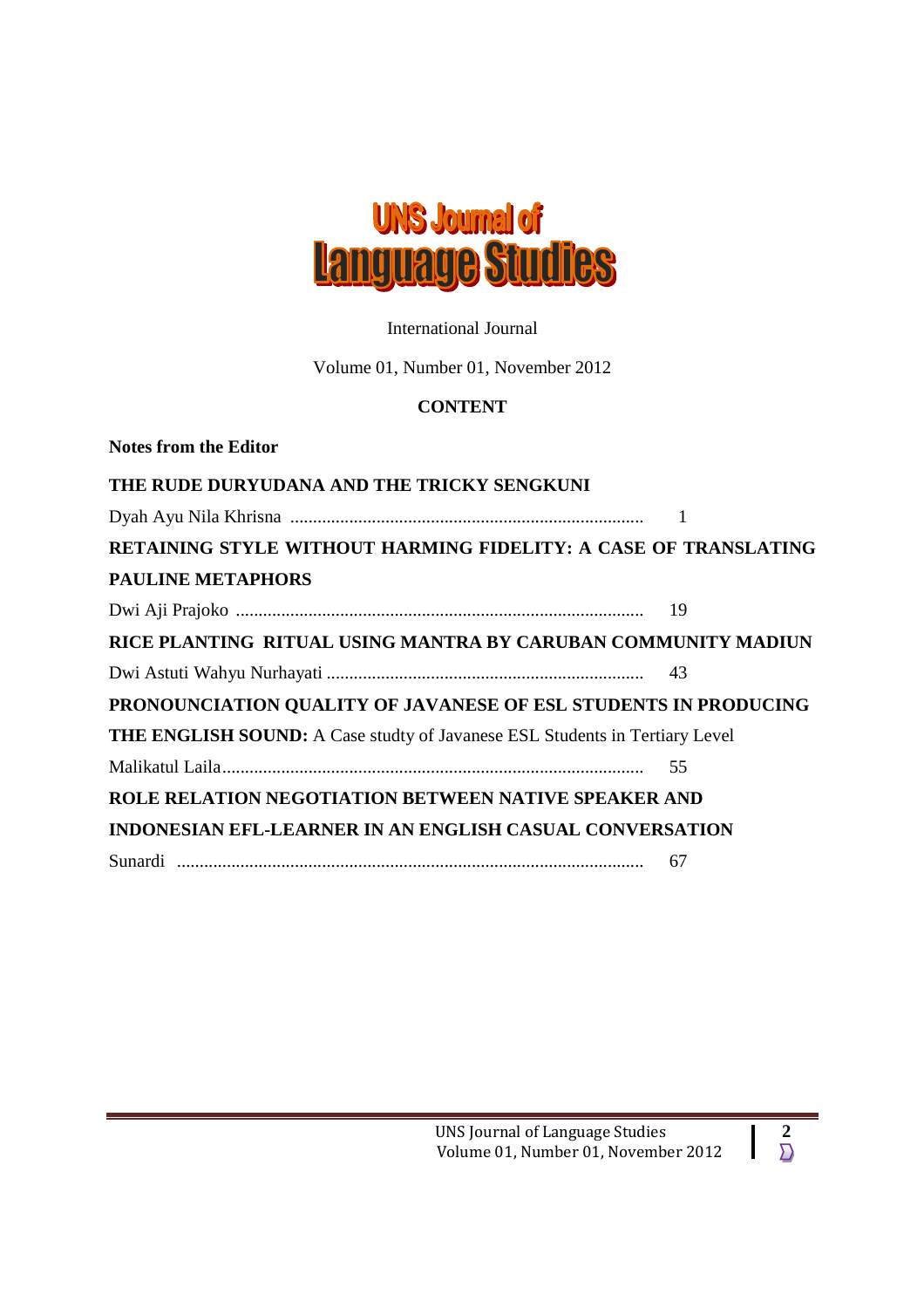# UNS Journal of Language Studies

International Journal

Volume 01, Number 01, November 2012

**CONTENT**

**Notes from the Editor**

**THE RUDE DURYUDANA AND THE TRICKY SENGKUNI**

Dyah Ayu Nila Khrisna ............................................................................. 1

**RETAINING STYLE WITHOUT HARMING FIDELITY: A CASE OF TRANSLATING PAULINE METAPHORS**

Dwi Aji Prajoko ......................................................................................... 19

**RICE PLANTING RITUAL USING MANTRA BY CARUBAN COMMUNITY MADIUN**

Dwi Astuti Wahyu Nurhayati ..................................................................... 43

**PRONOUNCIATION QUALITY OF JAVANESE OF ESL STUDENTS IN PRODUCING THE ENGLISH SOUND:** A Case studty of Javanese ESL Students in Tertiary Level

Malikatul Laila............................................................................................ 55

**ROLE RELATION NEGOTIATION BETWEEN NATIVE SPEAKER AND INDONESIAN EFL-LEARNER IN AN ENGLISH CASUAL CONVERSATION**

Sunardi ...................................................................................................... 67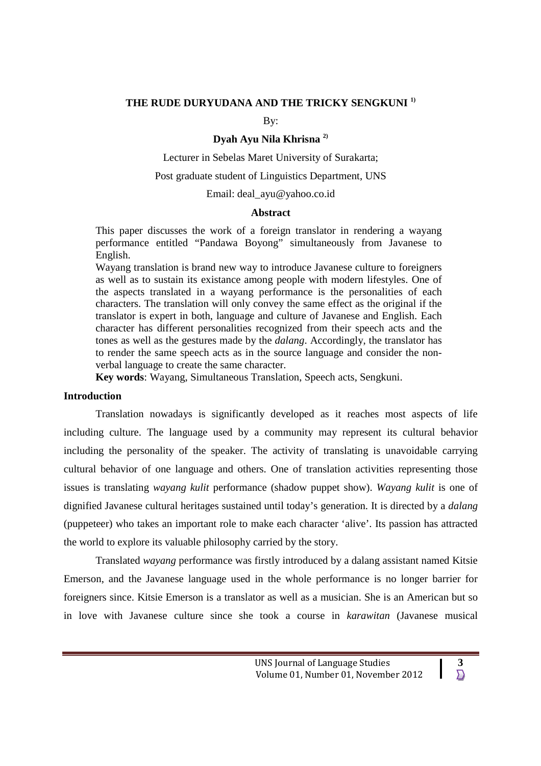## THE RUDE DURYUDANA AND THE TRICKY SENGKUNI [1)]

By:

**Dyah Ayu Nila Khrisna [2)]**

Lecturer in Sebelas Maret University of Surakarta;

Post graduate student of Linguistics Department, UNS

Email: deal_ayu@yahoo.co.id

### Abstract

This paper discusses the work of a foreign translator in rendering a wayang performance entitled "Pandawa Boyong" simultaneously from Javanese to English.

Wayang translation is brand new way to introduce Javanese culture to foreigners as well as to sustain its existance among people with modern lifestyles. One of the aspects translated in a wayang performance is the personalities of each characters. The translation will only convey the same effect as the original if the translator is expert in both, language and culture of Javanese and English. Each character has different personalities recognized from their speech acts and the tones as well as the gestures made by the *dalang*. Accordingly, the translator has to render the same speech acts as in the source language and consider the non-verbal language to create the same character.

**Key words**: Wayang, Simultaneous Translation, Speech acts, Sengkuni.

### Introduction

Translation nowadays is significantly developed as it reaches most aspects of life including culture. The language used by a community may represent its cultural behavior including the personality of the speaker. The activity of translating is unavoidable carrying cultural behavior of one language and others. One of translation activities representing those issues is translating *wayang kulit* performance (shadow puppet show). *Wayang kulit* is one of dignified Javanese cultural heritages sustained until today's generation. It is directed by a *dalang* (puppeteer) who takes an important role to make each character 'alive'. Its passion has attracted the world to explore its valuable philosophy carried by the story.

Translated *wayang* performance was firstly introduced by a dalang assistant named Kitsie Emerson, and the Javanese language used in the whole performance is no longer barrier for foreigners since. Kitsie Emerson is a translator as well as a musician. She is an American but so in love with Javanese culture since she took a course in *karawitan* (Javanese musical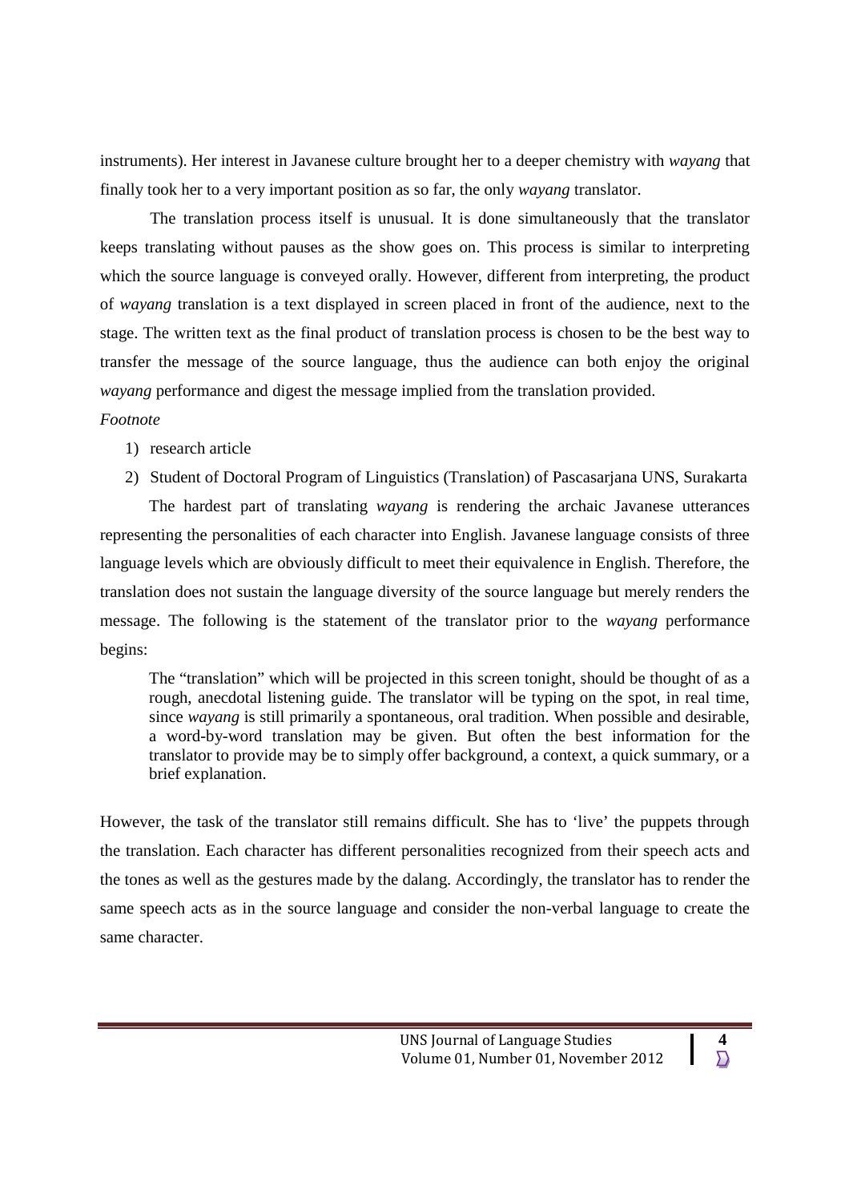instruments). Her interest in Javanese culture brought her to a deeper chemistry with *wayang* that finally took her to a very important position as so far, the only *wayang* translator.

The translation process itself is unusual. It is done simultaneously that the translator keeps translating without pauses as the show goes on. This process is similar to interpreting which the source language is conveyed orally. However, different from interpreting, the product of *wayang* translation is a text displayed in screen placed in front of the audience, next to the stage. The written text as the final product of translation process is chosen to be the best way to transfer the message of the source language, thus the audience can both enjoy the original *wayang* performance and digest the message implied from the translation provided.

*Footnote*

1) research article
2) Student of Doctoral Program of Linguistics (Translation) of Pascasarjana UNS, Surakarta

The hardest part of translating *wayang* is rendering the archaic Javanese utterances representing the personalities of each character into English. Javanese language consists of three language levels which are obviously difficult to meet their equivalence in English. Therefore, the translation does not sustain the language diversity of the source language but merely renders the message. The following is the statement of the translator prior to the *wayang* performance begins:

> The "translation" which will be projected in this screen tonight, should be thought of as a rough, anecdotal listening guide. The translator will be typing on the spot, in real time, since *wayang* is still primarily a spontaneous, oral tradition. When possible and desirable, a word-by-word translation may be given. But often the best information for the translator to provide may be to simply offer background, a context, a quick summary, or a brief explanation.

However, the task of the translator still remains difficult. She has to 'live' the puppets through the translation. Each character has different personalities recognized from their speech acts and the tones as well as the gestures made by the dalang. Accordingly, the translator has to render the same speech acts as in the source language and consider the non-verbal language to create the same character.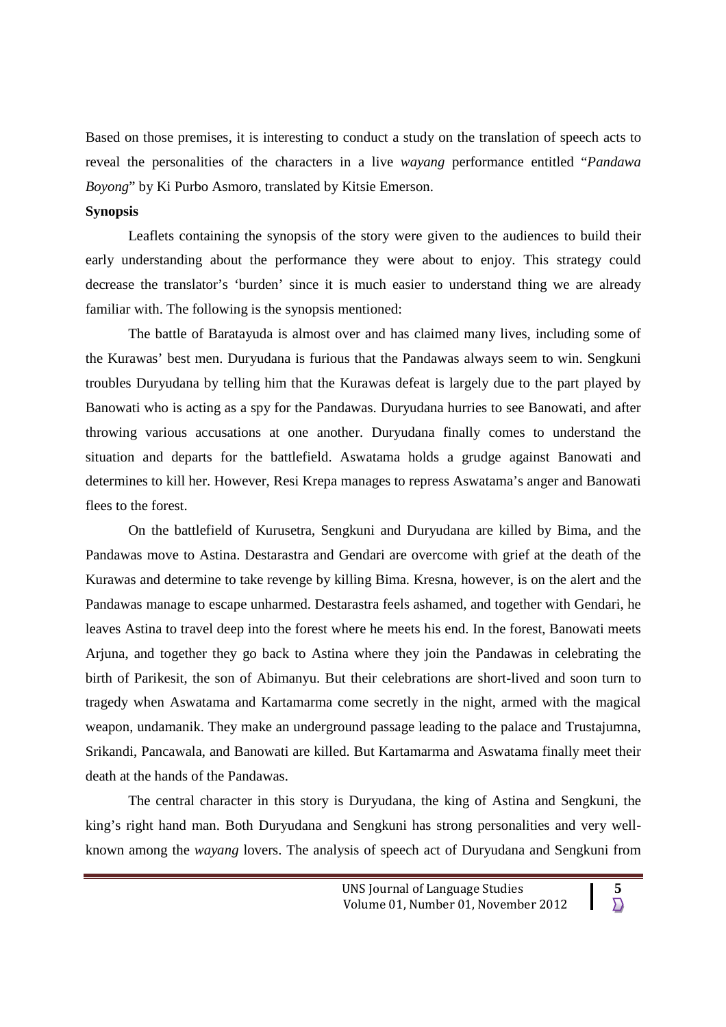Based on those premises, it is interesting to conduct a study on the translation of speech acts to reveal the personalities of the characters in a live *wayang* performance entitled "*Pandawa Boyong*" by Ki Purbo Asmoro, translated by Kitsie Emerson.

**Synopsis**

Leaflets containing the synopsis of the story were given to the audiences to build their early understanding about the performance they were about to enjoy. This strategy could decrease the translator's 'burden' since it is much easier to understand thing we are already familiar with. The following is the synopsis mentioned:

The battle of Baratayuda is almost over and has claimed many lives, including some of the Kurawas' best men. Duryudana is furious that the Pandawas always seem to win. Sengkuni troubles Duryudana by telling him that the Kurawas defeat is largely due to the part played by Banowati who is acting as a spy for the Pandawas. Duryudana hurries to see Banowati, and after throwing various accusations at one another. Duryudana finally comes to understand the situation and departs for the battlefield. Aswatama holds a grudge against Banowati and determines to kill her. However, Resi Krepa manages to repress Aswatama's anger and Banowati flees to the forest.

On the battlefield of Kurusetra, Sengkuni and Duryudana are killed by Bima, and the Pandawas move to Astina. Destarastra and Gendari are overcome with grief at the death of the Kurawas and determine to take revenge by killing Bima. Kresna, however, is on the alert and the Pandawas manage to escape unharmed. Destarastra feels ashamed, and together with Gendari, he leaves Astina to travel deep into the forest where he meets his end. In the forest, Banowati meets Arjuna, and together they go back to Astina where they join the Pandawas in celebrating the birth of Parikesit, the son of Abimanyu. But their celebrations are short-lived and soon turn to tragedy when Aswatama and Kartamarma come secretly in the night, armed with the magical weapon, undamanik. They make an underground passage leading to the palace and Trustajumna, Srikandi, Pancawala, and Banowati are killed. But Kartamarma and Aswatama finally meet their death at the hands of the Pandawas.

The central character in this story is Duryudana, the king of Astina and Sengkuni, the king's right hand man. Both Duryudana and Sengkuni has strong personalities and very well-known among the *wayang* lovers. The analysis of speech act of Duryudana and Sengkuni from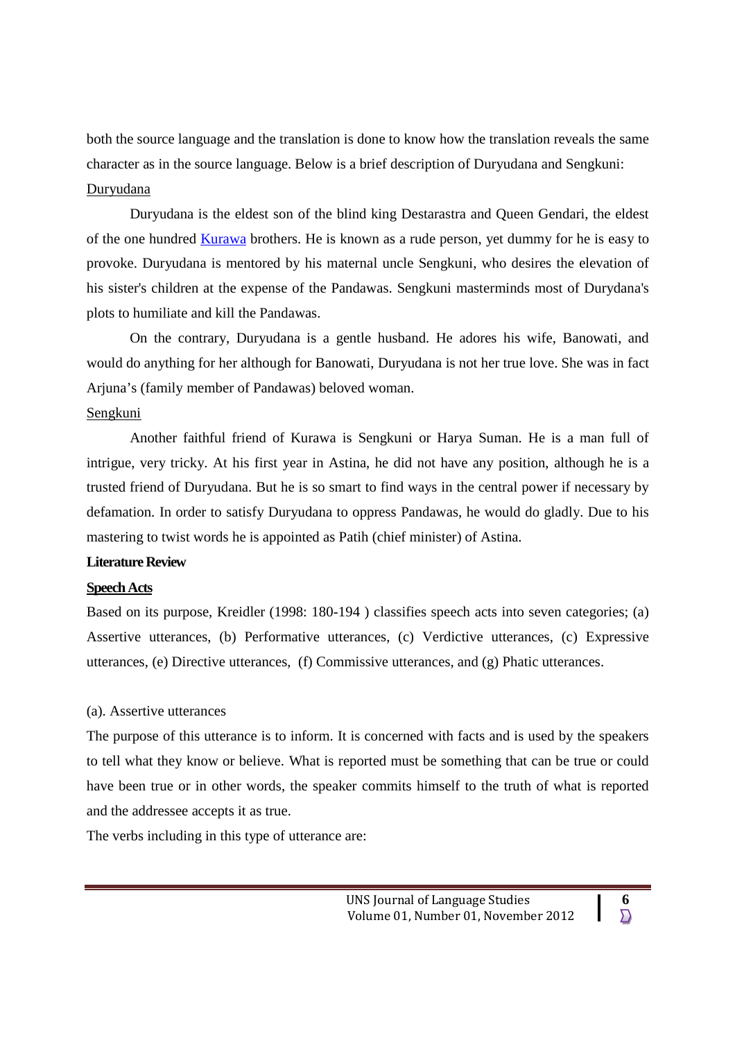both the source language and the translation is done to know how the translation reveals the same character as in the source language. Below is a brief description of Duryudana and Sengkuni:

Duryudana

Duryudana is the eldest son of the blind king Destarastra and Queen Gendari, the eldest of the one hundred Kurawa brothers. He is known as a rude person, yet dummy for he is easy to provoke. Duryudana is mentored by his maternal uncle Sengkuni, who desires the elevation of his sister's children at the expense of the Pandawas. Sengkuni masterminds most of Durydana's plots to humiliate and kill the Pandawas.

On the contrary, Duryudana is a gentle husband. He adores his wife, Banowati, and would do anything for her although for Banowati, Duryudana is not her true love. She was in fact Arjuna's (family member of Pandawas) beloved woman.

Sengkuni

Another faithful friend of Kurawa is Sengkuni or Harya Suman. He is a man full of intrigue, very tricky. At his first year in Astina, he did not have any position, although he is a trusted friend of Duryudana. But he is so smart to find ways in the central power if necessary by defamation. In order to satisfy Duryudana to oppress Pandawas, he would do gladly. Due to his mastering to twist words he is appointed as Patih (chief minister) of Astina.

**Literature Review**

**Speech Acts**

Based on its purpose, Kreidler (1998: 180-194 ) classifies speech acts into seven categories; (a) Assertive utterances, (b) Performative utterances, (c) Verdictive utterances, (c) Expressive utterances, (e) Directive utterances, (f) Commissive utterances, and (g) Phatic utterances.

(a). Assertive utterances

The purpose of this utterance is to inform. It is concerned with facts and is used by the speakers to tell what they know or believe. What is reported must be something that can be true or could have been true or in other words, the speaker commits himself to the truth of what is reported and the addressee accepts it as true.

The verbs including in this type of utterance are: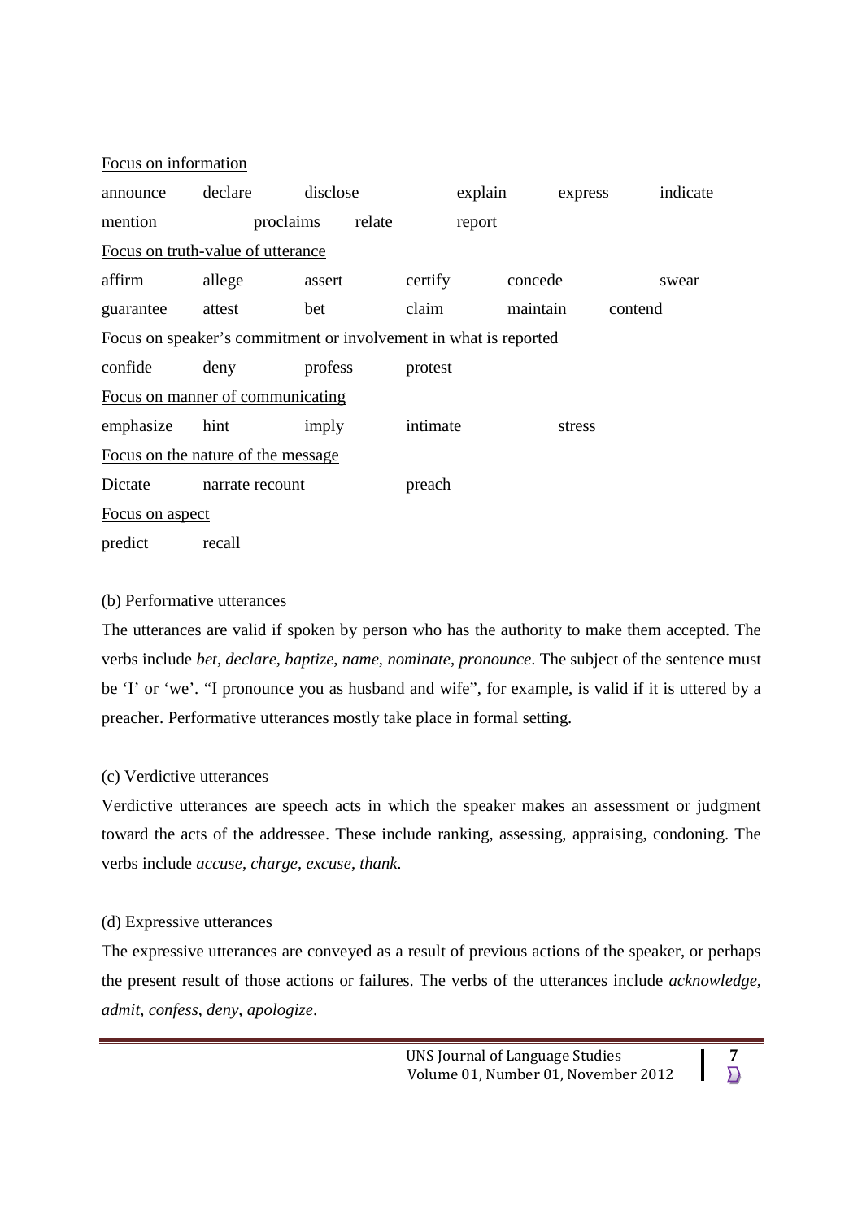<u>Focus on information</u>

| | | | | | |
|---|---|---|---|---|---|
| announce | declare | disclose | explain | express | indicate |
| mention | proclaims | relate | report | | |

<u>Focus on truth-value of utterance</u>

| | | | | | |
|---|---|---|---|---|---|
| affirm | allege | assert | certify | concede | swear |
| guarantee | attest | bet | claim | maintain | contend |

<u>Focus on speaker's commitment or involvement in what is reported</u>

| | | | |
|---|---|---|---|
| confide | deny | profess | protest |

<u>Focus on manner of communicating</u>

| | | | | |
|---|---|---|---|---|
| emphasize | hint | imply | intimate | stress |

<u>Focus on the nature of the message</u>

| | | |
|---|---|---|
| Dictate | narrate recount | preach |

<u>Focus on aspect</u>

| | |
|---|---|
| predict | recall |

(b) Performative utterances

The utterances are valid if spoken by person who has the authority to make them accepted. The verbs include *bet*, *declare*, *baptize*, *name*, *nominate*, *pronounce*. The subject of the sentence must be 'I' or 'we'. "I pronounce you as husband and wife", for example, is valid if it is uttered by a preacher. Performative utterances mostly take place in formal setting.

(c) Verdictive utterances

Verdictive utterances are speech acts in which the speaker makes an assessment or judgment toward the acts of the addressee. These include ranking, assessing, appraising, condoning. The verbs include *accuse*, *charge*, *excuse*, *thank*.

(d) Expressive utterances

The expressive utterances are conveyed as a result of previous actions of the speaker, or perhaps the present result of those actions or failures. The verbs of the utterances include *acknowledge*, *admit*, *confess*, *deny*, *apologize*.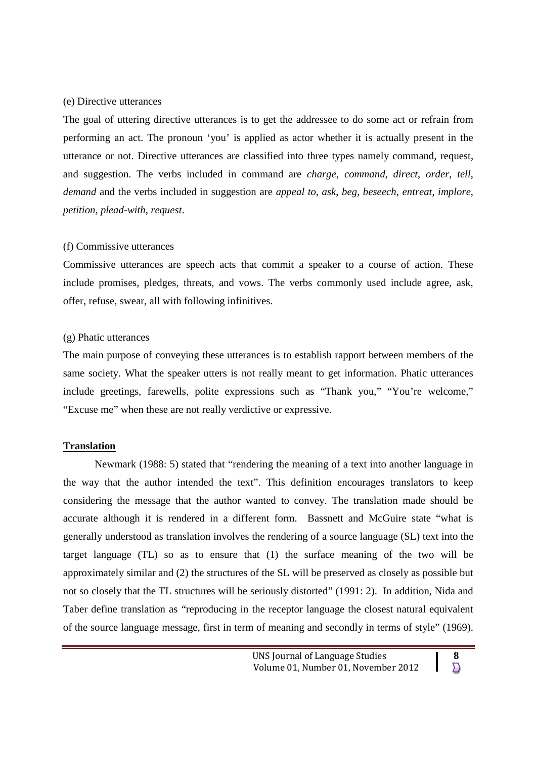(e) Directive utterances

The goal of uttering directive utterances is to get the addressee to do some act or refrain from performing an act. The pronoun 'you' is applied as actor whether it is actually present in the utterance or not. Directive utterances are classified into three types namely command, request, and suggestion. The verbs included in command are *charge*, *command*, *direct*, *order*, *tell*, *demand* and the verbs included in suggestion are *appeal to*, *ask*, *beg*, *beseech*, *entreat*, *implore*, *petition*, *plead-with*, *request*.

(f) Commissive utterances

Commissive utterances are speech acts that commit a speaker to a course of action. These include promises, pledges, threats, and vows. The verbs commonly used include agree, ask, offer, refuse, swear, all with following infinitives.

(g) Phatic utterances

The main purpose of conveying these utterances is to establish rapport between members of the same society. What the speaker utters is not really meant to get information. Phatic utterances include greetings, farewells, polite expressions such as "Thank you," "You're welcome," "Excuse me" when these are not really verdictive or expressive.

**Translation**

Newmark (1988: 5) stated that "rendering the meaning of a text into another language in the way that the author intended the text". This definition encourages translators to keep considering the message that the author wanted to convey. The translation made should be accurate although it is rendered in a different form. Bassnett and McGuire state "what is generally understood as translation involves the rendering of a source language (SL) text into the target language (TL) so as to ensure that (1) the surface meaning of the two will be approximately similar and (2) the structures of the SL will be preserved as closely as possible but not so closely that the TL structures will be seriously distorted" (1991: 2). In addition, Nida and Taber define translation as "reproducing in the receptor language the closest natural equivalent of the source language message, first in term of meaning and secondly in terms of style" (1969).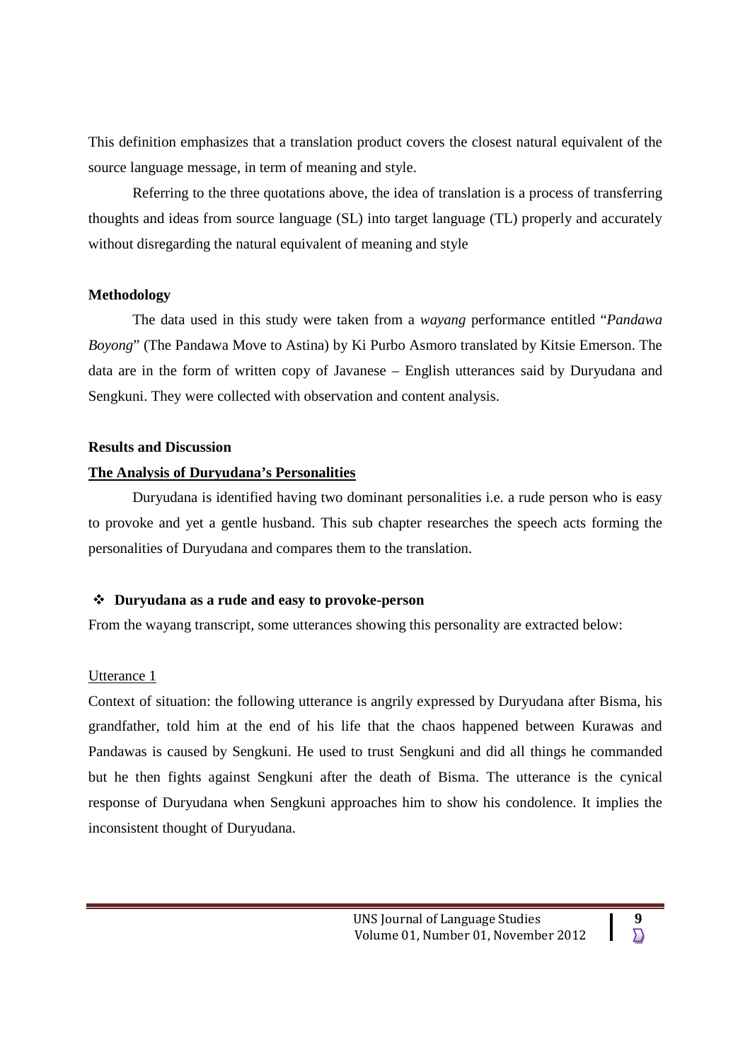This definition emphasizes that a translation product covers the closest natural equivalent of the source language message, in term of meaning and style.

Referring to the three quotations above, the idea of translation is a process of transferring thoughts and ideas from source language (SL) into target language (TL) properly and accurately without disregarding the natural equivalent of meaning and style

**Methodology**

The data used in this study were taken from a *wayang* performance entitled "*Pandawa Boyong*" (The Pandawa Move to Astina) by Ki Purbo Asmoro translated by Kitsie Emerson. The data are in the form of written copy of Javanese – English utterances said by Duryudana and Sengkuni. They were collected with observation and content analysis.

**Results and Discussion**

**<u>The Analysis of Duryudana's Personalities</u>**

Duryudana is identified having two dominant personalities i.e. a rude person who is easy to provoke and yet a gentle husband. This sub chapter researches the speech acts forming the personalities of Duryudana and compares them to the translation.

- **Duryudana as a rude and easy to provoke-person**

From the wayang transcript, some utterances showing this personality are extracted below:

<u>Utterance 1</u>

Context of situation: the following utterance is angrily expressed by Duryudana after Bisma, his grandfather, told him at the end of his life that the chaos happened between Kurawas and Pandawas is caused by Sengkuni. He used to trust Sengkuni and did all things he commanded but he then fights against Sengkuni after the death of Bisma. The utterance is the cynical response of Duryudana when Sengkuni approaches him to show his condolence. It implies the inconsistent thought of Duryudana.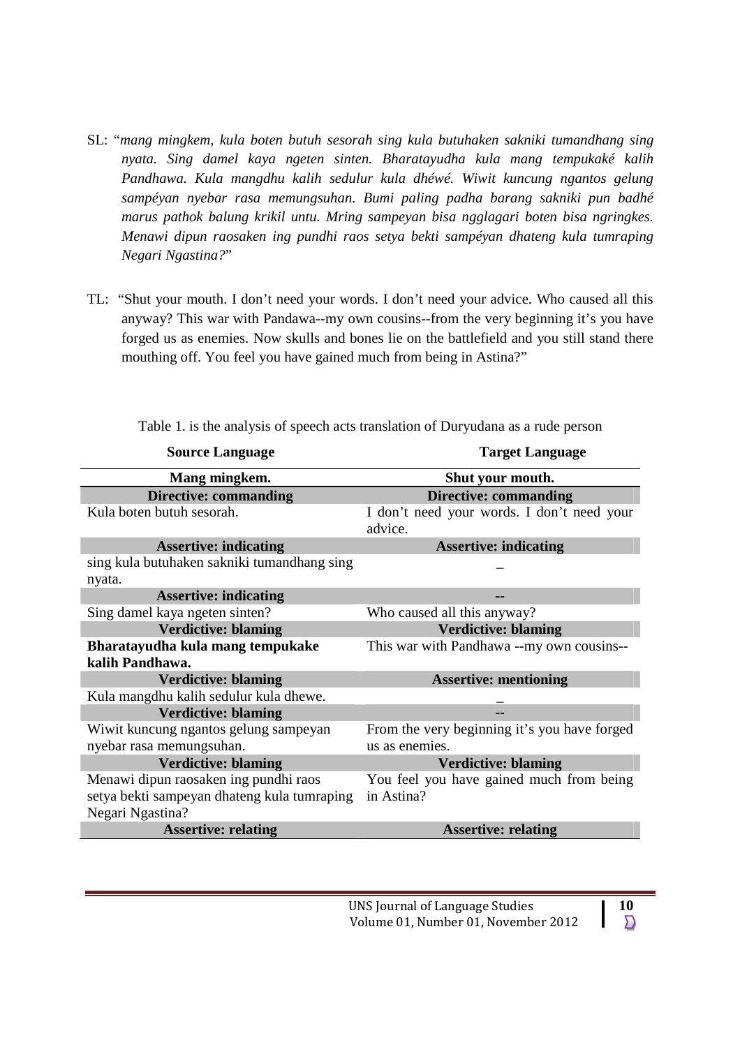SL: "*mang mingkem, kula boten butuh sesorah sing kula butuhaken sakniki tumandhang sing nyata. Sing damel kaya ngeten sinten. Bharatayudha kula mang tempukaké kalih Pandhawa. Kula mangdhu kalih sedulur kula dhéwé. Wiwit kuncung ngantos gelung sampéyan nyebar rasa memungsuhan. Bumi paling padha barang sakniki pun badhé marus pathok balung krikil untu. Mring sampeyan bisa ngglagari boten bisa ngringkes. Menawi dipun raosaken ing pundhi raos setya bekti sampéyan dhateng kula tumraping Negari Ngastina?*"

TL: "Shut your mouth. I don't need your words. I don't need your advice. Who caused all this anyway? This war with Pandawa--my own cousins--from the very beginning it's you have forged us as enemies. Now skulls and bones lie on the battlefield and you still stand there mouthing off. You feel you have gained much from being in Astina?"

Table 1. is the analysis of speech acts translation of Duryudana as a rude person

| Source Language | Target Language |
|---|---|
| **Mang mingkem.** | **Shut your mouth.** |
| **Directive: commanding** | **Directive: commanding** |
| Kula boten butuh sesorah. | I don't need your words. I don't need your advice. |
| **Assertive: indicating** | **Assertive: indicating** |
| sing kula butuhaken sakniki tumandhang sing nyata. | _ |
| **Assertive: indicating** | **--** |
| Sing damel kaya ngeten sinten? | Who caused all this anyway? |
| **Verdictive: blaming** | **Verdictive: blaming** |
| **Bharatayudha kula mang tempukake kalih Pandhawa.** | This war with Pandhawa --my own cousins-- |
| **Verdictive: blaming** | **Assertive: mentioning** |
| Kula mangdhu kalih sedulur kula dhewe. | _ |
| **Verdictive: blaming** | -- |
| Wiwit kuncung ngantos gelung sampeyan nyebar rasa memungsuhan. | From the very beginning it's you have forged us as enemies. |
| **Verdictive: blaming** | **Verdictive: blaming** |
| Menawi dipun raosaken ing pundhi raos setya bekti sampeyan dhateng kula tumraping Negari Ngastina? | You feel you have gained much from being in Astina? |
| **Assertive: relating** | **Assertive: relating** |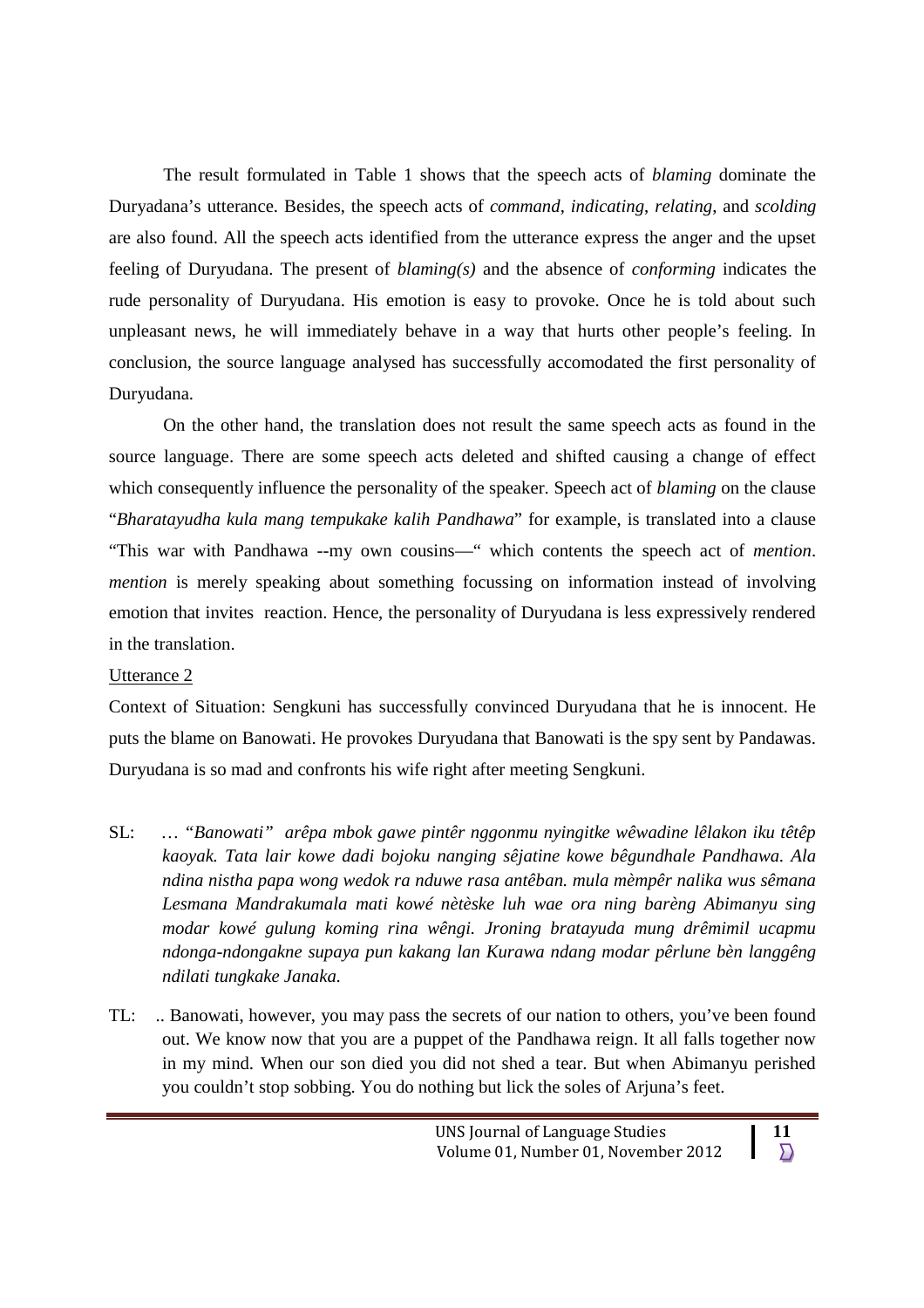The result formulated in Table 1 shows that the speech acts of *blaming* dominate the Duryadana's utterance. Besides, the speech acts of *command*, *indicating*, *relating*, and *scolding* are also found. All the speech acts identified from the utterance express the anger and the upset feeling of Duryudana. The present of *blaming(s)* and the absence of *conforming* indicates the rude personality of Duryudana. His emotion is easy to provoke. Once he is told about such unpleasant news, he will immediately behave in a way that hurts other people's feeling. In conclusion, the source language analysed has successfully accomodated the first personality of Duryudana.

On the other hand, the translation does not result the same speech acts as found in the source language. There are some speech acts deleted and shifted causing a change of effect which consequently influence the personality of the speaker. Speech act of *blaming* on the clause "*Bharatayudha kula mang tempukake kalih Pandhawa*" for example, is translated into a clause "This war with Pandhawa --my own cousins—" which contents the speech act of *mention*. *mention* is merely speaking about something focussing on information instead of involving emotion that invites reaction. Hence, the personality of Duryudana is less expressively rendered in the translation.

Utterance 2

Context of Situation: Sengkuni has successfully convinced Duryudana that he is innocent. He puts the blame on Banowati. He provokes Duryudana that Banowati is the spy sent by Pandawas. Duryudana is so mad and confronts his wife right after meeting Sengkuni.

SL: … "*Banowati" arêpa mbok gawe pintêr nggonmu nyingitke wêwadine lêlakon iku têtêp kaoyak. Tata lair kowe dadi bojoku nanging sêjatine kowe bêgundhale Pandhawa. Ala ndina nistha papa wong wedok ra nduwe rasa antêban. mula mèmpêr nalika wus sêmana Lesmana Mandrakumala mati kowé nètèske luh wae ora ning barèng Abimanyu sing modar kowé gulung koming rina wêngi. Jroning bratayuda mung drêmimil ucapmu ndonga-ndongakne supaya pun kakang lan Kurawa ndang modar pêrlune bèn langgêng ndilati tungkake Janaka.*

TL: .. Banowati, however, you may pass the secrets of our nation to others, you've been found out. We know now that you are a puppet of the Pandhawa reign. It all falls together now in my mind. When our son died you did not shed a tear. But when Abimanyu perished you couldn't stop sobbing. You do nothing but lick the soles of Arjuna's feet.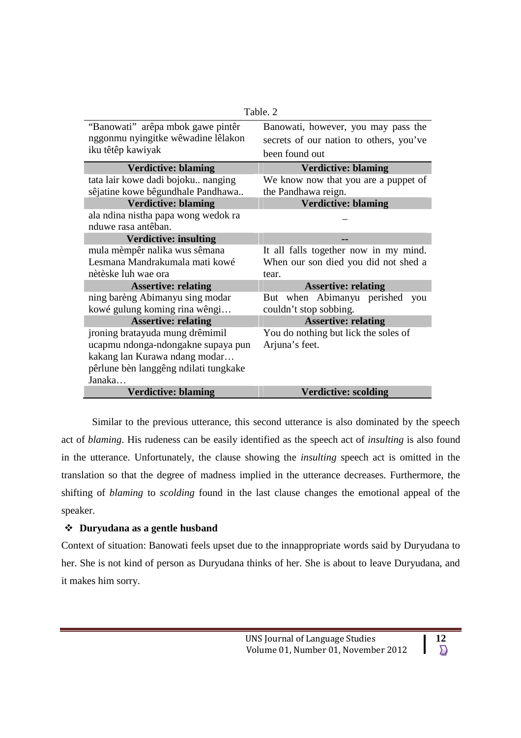Table. 2

| | |
|---|---|
| "Banowati" arêpa mbok gawe pintêr nggonmu nyingitke wêwadine lêlakon iku têtêp kawiyak | Banowati, however, you may pass the secrets of our nation to others, you've been found out |
| **Verdictive: blaming** | **Verdictive: blaming** |
| tata lair kowe dadi bojoku.. nanging sêjatine kowe bêgundhale Pandhawa.. | We know now that you are a puppet of the Pandhawa reign. |
| **Verdictive: blaming** | **Verdictive: blaming** |
| ala ndina nistha papa wong wedok ra nduwe rasa antêban. | – |
| **Verdictive: insulting** | **--** |
| mula mèmpêr nalika wus sêmana Lesmana Mandrakumala mati kowé nètèske luh wae ora | It all falls together now in my mind. When our son died you did not shed a tear. |
| **Assertive: relating** | **Assertive: relating** |
| ning barèng Abimanyu sing modar kowé gulung koming rina wêngi… | But when Abimanyu perished you couldn't stop sobbing. |
| **Assertive: relating** | **Assertive: relating** |
| jroning bratayuda mung drêmimil ucapmu ndonga-ndongakne supaya pun kakang lan Kurawa ndang modar… pêrlune bèn langgêng ndilati tungkake Janaka… | You do nothing but lick the soles of Arjuna's feet. |
| **Verdictive: blaming** | **Verdictive: scolding** |

Similar to the previous utterance, this second utterance is also dominated by the speech act of *blaming*. His rudeness can be easily identified as the speech act of *insulting* is also found in the utterance. Unfortunately, the clause showing the *insulting* speech act is omitted in the translation so that the degree of madness implied in the utterance decreases. Furthermore, the shifting of *blaming* to *scolding* found in the last clause changes the emotional appeal of the speaker.

- **Duryudana as a gentle husband**

Context of situation: Banowati feels upset due to the innappropriate words said by Duryudana to her. She is not kind of person as Duryudana thinks of her. She is about to leave Duryudana, and it makes him sorry.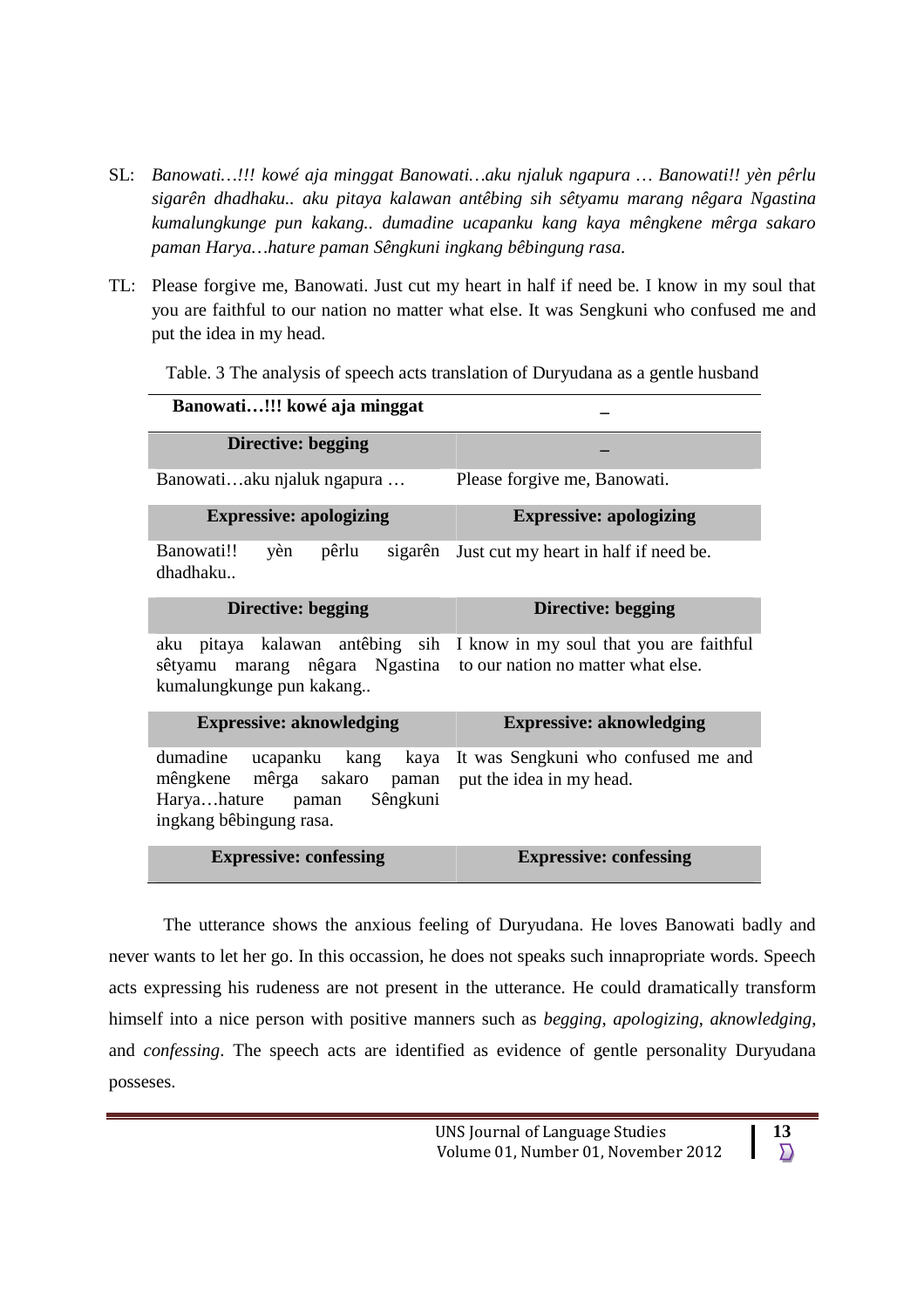SL: *Banowati…!!! kowé aja minggat Banowati…aku njaluk ngapura … Banowati!! yèn pêrlu sigarên dhadhaku.. aku pitaya kalawan antêbing sih sêtyamu marang nêgara Ngastina kumalungkunge pun kakang.. dumadine ucapanku kang kaya mêngkene mêrga sakaro paman Harya…hature paman Sêngkuni ingkang bêbingung rasa.*

TL: Please forgive me, Banowati. Just cut my heart in half if need be. I know in my soul that you are faithful to our nation no matter what else. It was Sengkuni who confused me and put the idea in my head.

Table. 3 The analysis of speech acts translation of Duryudana as a gentle husband

| | |
|---|---|
| **Banowati…!!! kowé aja minggat** | – |
| **Directive: begging** | – |
| Banowati…aku njaluk ngapura … | Please forgive me, Banowati. |
| **Expressive: apologizing** | **Expressive: apologizing** |
| Banowati!! yèn pêrlu sigarên dhadhaku.. | Just cut my heart in half if need be. |
| **Directive: begging** | **Directive: begging** |
| aku pitaya kalawan antêbing sih sêtyamu marang nêgara Ngastina kumalungkunge pun kakang.. | I know in my soul that you are faithful to our nation no matter what else. |
| **Expressive: aknowledging** | **Expressive: aknowledging** |
| dumadine ucapanku kang kaya mêngkene mêrga sakaro paman Harya…hature paman Sêngkuni ingkang bêbingung rasa. | It was Sengkuni who confused me and put the idea in my head. |
| **Expressive: confessing** | **Expressive: confessing** |

The utterance shows the anxious feeling of Duryudana. He loves Banowati badly and never wants to let her go. In this occassion, he does not speaks such innapropriate words. Speech acts expressing his rudeness are not present in the utterance. He could dramatically transform himself into a nice person with positive manners such as *begging*, *apologizing*, *aknowledging*, and *confessing*. The speech acts are identified as evidence of gentle personality Duryudana posseses.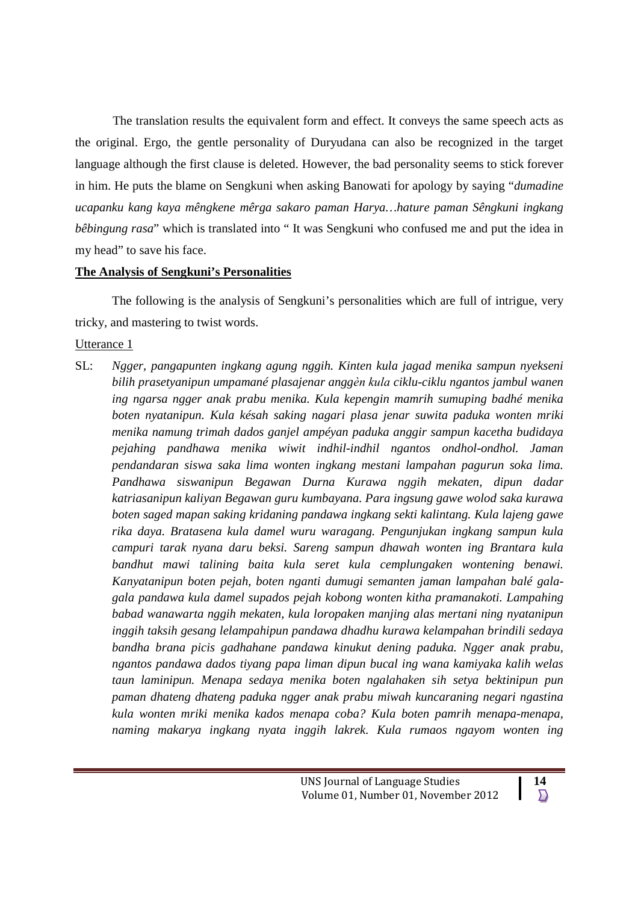The translation results the equivalent form and effect. It conveys the same speech acts as the original. Ergo, the gentle personality of Duryudana can also be recognized in the target language although the first clause is deleted. However, the bad personality seems to stick forever in him. He puts the blame on Sengkuni when asking Banowati for apology by saying "*dumadine ucapanku kang kaya mêngkene mêrga sakaro paman Harya…hature paman Sêngkuni ingkang bêbingung rasa*" which is translated into " It was Sengkuni who confused me and put the idea in my head" to save his face.

**<u>The Analysis of Sengkuni's Personalities</u>**

The following is the analysis of Sengkuni's personalities which are full of intrigue, very tricky, and mastering to twist words.

<u>Utterance 1</u>

SL: *Ngger, pangapunten ingkang agung nggih. Kinten kula jagad menika sampun nyekseni bilih prasetyanipun umpamané plasajenar anggèn kula ciklu-ciklu ngantos jambul wanen ing ngarsa ngger anak prabu menika. Kula kepengin mamrih sumuping badhé menika boten nyatanipun. Kula késah saking nagari plasa jenar suwita paduka wonten mriki menika namung trimah dados ganjel ampéyan paduka anggir sampun kacetha budidaya pejahing pandhawa menika wiwit indhil-indhil ngantos ondhol-ondhol. Jaman pendandaran siswa saka lima wonten ingkang mestani lampahan pagurun soka lima. Pandhawa siswanipun Begawan Durna Kurawa nggih mekaten, dipun dadar katriasanipun kaliyan Begawan guru kumbayana. Para ingsung gawe wolod saka kurawa boten saged mapan saking kridaning pandawa ingkang sekti kalintang. Kula lajeng gawe rika daya. Bratasena kula damel wuru waragang. Pengunjukan ingkang sampun kula campuri tarak nyana daru beksi. Sareng sampun dhawah wonten ing Brantara kula bandhut mawi talining baita kula seret kula cemplungaken wontening benawi. Kanyatanipun boten pejah, boten nganti dumugi semanten jaman lampahan balé gala-gala pandawa kula damel supados pejah kobong wonten kitha pramanakoti. Lampahing babad wanawarta nggih mekaten, kula loropaken manjing alas mertani ning nyatanipun inggih taksih gesang lelampahipun pandawa dhadhu kurawa kelampahan brindili sedaya bandha brana picis gadhahane pandawa kinukut dening paduka. Ngger anak prabu, ngantos pandawa dados tiyang papa liman dipun bucal ing wana kamiyaka kalih welas taun laminipun. Menapa sedaya menika boten ngalahaken sih setya bektinipun pun paman dhateng dhateng paduka ngger anak prabu miwah kuncaraning negari ngastina kula wonten mriki menika kados menapa coba? Kula boten pamrih menapa-menapa, naming makarya ingkang nyata inggih lakrek. Kula rumaos ngayom wonten ing*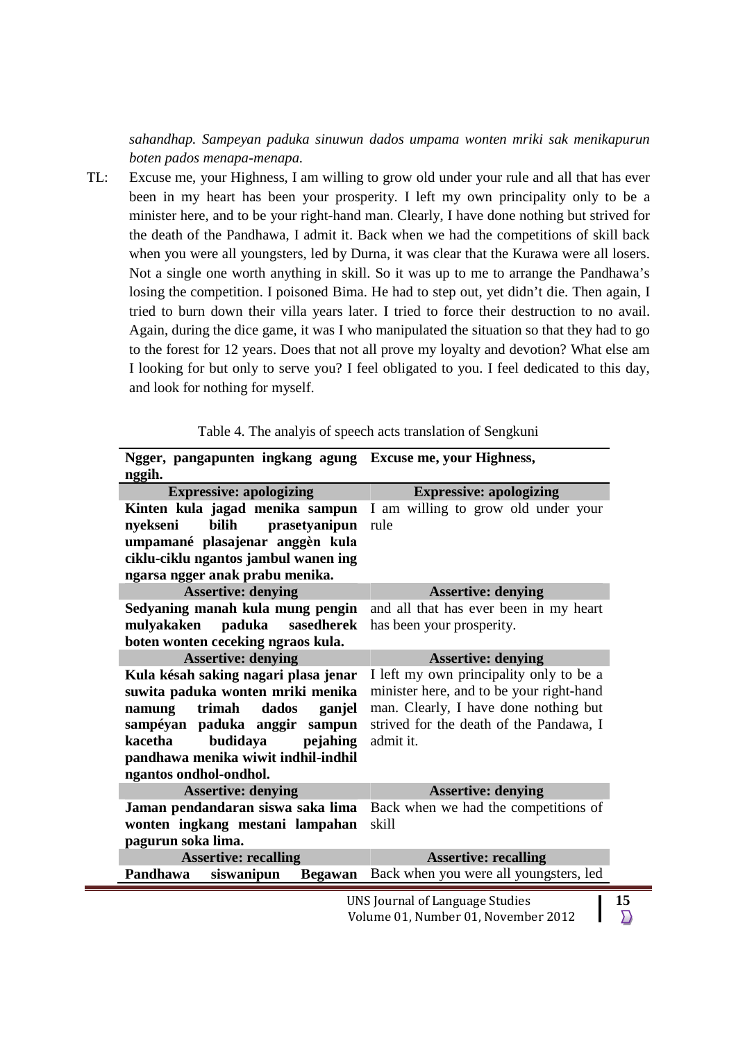*sahandhap. Sampeyan paduka sinuwun dados umpama wonten mriki sak menikapurun boten pados menapa-menapa.*

TL: Excuse me, your Highness, I am willing to grow old under your rule and all that has ever been in my heart has been your prosperity. I left my own principality only to be a minister here, and to be your right-hand man. Clearly, I have done nothing but strived for the death of the Pandhawa, I admit it. Back when we had the competitions of skill back when you were all youngsters, led by Durna, it was clear that the Kurawa were all losers. Not a single one worth anything in skill. So it was up to me to arrange the Pandhawa's losing the competition. I poisoned Bima. He had to step out, yet didn't die. Then again, I tried to burn down their villa years later. I tried to force their destruction to no avail. Again, during the dice game, it was I who manipulated the situation so that they had to go to the forest for 12 years. Does that not all prove my loyalty and devotion? What else am I looking for but only to serve you? I feel obligated to you. I feel dedicated to this day, and look for nothing for myself.

Table 4. The analyis of speech acts translation of Sengkuni

| **Ngger, pangapunten ingkang agung nggih.** | **Excuse me, your Highness,** |
|---|---|
| **Expressive: apologizing** | **Expressive: apologizing** |
| **Kinten kula jagad menika sampun nyekseni bilih prasetyanipun umpamané plasajenar anggèn kula ciklu-ciklu ngantos jambul wanen ing ngarsa ngger anak prabu menika.** | I am willing to grow old under your rule |
| **Assertive: denying** | **Assertive: denying** |
| **Sedyaning manah kula mung pengin mulyakaken paduka sasedherek boten wonten ceceking ngraos kula.** | and all that has ever been in my heart has been your prosperity. |
| **Assertive: denying** | **Assertive: denying** |
| **Kula késah saking nagari plasa jenar suwita paduka wonten mriki menika namung trimah dados ganjel sampéyan paduka anggir sampun kacetha budidaya pejahing pandhawa menika wiwit indhil-indhil ngantos ondhol-ondhol.** | I left my own principality only to be a minister here, and to be your right-hand man. Clearly, I have done nothing but strived for the death of the Pandawa, I admit it. |
| **Assertive: denying** | **Assertive: denying** |
| **Jaman pendandaran siswa saka lima wonten ingkang mestani lampahan pagurun soka lima.** | Back when we had the competitions of skill |
| **Assertive: recalling** | **Assertive: recalling** |
| **Pandhawa siswanipun Begawan** | Back when you were all youngsters, led |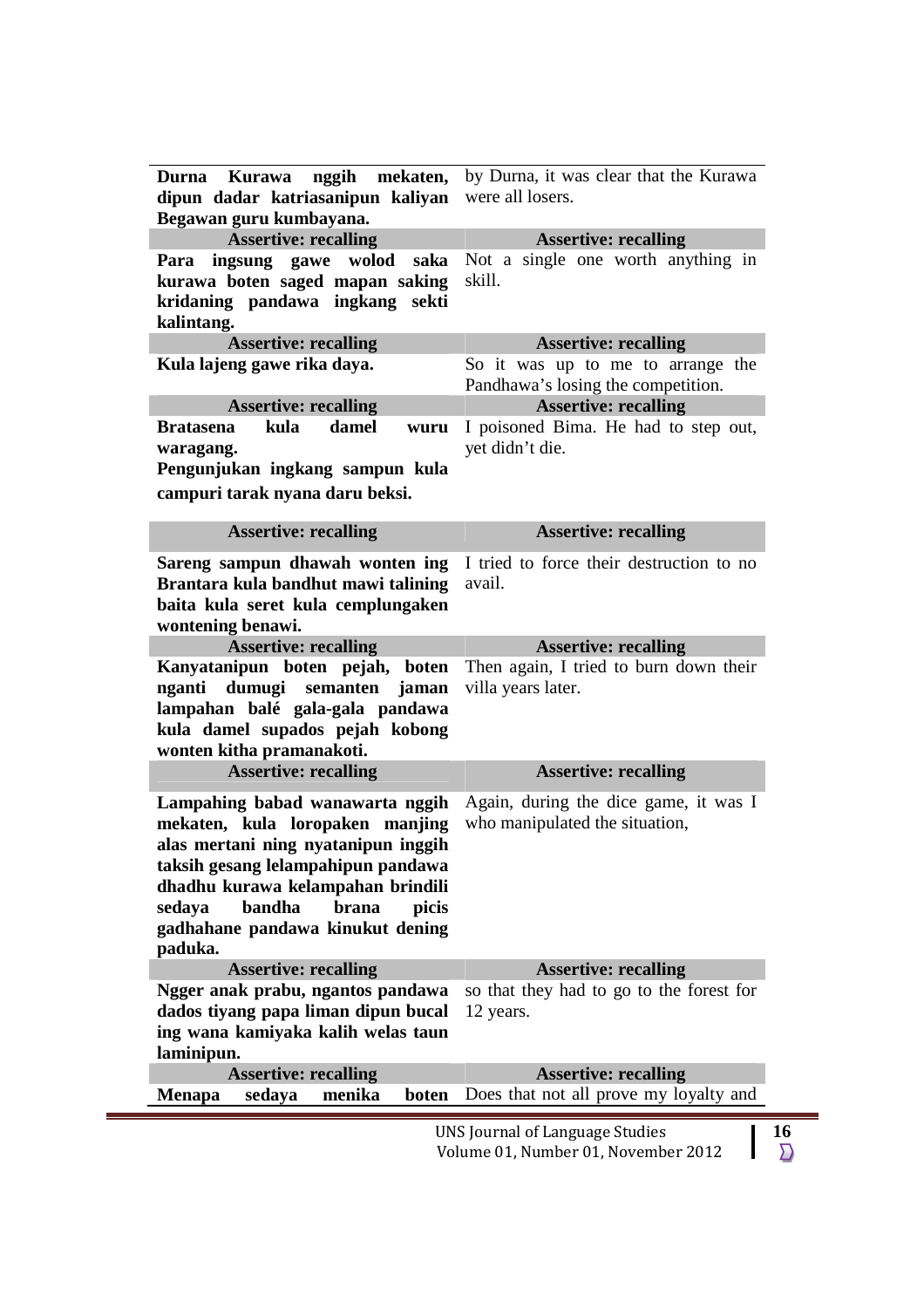| | |
|---|---|
| **Durna Kurawa nggih mekaten, dipun dadar katriasanipun kaliyan Begawan guru kumbayana.** | by Durna, it was clear that the Kurawa were all losers. |
| **Assertive: recalling** | **Assertive: recalling** |
| **Para ingsung gawe wolod saka kurawa boten saged mapan saking kridaning pandawa ingkang sekti kalintang.** | Not a single one worth anything in skill. |
| **Assertive: recalling** | **Assertive: recalling** |
| **Kula lajeng gawe rika daya.** | So it was up to me to arrange the Pandhawa's losing the competition. |
| **Assertive: recalling** | **Assertive: recalling** |
| **Bratasena kula damel wuru waragang.** **Pengunjukan ingkang sampun kula campuri tarak nyana daru beksi.** | I poisoned Bima. He had to step out, yet didn't die. |
| **Assertive: recalling** | **Assertive: recalling** |
| **Sareng sampun dhawah wonten ing Brantara kula bandhut mawi talining baita kula seret kula cemplungaken wontening benawi.** | I tried to force their destruction to no avail. |
| **Assertive: recalling** | **Assertive: recalling** |
| **Kanyatanipun boten pejah, boten nganti dumugi semanten jaman lampahan balé gala-gala pandawa kula damel supados pejah kobong wonten kitha pramanakoti.** | Then again, I tried to burn down their villa years later. |
| **Assertive: recalling** | **Assertive: recalling** |
| **Lampahing babad wanawarta nggih mekaten, kula loropaken manjing alas mertani ning nyatanipun inggih taksih gesang lelampahipun pandawa dhadhu kurawa kelampahan brindili sedaya bandha brana picis gadhahane pandawa kinukut dening paduka.** | Again, during the dice game, it was I who manipulated the situation, |
| **Assertive: recalling** | **Assertive: recalling** |
| **Ngger anak prabu, ngantos pandawa dados tiyang papa liman dipun bucal ing wana kamiyaka kalih welas taun laminipun.** | so that they had to go to the forest for 12 years. |
| **Assertive: recalling** | **Assertive: recalling** |
| **Menapa sedaya menika boten** | Does that not all prove my loyalty and |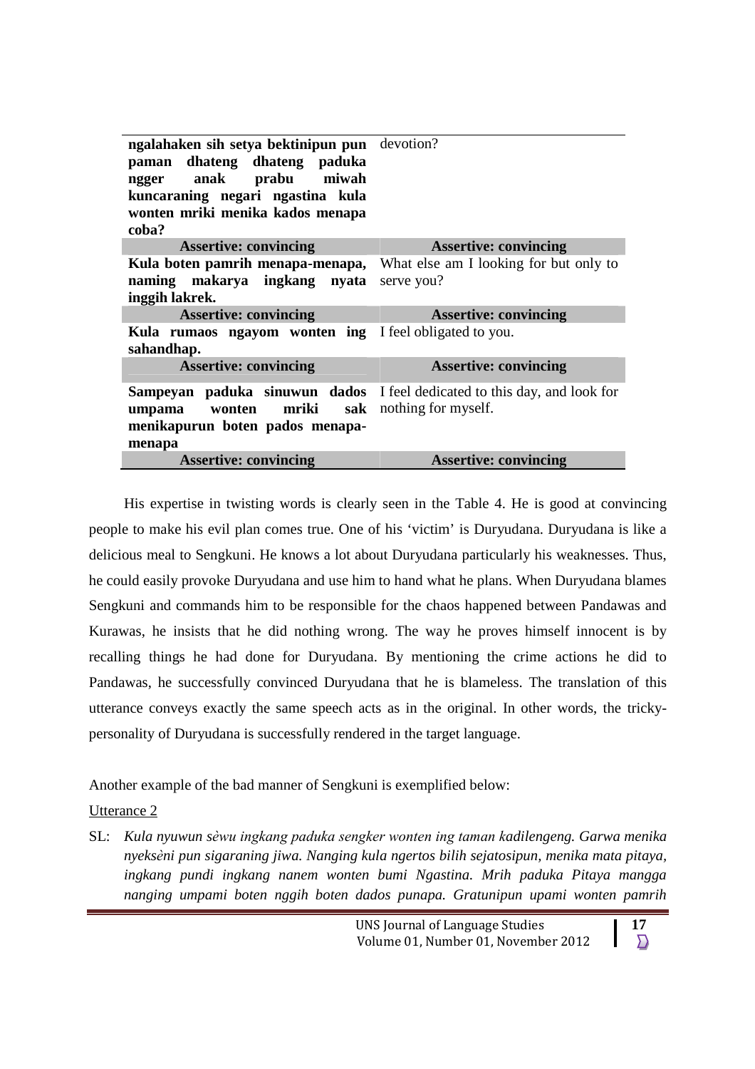| | |
|---|---|
| **ngalahaken sih setya bektinipun pun paman dhateng dhateng paduka ngger anak prabu miwah kuncaraning negari ngastina kula wonten mriki menika kados menapa coba?** | devotion? |
| **Assertive: convincing** | **Assertive: convincing** |
| **Kula boten pamrih menapa-menapa, naming makarya ingkang nyata inggih lakrek.** | What else am I looking for but only to serve you? |
| **Assertive: convincing** | **Assertive: convincing** |
| **Kula rumaos ngayom wonten ing sahandhap.** | I feel obligated to you. |
| **Assertive: convincing** | **Assertive: convincing** |
| **Sampeyan paduka sinuwun dados umpama wonten mriki sak menikapurun boten pados menapa-menapa** | I feel dedicated to this day, and look for nothing for myself. |
| **Assertive: convincing** | **Assertive: convincing** |

His expertise in twisting words is clearly seen in the Table 4. He is good at convincing people to make his evil plan comes true. One of his 'victim' is Duryudana. Duryudana is like a delicious meal to Sengkuni. He knows a lot about Duryudana particularly his weaknesses. Thus, he could easily provoke Duryudana and use him to hand what he plans. When Duryudana blames Sengkuni and commands him to be responsible for the chaos happened between Pandawas and Kurawas, he insists that he did nothing wrong. The way he proves himself innocent is by recalling things he had done for Duryudana. By mentioning the crime actions he did to Pandawas, he successfully convinced Duryudana that he is blameless. The translation of this utterance conveys exactly the same speech acts as in the original. In other words, the tricky-personality of Duryudana is successfully rendered in the target language.

Another example of the bad manner of Sengkuni is exemplified below:

<u>Utterance 2</u>

SL: *Kula nyuwun sèwu ingkang paduka sengker wonten ing taman kadilengeng. Garwa menika nyeksèni pun sigaraning jiwa. Nanging kula ngertos bilih sejatosipun, menika mata pitaya, ingkang pundi ingkang nanem wonten bumi Ngastina. Mrih paduka Pitaya mangga nanging umpami boten nggih boten dados punapa. Gratunipun upami wonten pamrih*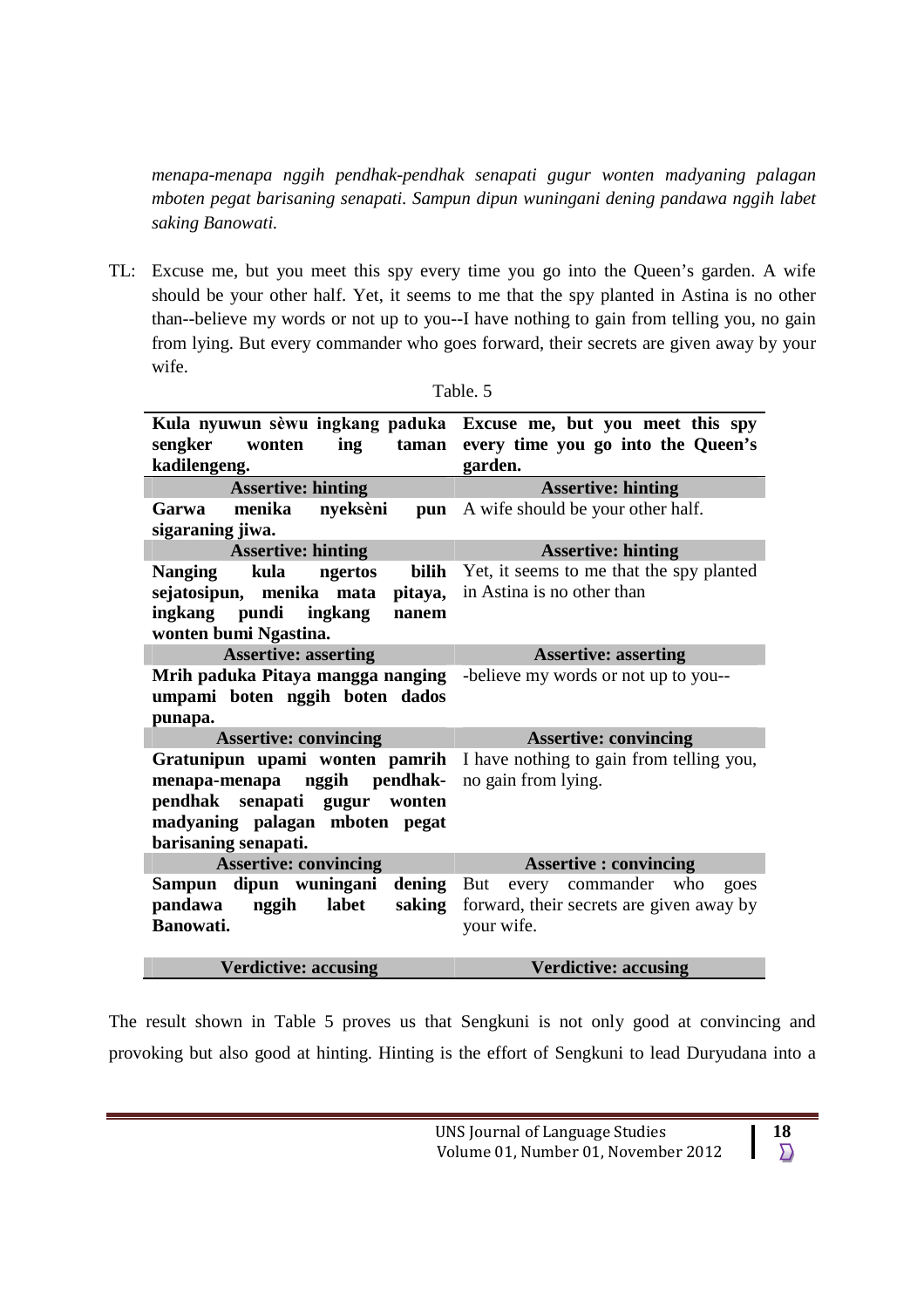*menapa-menapa nggih pendhak-pendhak senapati gugur wonten madyaning palagan mboten pegat barisaning senapati. Sampun dipun wuningani dening pandawa nggih labet saking Banowati.*

TL: Excuse me, but you meet this spy every time you go into the Queen's garden. A wife should be your other half. Yet, it seems to me that the spy planted in Astina is no other than--believe my words or not up to you--I have nothing to gain from telling you, no gain from lying. But every commander who goes forward, their secrets are given away by your wife.

Table. 5

| | |
|---|---|
| **Kula nyuwun sèwu ingkang paduka sengker wonten ing taman kadilengeng.** | **Excuse me, but you meet this spy every time you go into the Queen's garden.** |
| **Assertive: hinting** | **Assertive: hinting** |
| **Garwa menika nyeksèni pun sigaraning jiwa.** | A wife should be your other half. |
| **Assertive: hinting** | **Assertive: hinting** |
| **Nanging kula ngertos bilih sejatosipun, menika mata pitaya, ingkang pundi ingkang nanem wonten bumi Ngastina.** | Yet, it seems to me that the spy planted in Astina is no other than |
| **Assertive: asserting** | **Assertive: asserting** |
| **Mrih paduka Pitaya mangga nanging umpami boten nggih boten dados punapa.** | -believe my words or not up to you-- |
| **Assertive: convincing** | **Assertive: convincing** |
| **Gratunipun upami wonten pamrih menapa-menapa nggih pendhak-pendhak senapati gugur wonten madyaning palagan mboten pegat barisaning senapati.** | I have nothing to gain from telling you, no gain from lying. |
| **Assertive: convincing** | **Assertive : convincing** |
| **Sampun dipun wuningani dening pandawa nggih labet saking Banowati.** | But every commander who goes forward, their secrets are given away by your wife. |
| **Verdictive: accusing** | **Verdictive: accusing** |

The result shown in Table 5 proves us that Sengkuni is not only good at convincing and provoking but also good at hinting. Hinting is the effort of Sengkuni to lead Duryudana into a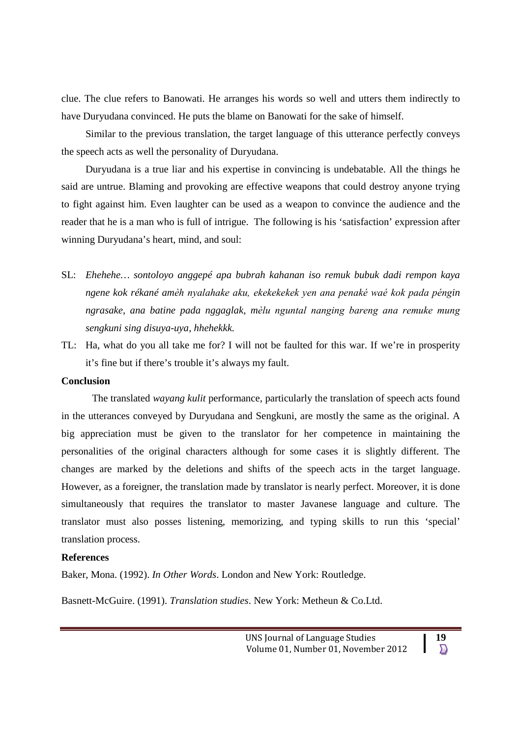clue. The clue refers to Banowati. He arranges his words so well and utters them indirectly to have Duryudana convinced. He puts the blame on Banowati for the sake of himself.

Similar to the previous translation, the target language of this utterance perfectly conveys the speech acts as well the personality of Duryudana.

Duryudana is a true liar and his expertise in convincing is undebatable. All the things he said are untrue. Blaming and provoking are effective weapons that could destroy anyone trying to fight against him. Even laughter can be used as a weapon to convince the audience and the reader that he is a man who is full of intrigue. The following is his 'satisfaction' expression after winning Duryudana's heart, mind, and soul:

SL: *Ehehehe… sontoloyo anggepé apa bubrah kahanan iso remuk bubuk dadi rempon kaya ngene kok rékané amèh nyalahake aku, ekekekekek yen ana penaké waé kok pada péngin ngrasake, ana batine pada nggaglak, mèlu nguntal nanging bareng ana remuke mung sengkuni sing disuya-uya, hhehekkk.*

TL: Ha, what do you all take me for? I will not be faulted for this war. If we're in prosperity it's fine but if there's trouble it's always my fault.

**Conclusion**

The translated *wayang kulit* performance, particularly the translation of speech acts found in the utterances conveyed by Duryudana and Sengkuni, are mostly the same as the original. A big appreciation must be given to the translator for her competence in maintaining the personalities of the original characters although for some cases it is slightly different. The changes are marked by the deletions and shifts of the speech acts in the target language. However, as a foreigner, the translation made by translator is nearly perfect. Moreover, it is done simultaneously that requires the translator to master Javanese language and culture. The translator must also posses listening, memorizing, and typing skills to run this 'special' translation process.

**References**

Baker, Mona. (1992). *In Other Words*. London and New York: Routledge.

Basnett-McGuire. (1991). *Translation studies*. New York: Metheun & Co.Ltd.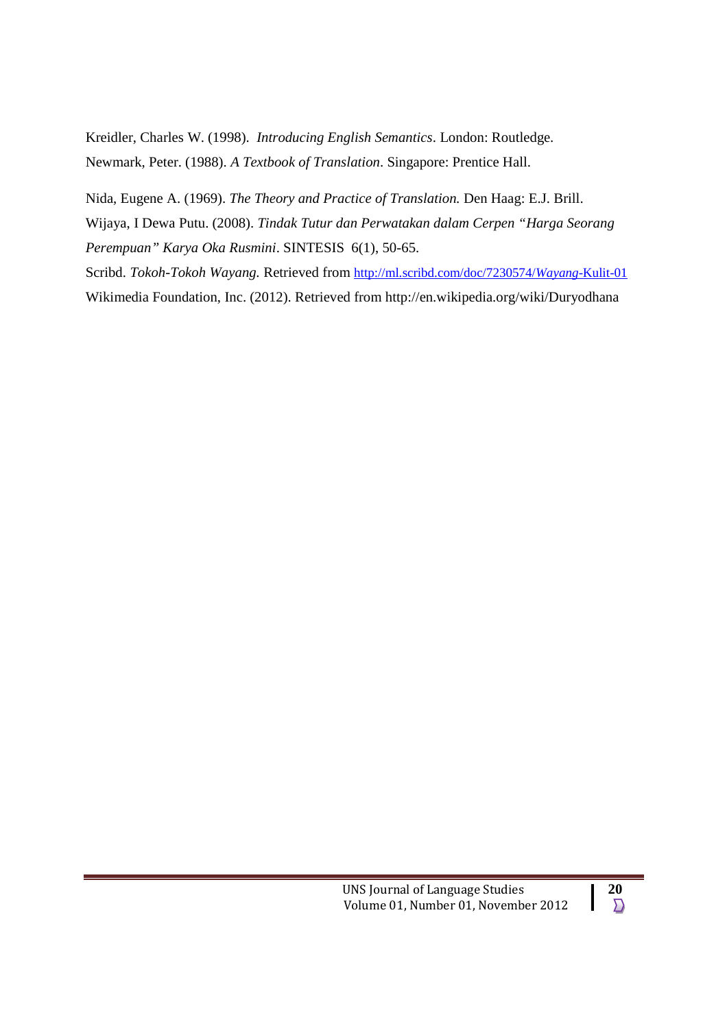Kreidler, Charles W. (1998). *Introducing English Semantics*. London: Routledge.

Newmark, Peter. (1988). *A Textbook of Translation*. Singapore: Prentice Hall.

Nida, Eugene A. (1969). *The Theory and Practice of Translation.* Den Haag: E.J. Brill.

Wijaya, I Dewa Putu. (2008). *Tindak Tutur dan Perwatakan dalam Cerpen "Harga Seorang Perempuan" Karya Oka Rusmini*. SINTESIS 6(1), 50-65.

Scribd. *Tokoh-Tokoh Wayang.* Retrieved from http://ml.scribd.com/doc/7230574/*Wayang*-Kulit-01

Wikimedia Foundation, Inc. (2012). Retrieved from http://en.wikipedia.org/wiki/Duryodhana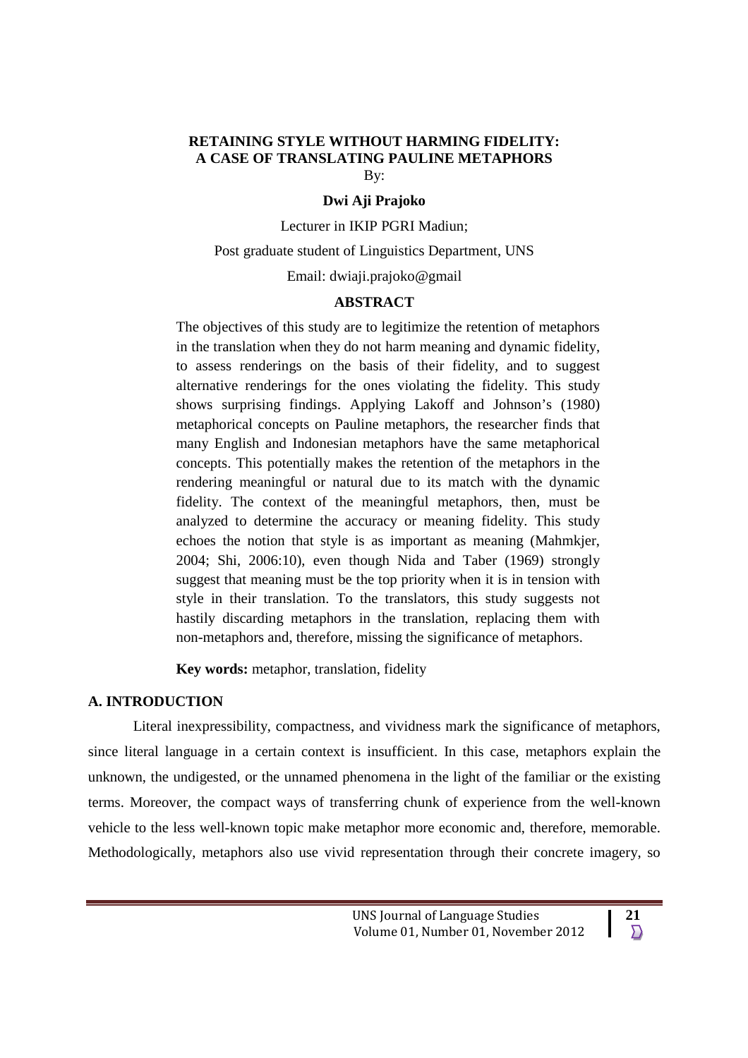**RETAINING STYLE WITHOUT HARMING FIDELITY:**
**A CASE OF TRANSLATING PAULINE METAPHORS**

By:

**Dwi Aji Prajoko**

Lecturer in IKIP PGRI Madiun;

Post graduate student of Linguistics Department, UNS

Email: dwiaji.prajoko@gmail

**ABSTRACT**

The objectives of this study are to legitimize the retention of metaphors in the translation when they do not harm meaning and dynamic fidelity, to assess renderings on the basis of their fidelity, and to suggest alternative renderings for the ones violating the fidelity. This study shows surprising findings. Applying Lakoff and Johnson's (1980) metaphorical concepts on Pauline metaphors, the researcher finds that many English and Indonesian metaphors have the same metaphorical concepts. This potentially makes the retention of the metaphors in the rendering meaningful or natural due to its match with the dynamic fidelity. The context of the meaningful metaphors, then, must be analyzed to determine the accuracy or meaning fidelity. This study echoes the notion that style is as important as meaning (Mahmkjer, 2004; Shi, 2006:10), even though Nida and Taber (1969) strongly suggest that meaning must be the top priority when it is in tension with style in their translation. To the translators, this study suggests not hastily discarding metaphors in the translation, replacing them with non-metaphors and, therefore, missing the significance of metaphors.

**Key words:** metaphor, translation, fidelity

## A. INTRODUCTION

Literal inexpressibility, compactness, and vividness mark the significance of metaphors, since literal language in a certain context is insufficient. In this case, metaphors explain the unknown, the undigested, or the unnamed phenomena in the light of the familiar or the existing terms. Moreover, the compact ways of transferring chunk of experience from the well-known vehicle to the less well-known topic make metaphor more economic and, therefore, memorable. Methodologically, metaphors also use vivid representation through their concrete imagery, so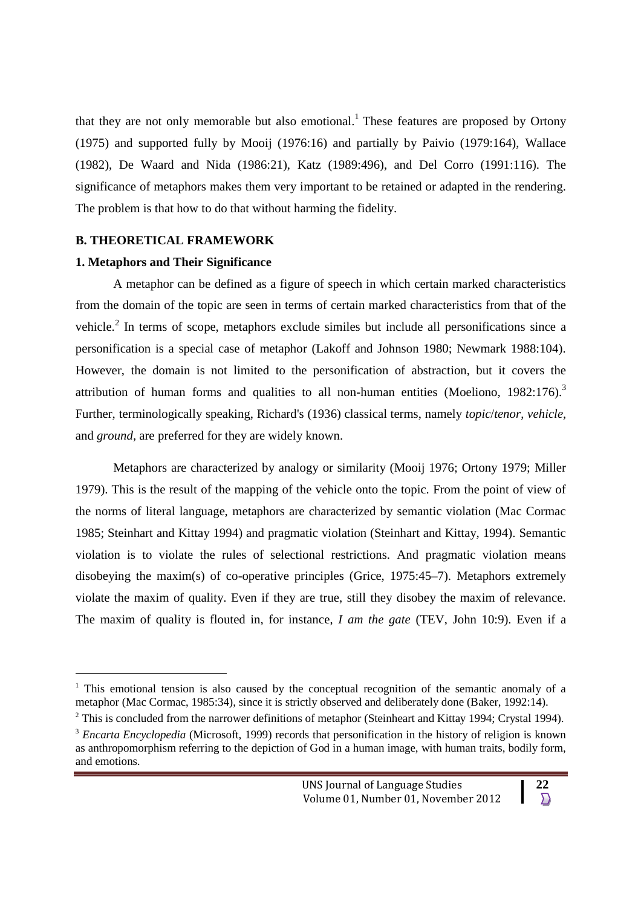that they are not only memorable but also emotional.[1] These features are proposed by Ortony (1975) and supported fully by Mooij (1976:16) and partially by Paivio (1979:164), Wallace (1982), De Waard and Nida (1986:21), Katz (1989:496), and Del Corro (1991:116). The significance of metaphors makes them very important to be retained or adapted in the rendering. The problem is that how to do that without harming the fidelity.

## B. THEORETICAL FRAMEWORK

### 1. Metaphors and Their Significance

A metaphor can be defined as a figure of speech in which certain marked characteristics from the domain of the topic are seen in terms of certain marked characteristics from that of the vehicle.[2] In terms of scope, metaphors exclude similes but include all personifications since a personification is a special case of metaphor (Lakoff and Johnson 1980; Newmark 1988:104). However, the domain is not limited to the personification of abstraction, but it covers the attribution of human forms and qualities to all non-human entities (Moeliono, 1982:176).[3] Further, terminologically speaking, Richard's (1936) classical terms, namely *topic*/*tenor*, *vehicle*, and *ground*, are preferred for they are widely known.

Metaphors are characterized by analogy or similarity (Mooij 1976; Ortony 1979; Miller 1979). This is the result of the mapping of the vehicle onto the topic. From the point of view of the norms of literal language, metaphors are characterized by semantic violation (Mac Cormac 1985; Steinhart and Kittay 1994) and pragmatic violation (Steinhart and Kittay, 1994). Semantic violation is to violate the rules of selectional restrictions. And pragmatic violation means disobeying the maxim(s) of co-operative principles (Grice, 1975:45–7). Metaphors extremely violate the maxim of quality. Even if they are true, still they disobey the maxim of relevance. The maxim of quality is flouted in, for instance, *I am the gate* (TEV, John 10:9). Even if a

[1] This emotional tension is also caused by the conceptual recognition of the semantic anomaly of a metaphor (Mac Cormac, 1985:34), since it is strictly observed and deliberately done (Baker, 1992:14).

[2] This is concluded from the narrower definitions of metaphor (Steinheart and Kittay 1994; Crystal 1994).

[3] *Encarta Encyclopedia* (Microsoft, 1999) records that personification in the history of religion is known as anthropomorphism referring to the depiction of God in a human image, with human traits, bodily form, and emotions.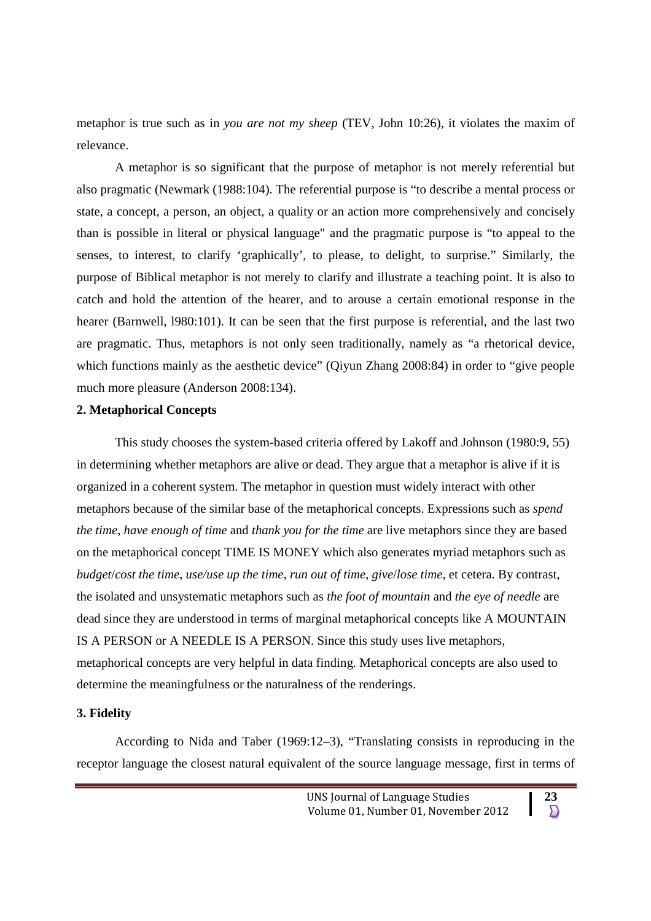metaphor is true such as in *you are not my sheep* (TEV, John 10:26), it violates the maxim of relevance.

A metaphor is so significant that the purpose of metaphor is not merely referential but also pragmatic (Newmark (1988:104). The referential purpose is "to describe a mental process or state, a concept, a person, an object, a quality or an action more comprehensively and concisely than is possible in literal or physical language" and the pragmatic purpose is "to appeal to the senses, to interest, to clarify 'graphically', to please, to delight, to surprise." Similarly, the purpose of Biblical metaphor is not merely to clarify and illustrate a teaching point. It is also to catch and hold the attention of the hearer, and to arouse a certain emotional response in the hearer (Barnwell, l980:101). It can be seen that the first purpose is referential, and the last two are pragmatic. Thus, metaphors is not only seen traditionally, namely as "a rhetorical device, which functions mainly as the aesthetic device" (Qiyun Zhang 2008:84) in order to "give people much more pleasure (Anderson 2008:134).

**2. Metaphorical Concepts**

This study chooses the system-based criteria offered by Lakoff and Johnson (1980:9, 55) in determining whether metaphors are alive or dead. They argue that a metaphor is alive if it is organized in a coherent system. The metaphor in question must widely interact with other metaphors because of the similar base of the metaphorical concepts. Expressions such as *spend the time*, *have enough of time* and *thank you for the time* are live metaphors since they are based on the metaphorical concept TIME IS MONEY which also generates myriad metaphors such as *budget*/*cost the time*, *use/use up the time*, *run out of time*, *give*/*lose time*, et cetera. By contrast, the isolated and unsystematic metaphors such as *the foot of mountain* and *the eye of needle* are dead since they are understood in terms of marginal metaphorical concepts like A MOUNTAIN IS A PERSON or A NEEDLE IS A PERSON. Since this study uses live metaphors, metaphorical concepts are very helpful in data finding. Metaphorical concepts are also used to determine the meaningfulness or the naturalness of the renderings.

**3. Fidelity**

According to Nida and Taber (1969:12–3), "Translating consists in reproducing in the receptor language the closest natural equivalent of the source language message, first in terms of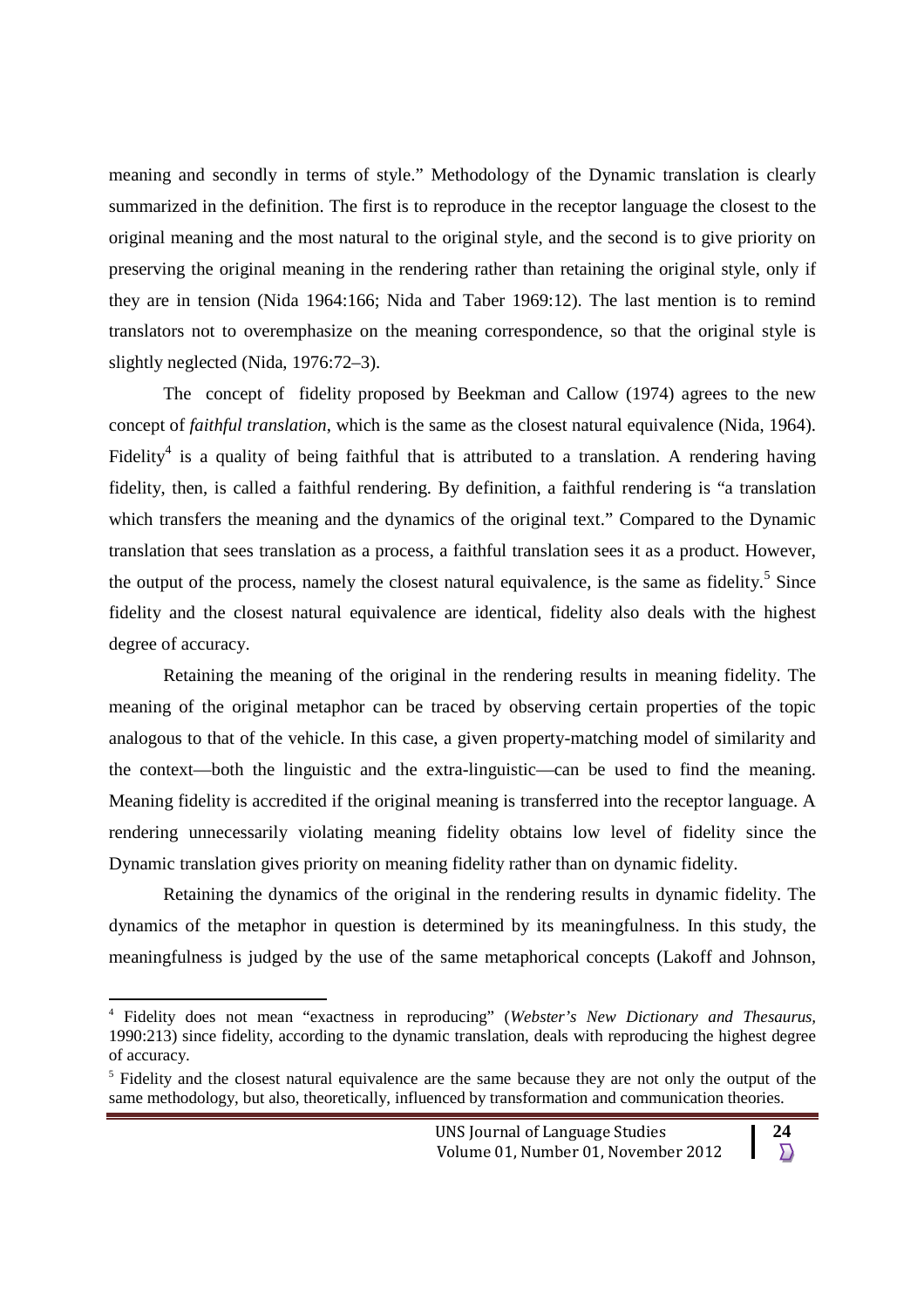meaning and secondly in terms of style." Methodology of the Dynamic translation is clearly summarized in the definition. The first is to reproduce in the receptor language the closest to the original meaning and the most natural to the original style, and the second is to give priority on preserving the original meaning in the rendering rather than retaining the original style, only if they are in tension (Nida 1964:166; Nida and Taber 1969:12). The last mention is to remind translators not to overemphasize on the meaning correspondence, so that the original style is slightly neglected (Nida, 1976:72–3).

The concept of fidelity proposed by Beekman and Callow (1974) agrees to the new concept of *faithful translation*, which is the same as the closest natural equivalence (Nida, 1964). Fidelity[4] is a quality of being faithful that is attributed to a translation. A rendering having fidelity, then, is called a faithful rendering. By definition, a faithful rendering is "a translation which transfers the meaning and the dynamics of the original text." Compared to the Dynamic translation that sees translation as a process, a faithful translation sees it as a product. However, the output of the process, namely the closest natural equivalence, is the same as fidelity.[5] Since fidelity and the closest natural equivalence are identical, fidelity also deals with the highest degree of accuracy.

Retaining the meaning of the original in the rendering results in meaning fidelity. The meaning of the original metaphor can be traced by observing certain properties of the topic analogous to that of the vehicle. In this case, a given property-matching model of similarity and the context—both the linguistic and the extra-linguistic—can be used to find the meaning. Meaning fidelity is accredited if the original meaning is transferred into the receptor language. A rendering unnecessarily violating meaning fidelity obtains low level of fidelity since the Dynamic translation gives priority on meaning fidelity rather than on dynamic fidelity.

Retaining the dynamics of the original in the rendering results in dynamic fidelity. The dynamics of the metaphor in question is determined by its meaningfulness. In this study, the meaningfulness is judged by the use of the same metaphorical concepts (Lakoff and Johnson,

---

[4] Fidelity does not mean "exactness in reproducing" (*Webster's New Dictionary and Thesaurus,* 1990:213) since fidelity, according to the dynamic translation, deals with reproducing the highest degree of accuracy.

[5] Fidelity and the closest natural equivalence are the same because they are not only the output of the same methodology, but also, theoretically, influenced by transformation and communication theories.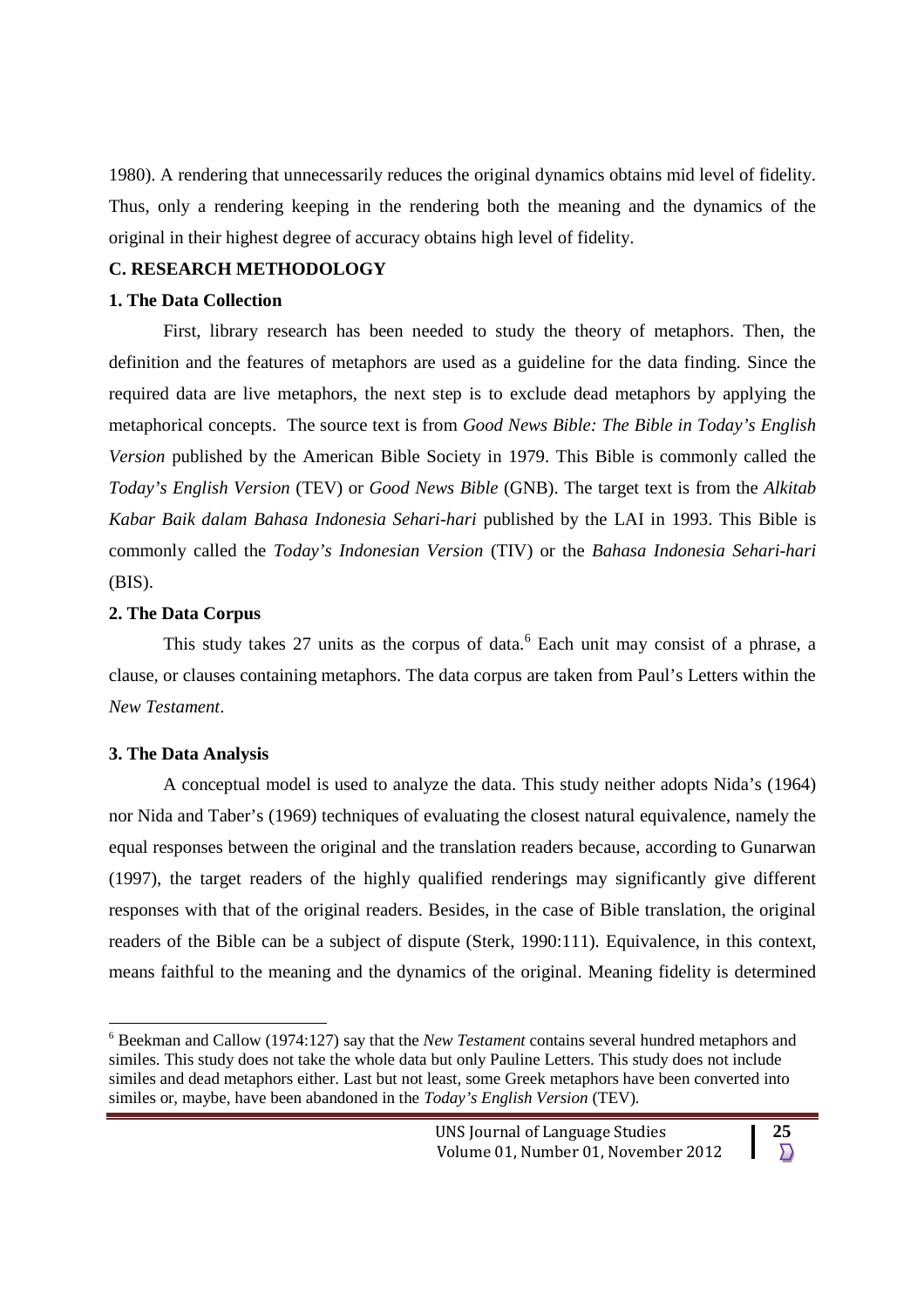1980). A rendering that unnecessarily reduces the original dynamics obtains mid level of fidelity. Thus, only a rendering keeping in the rendering both the meaning and the dynamics of the original in their highest degree of accuracy obtains high level of fidelity.

## C. RESEARCH METHODOLOGY

### 1. The Data Collection

First, library research has been needed to study the theory of metaphors. Then, the definition and the features of metaphors are used as a guideline for the data finding. Since the required data are live metaphors, the next step is to exclude dead metaphors by applying the metaphorical concepts. The source text is from *Good News Bible: The Bible in Today's English Version* published by the American Bible Society in 1979. This Bible is commonly called the *Today's English Version* (TEV) or *Good News Bible* (GNB). The target text is from the *Alkitab Kabar Baik dalam Bahasa Indonesia Sehari-hari* published by the LAI in 1993. This Bible is commonly called the *Today's Indonesian Version* (TIV) or the *Bahasa Indonesia Sehari-hari* (BIS).

### 2. The Data Corpus

This study takes 27 units as the corpus of data.[6] Each unit may consist of a phrase, a clause, or clauses containing metaphors. The data corpus are taken from Paul's Letters within the *New Testament*.

### 3. The Data Analysis

A conceptual model is used to analyze the data. This study neither adopts Nida's (1964) nor Nida and Taber's (1969) techniques of evaluating the closest natural equivalence, namely the equal responses between the original and the translation readers because, according to Gunarwan (1997), the target readers of the highly qualified renderings may significantly give different responses with that of the original readers. Besides, in the case of Bible translation, the original readers of the Bible can be a subject of dispute (Sterk, 1990:111). Equivalence, in this context, means faithful to the meaning and the dynamics of the original. Meaning fidelity is determined

[6] Beekman and Callow (1974:127) say that the *New Testament* contains several hundred metaphors and similes. This study does not take the whole data but only Pauline Letters. This study does not include similes and dead metaphors either. Last but not least, some Greek metaphors have been converted into similes or, maybe, have been abandoned in the *Today's English Version* (TEV).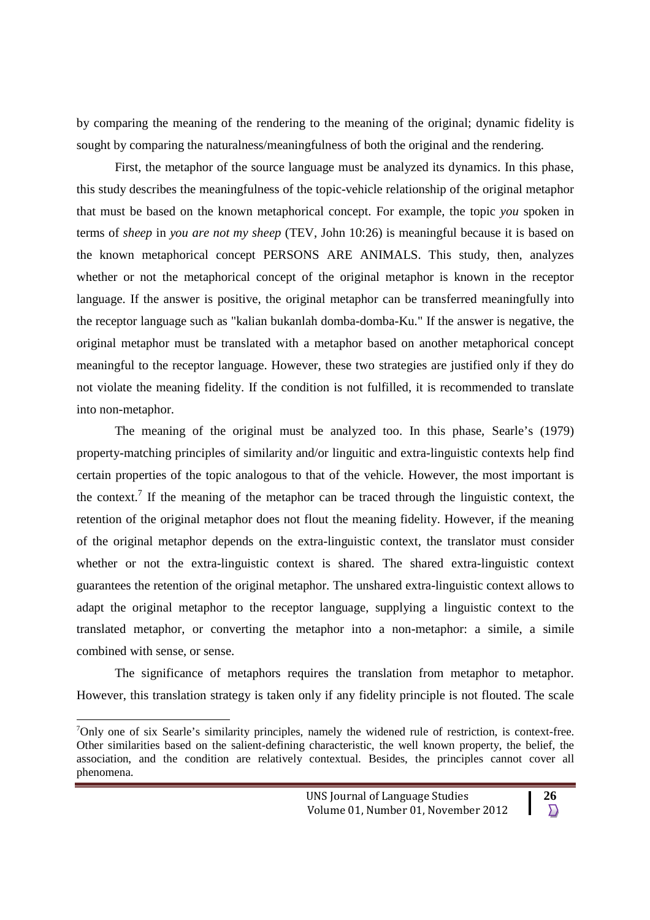by comparing the meaning of the rendering to the meaning of the original; dynamic fidelity is sought by comparing the naturalness/meaningfulness of both the original and the rendering.

First, the metaphor of the source language must be analyzed its dynamics. In this phase, this study describes the meaningfulness of the topic-vehicle relationship of the original metaphor that must be based on the known metaphorical concept. For example, the topic *you* spoken in terms of *sheep* in *you are not my sheep* (TEV, John 10:26) is meaningful because it is based on the known metaphorical concept PERSONS ARE ANIMALS. This study, then, analyzes whether or not the metaphorical concept of the original metaphor is known in the receptor language. If the answer is positive, the original metaphor can be transferred meaningfully into the receptor language such as "kalian bukanlah domba-domba-Ku." If the answer is negative, the original metaphor must be translated with a metaphor based on another metaphorical concept meaningful to the receptor language. However, these two strategies are justified only if they do not violate the meaning fidelity. If the condition is not fulfilled, it is recommended to translate into non-metaphor.

The meaning of the original must be analyzed too. In this phase, Searle's (1979) property-matching principles of similarity and/or linguitic and extra-linguistic contexts help find certain properties of the topic analogous to that of the vehicle. However, the most important is the context.[7] If the meaning of the metaphor can be traced through the linguistic context, the retention of the original metaphor does not flout the meaning fidelity. However, if the meaning of the original metaphor depends on the extra-linguistic context, the translator must consider whether or not the extra-linguistic context is shared. The shared extra-linguistic context guarantees the retention of the original metaphor. The unshared extra-linguistic context allows to adapt the original metaphor to the receptor language, supplying a linguistic context to the translated metaphor, or converting the metaphor into a non-metaphor: a simile, a simile combined with sense, or sense.

The significance of metaphors requires the translation from metaphor to metaphor. However, this translation strategy is taken only if any fidelity principle is not flouted. The scale

[7]Only one of six Searle's similarity principles, namely the widened rule of restriction, is context-free. Other similarities based on the salient-defining characteristic, the well known property, the belief, the association, and the condition are relatively contextual. Besides, the principles cannot cover all phenomena.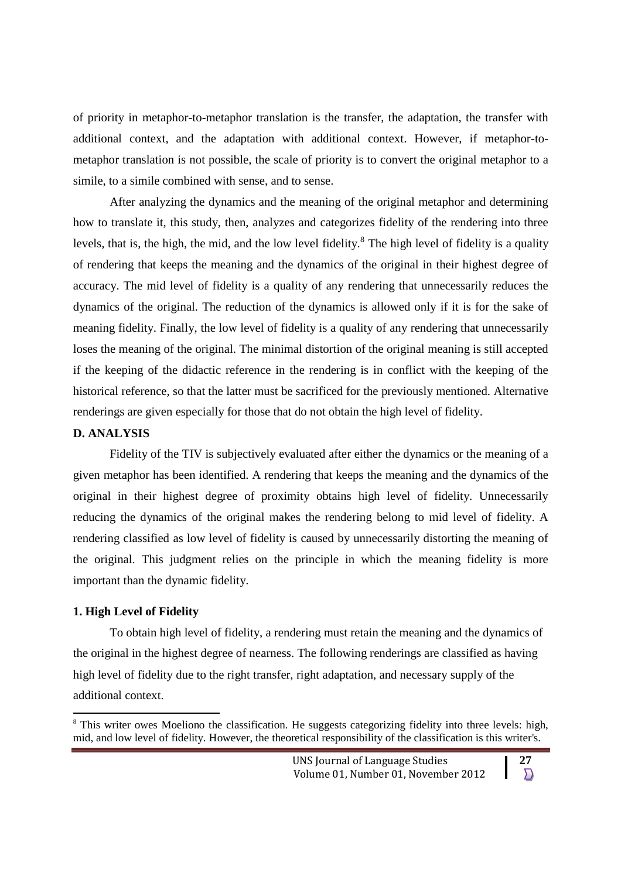of priority in metaphor-to-metaphor translation is the transfer, the adaptation, the transfer with additional context, and the adaptation with additional context. However, if metaphor-to-metaphor translation is not possible, the scale of priority is to convert the original metaphor to a simile, to a simile combined with sense, and to sense.

After analyzing the dynamics and the meaning of the original metaphor and determining how to translate it, this study, then, analyzes and categorizes fidelity of the rendering into three levels, that is, the high, the mid, and the low level fidelity.[8] The high level of fidelity is a quality of rendering that keeps the meaning and the dynamics of the original in their highest degree of accuracy. The mid level of fidelity is a quality of any rendering that unnecessarily reduces the dynamics of the original. The reduction of the dynamics is allowed only if it is for the sake of meaning fidelity. Finally, the low level of fidelity is a quality of any rendering that unnecessarily loses the meaning of the original. The minimal distortion of the original meaning is still accepted if the keeping of the didactic reference in the rendering is in conflict with the keeping of the historical reference, so that the latter must be sacrificed for the previously mentioned. Alternative renderings are given especially for those that do not obtain the high level of fidelity.

## D. ANALYSIS

Fidelity of the TIV is subjectively evaluated after either the dynamics or the meaning of a given metaphor has been identified. A rendering that keeps the meaning and the dynamics of the original in their highest degree of proximity obtains high level of fidelity. Unnecessarily reducing the dynamics of the original makes the rendering belong to mid level of fidelity. A rendering classified as low level of fidelity is caused by unnecessarily distorting the meaning of the original. This judgment relies on the principle in which the meaning fidelity is more important than the dynamic fidelity.

### 1. High Level of Fidelity

To obtain high level of fidelity, a rendering must retain the meaning and the dynamics of the original in the highest degree of nearness. The following renderings are classified as having high level of fidelity due to the right transfer, right adaptation, and necessary supply of the additional context.

---

[8] This writer owes Moeliono the classification. He suggests categorizing fidelity into three levels: high, mid, and low level of fidelity. However, the theoretical responsibility of the classification is this writer's.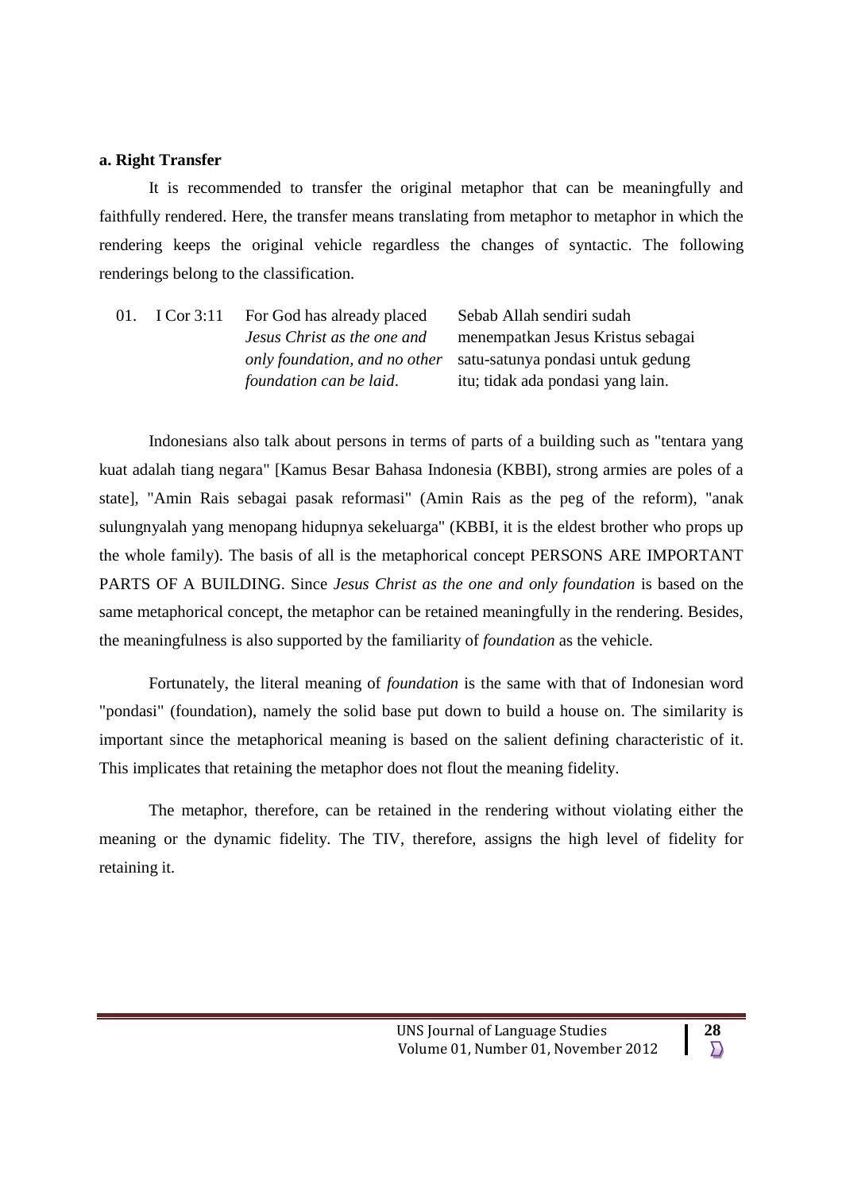### a. Right Transfer

It is recommended to transfer the original metaphor that can be meaningfully and faithfully rendered. Here, the transfer means translating from metaphor to metaphor in which the rendering keeps the original vehicle regardless the changes of syntactic. The following renderings belong to the classification.

| | | | |
|---|---|---|---|
| 01. | I Cor 3:11 | For God has already placed *Jesus Christ as the one and only foundation, and no other foundation can be laid*. | Sebab Allah sendiri sudah menempatkan Jesus Kristus sebagai satu-satunya pondasi untuk gedung itu; tidak ada pondasi yang lain. |

Indonesians also talk about persons in terms of parts of a building such as "tentara yang kuat adalah tiang negara" [Kamus Besar Bahasa Indonesia (KBBI), strong armies are poles of a state], "Amin Rais sebagai pasak reformasi" (Amin Rais as the peg of the reform), "anak sulungnyalah yang menopang hidupnya sekeluarga" (KBBI, it is the eldest brother who props up the whole family). The basis of all is the metaphorical concept PERSONS ARE IMPORTANT PARTS OF A BUILDING. Since *Jesus Christ as the one and only foundation* is based on the same metaphorical concept, the metaphor can be retained meaningfully in the rendering. Besides, the meaningfulness is also supported by the familiarity of *foundation* as the vehicle.

Fortunately, the literal meaning of *foundation* is the same with that of Indonesian word "pondasi" (foundation), namely the solid base put down to build a house on. The similarity is important since the metaphorical meaning is based on the salient defining characteristic of it. This implicates that retaining the metaphor does not flout the meaning fidelity.

The metaphor, therefore, can be retained in the rendering without violating either the meaning or the dynamic fidelity. The TIV, therefore, assigns the high level of fidelity for retaining it.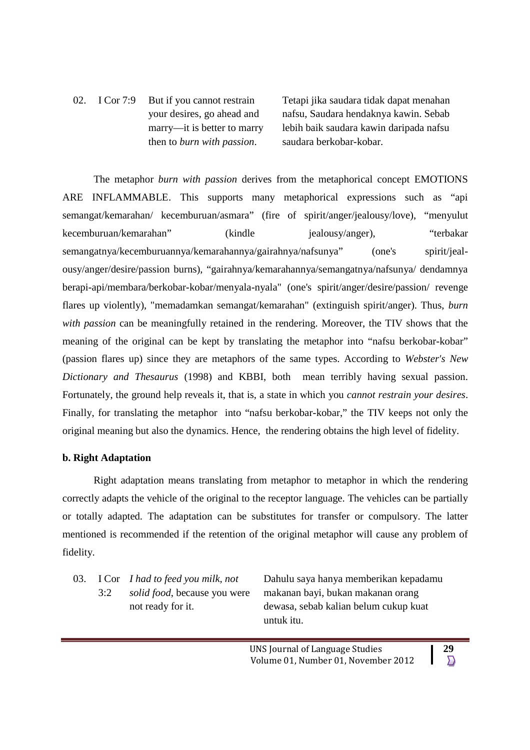| | | | |
|---|---|---|---|
| 02. | I Cor 7:9 | But if you cannot restrain your desires, go ahead and marry—it is better to marry then to *burn with passion*. | Tetapi jika saudara tidak dapat menahan nafsu, Saudara hendaknya kawin. Sebab lebih baik saudara kawin daripada nafsu saudara berkobar-kobar. |

The metaphor *burn with passion* derives from the metaphorical concept EMOTIONS ARE INFLAMMABLE. This supports many metaphorical expressions such as "api semangat/kemarahan/ kecemburuan/asmara" (fire of spirit/anger/jealousy/love), "menyulut kecemburuan/kemarahan" (kindle jealousy/anger), "terbakar semangatnya/kecemburuannya/kemarahannya/gairahnya/nafsunya" (one's spirit/jealousy/anger/desire/passion burns), "gairahnya/kemarahannya/semangatnya/nafsunya/ dendamnya berapi-api/membara/berkobar-kobar/menyala-nyala" (one's spirit/anger/desire/passion/ revenge flares up violently), "memadamkan semangat/kemarahan" (extinguish spirit/anger). Thus, *burn with passion* can be meaningfully retained in the rendering. Moreover, the TIV shows that the meaning of the original can be kept by translating the metaphor into "nafsu berkobar-kobar" (passion flares up) since they are metaphors of the same types. According to *Webster's New Dictionary and Thesaurus* (1998) and KBBI, both mean terribly having sexual passion. Fortunately, the ground help reveals it, that is, a state in which you *cannot restrain your desires*. Finally, for translating the metaphor into "nafsu berkobar-kobar," the TIV keeps not only the original meaning but also the dynamics. Hence, the rendering obtains the high level of fidelity.

**b. Right Adaptation**

Right adaptation means translating from metaphor to metaphor in which the rendering correctly adapts the vehicle of the original to the receptor language. The vehicles can be partially or totally adapted. The adaptation can be substitutes for transfer or compulsory. The latter mentioned is recommended if the retention of the original metaphor will cause any problem of fidelity.

| | | | |
|---|---|---|---|
| 03. | I Cor 3:2 | *I had to feed you milk, not solid food*, because you were not ready for it. | Dahulu saya hanya memberikan kepadamu makanan bayi, bukan makanan orang dewasa, sebab kalian belum cukup kuat untuk itu. |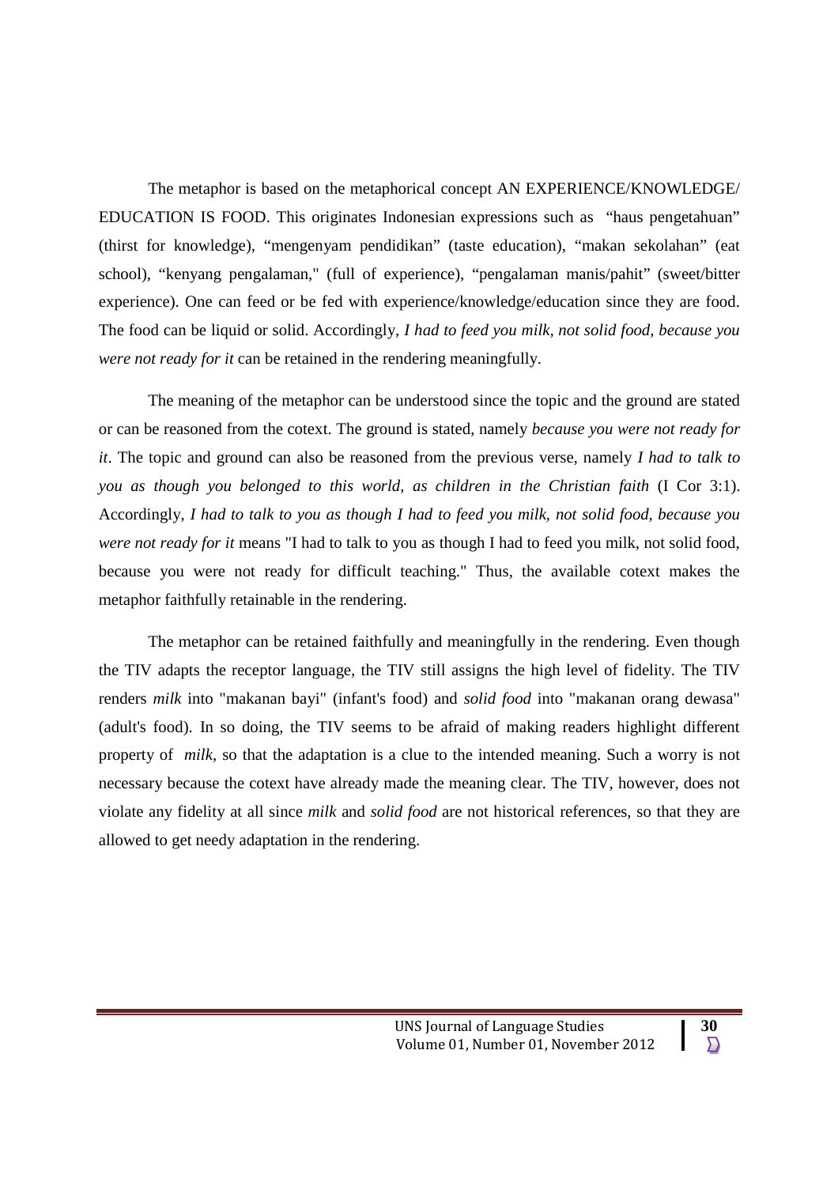The metaphor is based on the metaphorical concept AN EXPERIENCE/KNOWLEDGE/ EDUCATION IS FOOD. This originates Indonesian expressions such as "haus pengetahuan" (thirst for knowledge), "mengenyam pendidikan" (taste education), "makan sekolahan" (eat school), "kenyang pengalaman," (full of experience), "pengalaman manis/pahit" (sweet/bitter experience). One can feed or be fed with experience/knowledge/education since they are food. The food can be liquid or solid. Accordingly, *I had to feed you milk, not solid food, because you were not ready for it* can be retained in the rendering meaningfully.

The meaning of the metaphor can be understood since the topic and the ground are stated or can be reasoned from the cotext. The ground is stated, namely *because you were not ready for it*. The topic and ground can also be reasoned from the previous verse, namely *I had to talk to you as though you belonged to this world, as children in the Christian faith* (I Cor 3:1). Accordingly, *I had to talk to you as though I had to feed you milk, not solid food, because you were not ready for it* means "I had to talk to you as though I had to feed you milk, not solid food, because you were not ready for difficult teaching." Thus, the available cotext makes the metaphor faithfully retainable in the rendering.

The metaphor can be retained faithfully and meaningfully in the rendering. Even though the TIV adapts the receptor language, the TIV still assigns the high level of fidelity. The TIV renders *milk* into "makanan bayi" (infant's food) and *solid food* into "makanan orang dewasa" (adult's food). In so doing, the TIV seems to be afraid of making readers highlight different property of *milk*, so that the adaptation is a clue to the intended meaning. Such a worry is not necessary because the cotext have already made the meaning clear. The TIV, however, does not violate any fidelity at all since *milk* and *solid food* are not historical references, so that they are allowed to get needy adaptation in the rendering.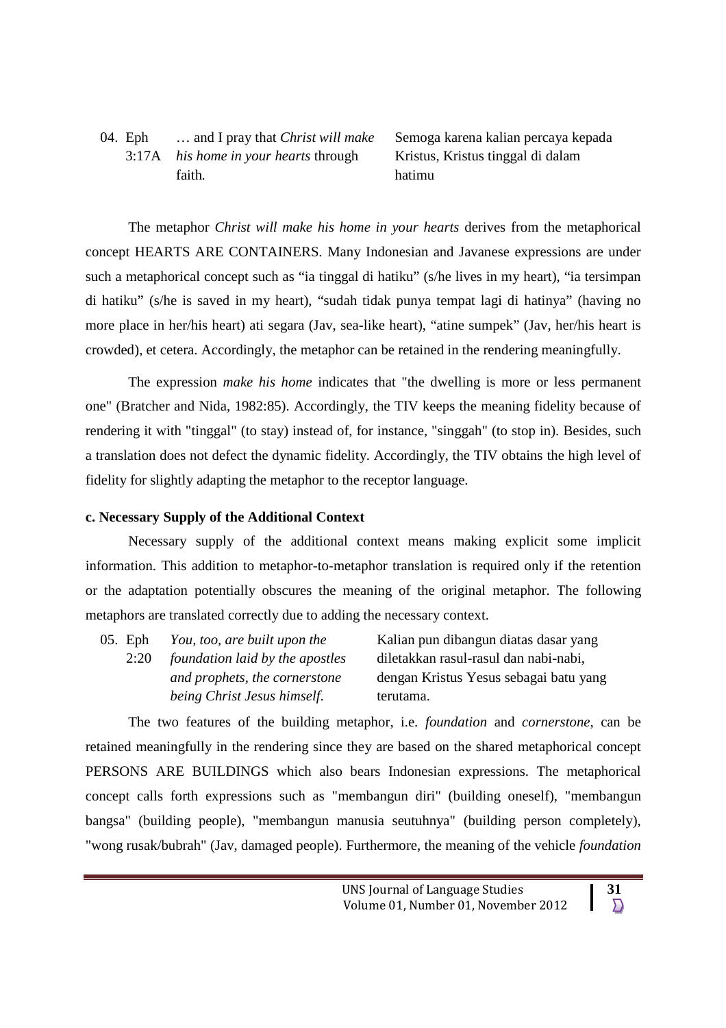| | | | |
|---|---|---|---|
| 04. | Eph 3:17A | … and I pray that *Christ will make his home in your hearts* through faith. | Semoga karena kalian percaya kepada Kristus, Kristus tinggal di dalam hatimu |

The metaphor *Christ will make his home in your hearts* derives from the metaphorical concept HEARTS ARE CONTAINERS. Many Indonesian and Javanese expressions are under such a metaphorical concept such as "ia tinggal di hatiku" (s/he lives in my heart), "ia tersimpan di hatiku" (s/he is saved in my heart), "sudah tidak punya tempat lagi di hatinya" (having no more place in her/his heart) ati segara (Jav, sea-like heart), "atine sumpek" (Jav, her/his heart is crowded), et cetera. Accordingly, the metaphor can be retained in the rendering meaningfully.

The expression *make his home* indicates that "the dwelling is more or less permanent one" (Bratcher and Nida, 1982:85). Accordingly, the TIV keeps the meaning fidelity because of rendering it with "tinggal" (to stay) instead of, for instance, "singgah" (to stop in). Besides, such a translation does not defect the dynamic fidelity. Accordingly, the TIV obtains the high level of fidelity for slightly adapting the metaphor to the receptor language.

**c. Necessary Supply of the Additional Context**

Necessary supply of the additional context means making explicit some implicit information. This addition to metaphor-to-metaphor translation is required only if the retention or the adaptation potentially obscures the meaning of the original metaphor. The following metaphors are translated correctly due to adding the necessary context.

| | | | |
|---|---|---|---|
| 05. | Eph 2:20 | *You, too, are built upon the foundation laid by the apostles and prophets, the cornerstone being Christ Jesus himself.* | Kalian pun dibangun diatas dasar yang diletakkan rasul-rasul dan nabi-nabi, dengan Kristus Yesus sebagai batu yang terutama. |

The two features of the building metaphor, i.e. *foundation* and *cornerstone*, can be retained meaningfully in the rendering since they are based on the shared metaphorical concept PERSONS ARE BUILDINGS which also bears Indonesian expressions. The metaphorical concept calls forth expressions such as "membangun diri" (building oneself), "membangun bangsa" (building people), "membangun manusia seutuhnya" (building person completely), "wong rusak/bubrah" (Jav, damaged people). Furthermore, the meaning of the vehicle *foundation*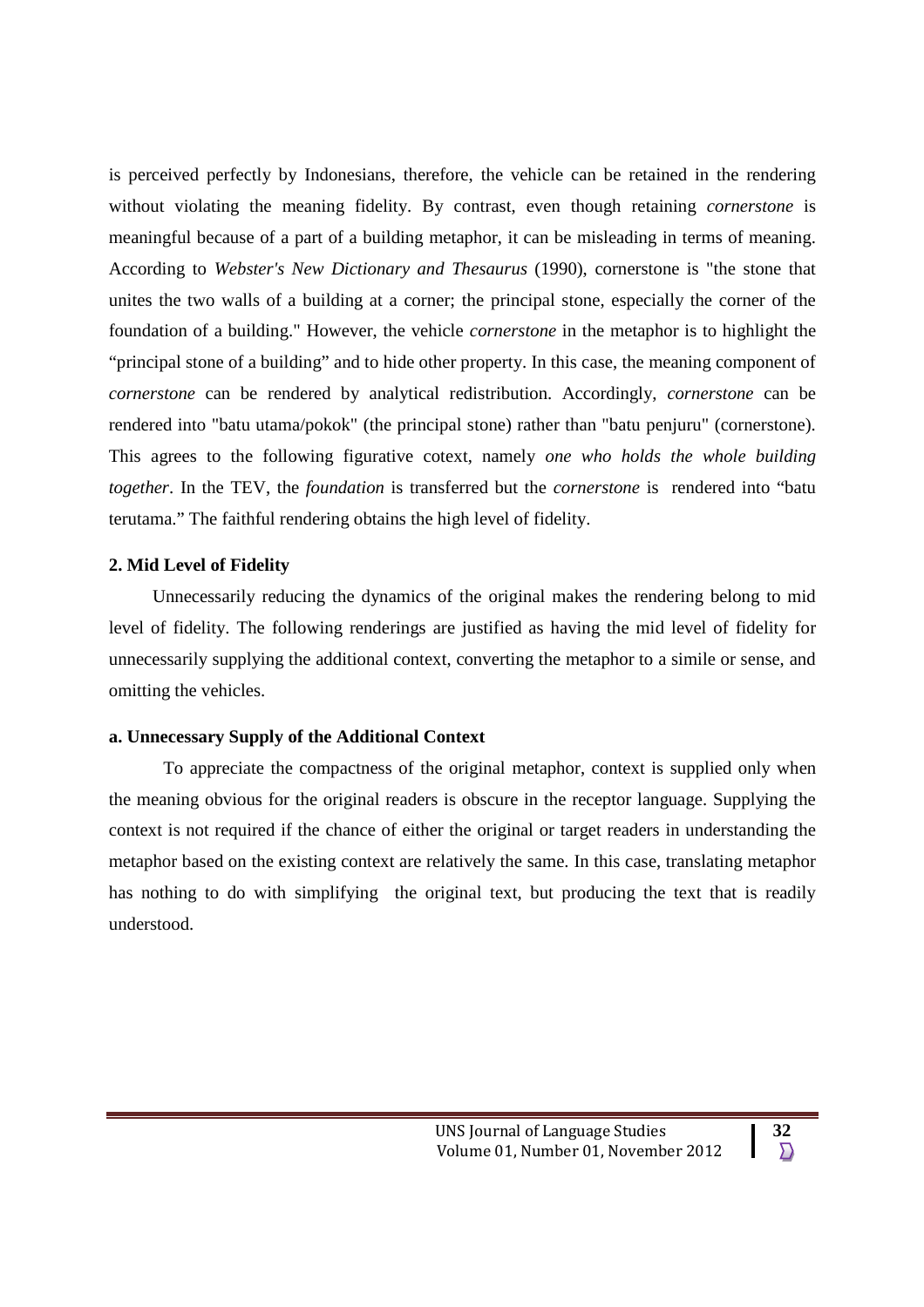is perceived perfectly by Indonesians, therefore, the vehicle can be retained in the rendering without violating the meaning fidelity. By contrast, even though retaining *cornerstone* is meaningful because of a part of a building metaphor, it can be misleading in terms of meaning. According to *Webster's New Dictionary and Thesaurus* (1990), cornerstone is "the stone that unites the two walls of a building at a corner; the principal stone, especially the corner of the foundation of a building." However, the vehicle *cornerstone* in the metaphor is to highlight the "principal stone of a building" and to hide other property. In this case, the meaning component of *cornerstone* can be rendered by analytical redistribution. Accordingly, *cornerstone* can be rendered into "batu utama/pokok" (the principal stone) rather than "batu penjuru" (cornerstone). This agrees to the following figurative cotext, namely *one who holds the whole building together*. In the TEV, the *foundation* is transferred but the *cornerstone* is rendered into "batu terutama." The faithful rendering obtains the high level of fidelity.

**2. Mid Level of Fidelity**

Unnecessarily reducing the dynamics of the original makes the rendering belong to mid level of fidelity. The following renderings are justified as having the mid level of fidelity for unnecessarily supplying the additional context, converting the metaphor to a simile or sense, and omitting the vehicles.

**a. Unnecessary Supply of the Additional Context**

To appreciate the compactness of the original metaphor, context is supplied only when the meaning obvious for the original readers is obscure in the receptor language. Supplying the context is not required if the chance of either the original or target readers in understanding the metaphor based on the existing context are relatively the same. In this case, translating metaphor has nothing to do with simplifying the original text, but producing the text that is readily understood.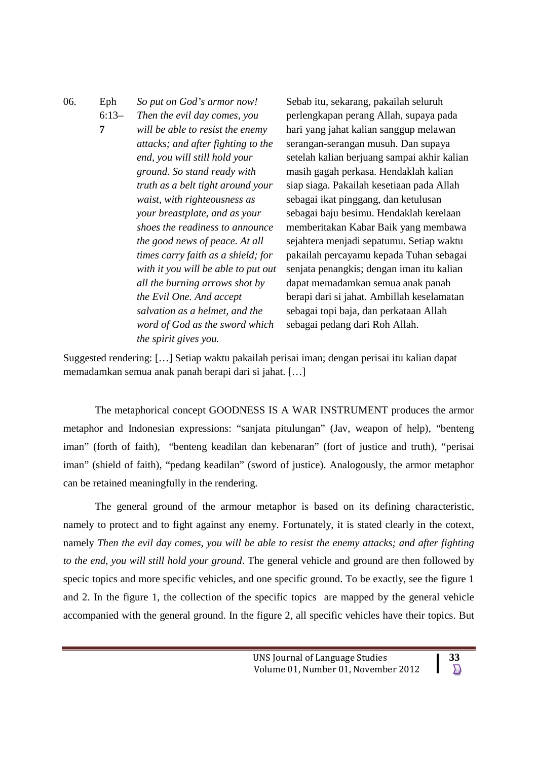| | | | |
|---|---|---|---|
| 06. | Eph 6:13–**7** | *So put on God's armor now! Then the evil day comes, you will be able to resist the enemy attacks; and after fighting to the end, you will still hold your ground. So stand ready with truth as a belt tight around your waist, with righteousness as your breastplate, and as your shoes the readiness to announce the good news of peace. At all times carry faith as a shield; for with it you will be able to put out all the burning arrows shot by the Evil One. And accept salvation as a helmet, and the word of God as the sword which the spirit gives you.* | Sebab itu, sekarang, pakailah seluruh perlengkapan perang Allah, supaya pada hari yang jahat kalian sanggup melawan serangan-serangan musuh. Dan supaya setelah kalian berjuang sampai akhir kalian masih gagah perkasa. Hendaklah kalian siap siaga. Pakailah kesetiaan pada Allah sebagai ikat pinggang, dan ketulusan sebagai baju besimu. Hendaklah kerelaan memberitakan Kabar Baik yang membawa sejahtera menjadi sepatumu. Setiap waktu pakailah percayamu kepada Tuhan sebagai senjata penangkis; dengan iman itu kalian dapat memadamkan semua anak panah berapi dari si jahat. Ambillah keselamatan sebagai topi baja, dan perkataan Allah sebagai pedang dari Roh Allah. |

Suggested rendering: […] Setiap waktu pakailah perisai iman; dengan perisai itu kalian dapat memadamkan semua anak panah berapi dari si jahat. […]

The metaphorical concept GOODNESS IS A WAR INSTRUMENT produces the armor metaphor and Indonesian expressions: "sanjata pitulungan" (Jav, weapon of help), "benteng iman" (forth of faith), "benteng keadilan dan kebenaran" (fort of justice and truth), "perisai iman" (shield of faith), "pedang keadilan" (sword of justice). Analogously, the armor metaphor can be retained meaningfully in the rendering.

The general ground of the armour metaphor is based on its defining characteristic, namely to protect and to fight against any enemy. Fortunately, it is stated clearly in the cotext, namely *Then the evil day comes, you will be able to resist the enemy attacks; and after fighting to the end, you will still hold your ground*. The general vehicle and ground are then followed by specic topics and more specific vehicles, and one specific ground. To be exactly, see the figure 1 and 2. In the figure 1, the collection of the specific topics are mapped by the general vehicle accompanied with the general ground. In the figure 2, all specific vehicles have their topics. But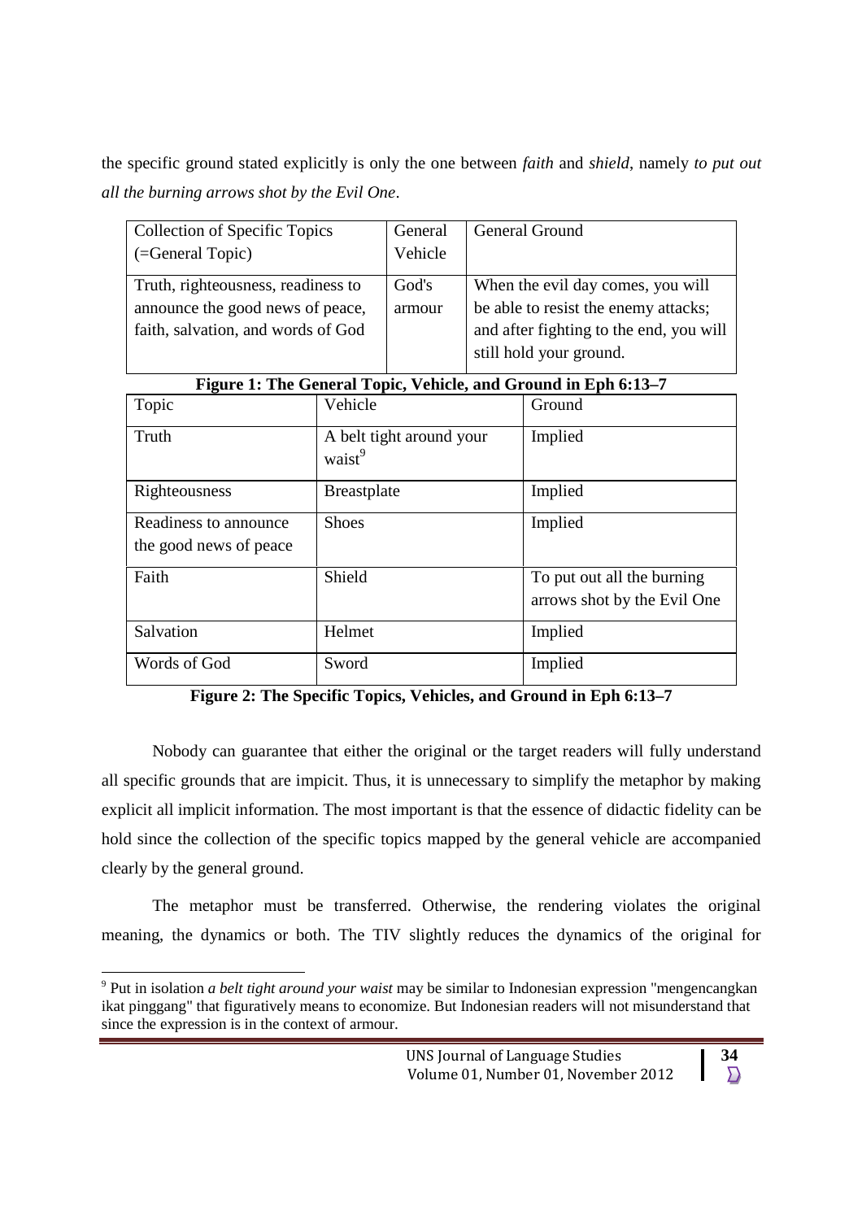the specific ground stated explicitly is only the one between *faith* and *shield*, namely *to put out all the burning arrows shot by the Evil One*.

| Collection of Specific Topics (=General Topic) | General Vehicle | General Ground |
|---|---|---|
| Truth, righteousness, readiness to announce the good news of peace, faith, salvation, and words of God | God's armour | When the evil day comes, you will be able to resist the enemy attacks; and after fighting to the end, you will still hold your ground. |

**Figure 1: The General Topic, Vehicle, and Ground in Eph 6:13–7**

| Topic | Vehicle | Ground |
|---|---|---|
| Truth | A belt tight around your waist[9] | Implied |
| Righteousness | Breastplate | Implied |
| Readiness to announce the good news of peace | Shoes | Implied |
| Faith | Shield | To put out all the burning arrows shot by the Evil One |
| Salvation | Helmet | Implied |
| Words of God | Sword | Implied |

**Figure 2: The Specific Topics, Vehicles, and Ground in Eph 6:13–7**

Nobody can guarantee that either the original or the target readers will fully understand all specific grounds that are impicit. Thus, it is unnecessary to simplify the metaphor by making explicit all implicit information. The most important is that the essence of didactic fidelity can be hold since the collection of the specific topics mapped by the general vehicle are accompanied clearly by the general ground.

The metaphor must be transferred. Otherwise, the rendering violates the original meaning, the dynamics or both. The TIV slightly reduces the dynamics of the original for

[9] Put in isolation *a belt tight around your waist* may be similar to Indonesian expression "mengencangkan ikat pinggang" that figuratively means to economize. But Indonesian readers will not misunderstand that since the expression is in the context of armour.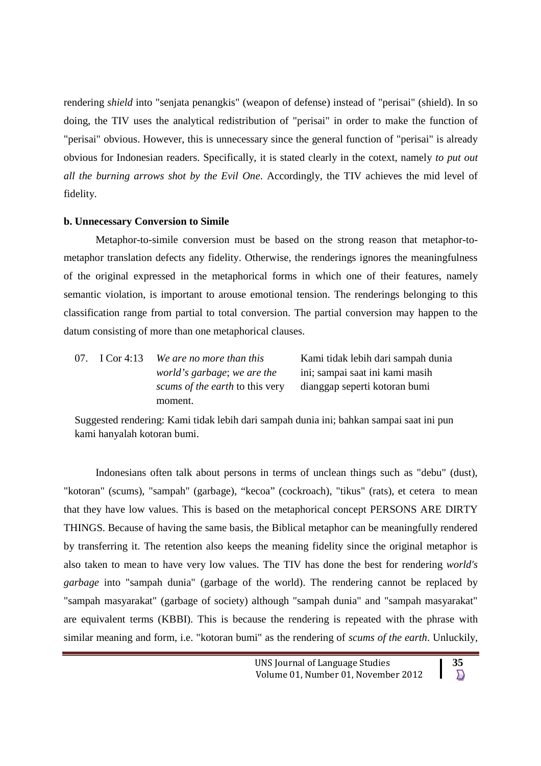rendering *shield* into "senjata penangkis" (weapon of defense) instead of "perisai" (shield). In so doing, the TIV uses the analytical redistribution of "perisai" in order to make the function of "perisai" obvious. However, this is unnecessary since the general function of "perisai" is already obvious for Indonesian readers. Specifically, it is stated clearly in the cotext, namely *to put out all the burning arrows shot by the Evil One*. Accordingly, the TIV achieves the mid level of fidelity.

**b. Unnecessary Conversion to Simile**

Metaphor-to-simile conversion must be based on the strong reason that metaphor-to-metaphor translation defects any fidelity. Otherwise, the renderings ignores the meaningfulness of the original expressed in the metaphorical forms in which one of their features, namely semantic violation, is important to arouse emotional tension. The renderings belonging to this classification range from partial to total conversion. The partial conversion may happen to the datum consisting of more than one metaphorical clauses.

| | | | |
|---|---|---|---|
| 07. | I Cor 4:13 | *We are no more than this world's garbage*; *we are the scums of the earth* to this very moment. | Kami tidak lebih dari sampah dunia ini; sampai saat ini kami masih dianggap seperti kotoran bumi |

Suggested rendering: Kami tidak lebih dari sampah dunia ini; bahkan sampai saat ini pun kami hanyalah kotoran bumi.

Indonesians often talk about persons in terms of unclean things such as "debu" (dust), "kotoran" (scums), "sampah" (garbage), "kecoa" (cockroach), "tikus" (rats), et cetera to mean that they have low values. This is based on the metaphorical concept PERSONS ARE DIRTY THINGS. Because of having the same basis, the Biblical metaphor can be meaningfully rendered by transferring it. The retention also keeps the meaning fidelity since the original metaphor is also taken to mean to have very low values. The TIV has done the best for rendering *world's garbage* into "sampah dunia" (garbage of the world). The rendering cannot be replaced by "sampah masyarakat" (garbage of society) although "sampah dunia" and "sampah masyarakat" are equivalent terms (KBBI). This is because the rendering is repeated with the phrase with similar meaning and form, i.e. "kotoran bumi" as the rendering of *scums of the earth*. Unluckily,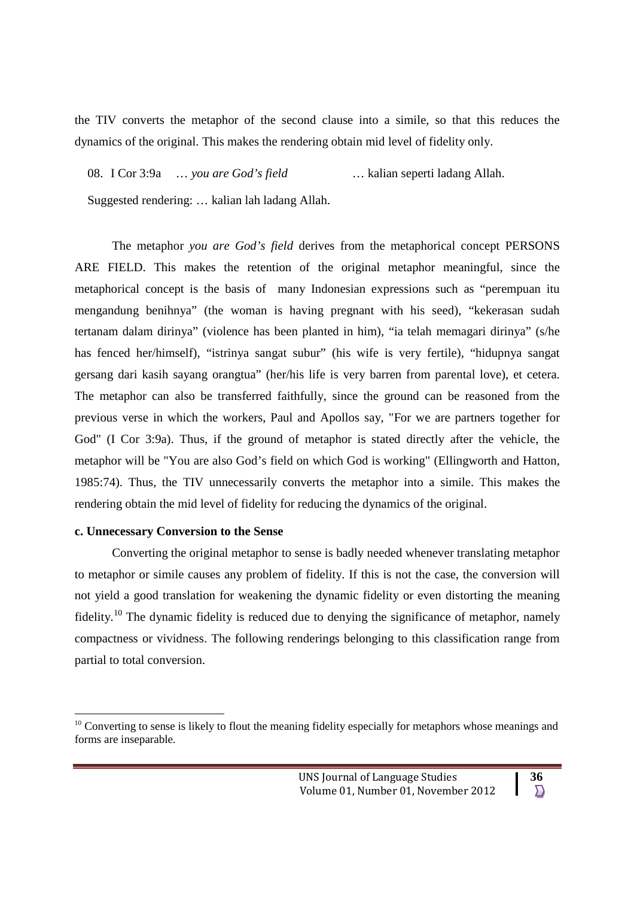the TIV converts the metaphor of the second clause into a simile, so that this reduces the dynamics of the original. This makes the rendering obtain mid level of fidelity only.

08. I Cor 3:9a … *you are God's field* … kalian seperti ladang Allah.

Suggested rendering: … kalian lah ladang Allah.

The metaphor *you are God's field* derives from the metaphorical concept PERSONS ARE FIELD. This makes the retention of the original metaphor meaningful, since the metaphorical concept is the basis of many Indonesian expressions such as "perempuan itu mengandung benihnya" (the woman is having pregnant with his seed), "kekerasan sudah tertanam dalam dirinya" (violence has been planted in him), "ia telah memagari dirinya" (s/he has fenced her/himself), "istrinya sangat subur" (his wife is very fertile), "hidupnya sangat gersang dari kasih sayang orangtua" (her/his life is very barren from parental love), et cetera. The metaphor can also be transferred faithfully, since the ground can be reasoned from the previous verse in which the workers, Paul and Apollos say, "For we are partners together for God" (I Cor 3:9a). Thus, if the ground of metaphor is stated directly after the vehicle, the metaphor will be "You are also God's field on which God is working" (Ellingworth and Hatton, 1985:74). Thus, the TIV unnecessarily converts the metaphor into a simile. This makes the rendering obtain the mid level of fidelity for reducing the dynamics of the original.

### c. Unnecessary Conversion to the Sense

Converting the original metaphor to sense is badly needed whenever translating metaphor to metaphor or simile causes any problem of fidelity. If this is not the case, the conversion will not yield a good translation for weakening the dynamic fidelity or even distorting the meaning fidelity.[10] The dynamic fidelity is reduced due to denying the significance of metaphor, namely compactness or vividness. The following renderings belonging to this classification range from partial to total conversion.

[10] Converting to sense is likely to flout the meaning fidelity especially for metaphors whose meanings and forms are inseparable.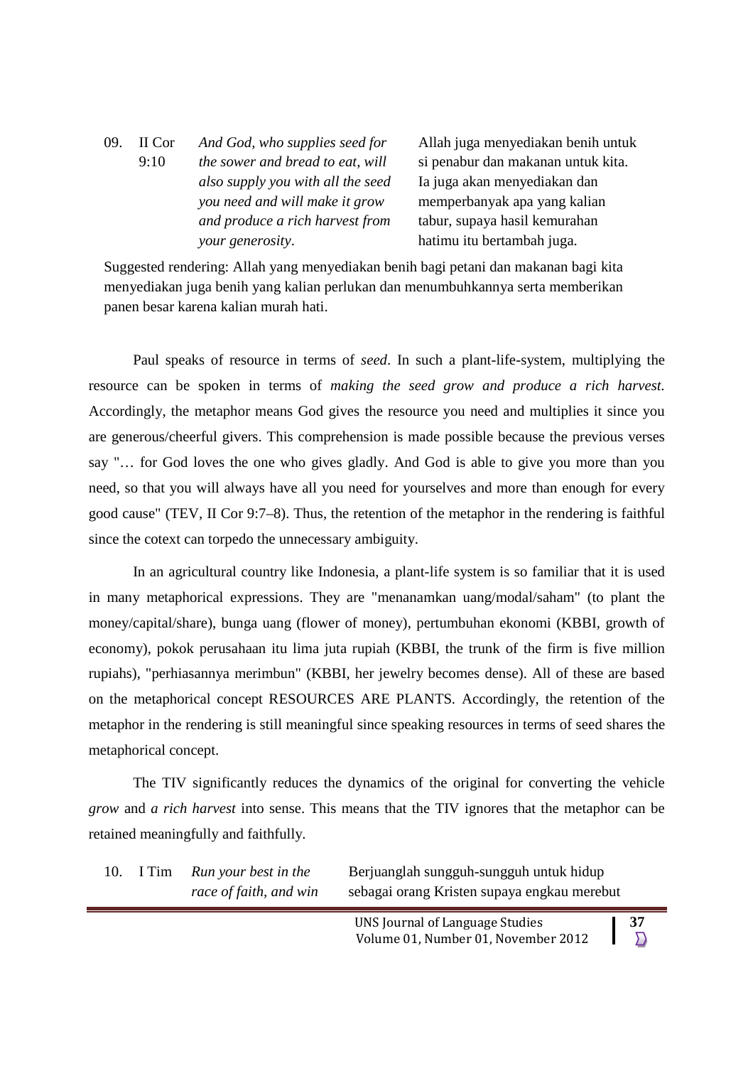| | | | |
|---|---|---|---|
| 09. | II Cor 9:10 | *And God, who supplies seed for the sower and bread to eat, will also supply you with all the seed you need and will make it grow and produce a rich harvest from your generosity*. | Allah juga menyediakan benih untuk si penabur dan makanan untuk kita. Ia juga akan menyediakan dan memperbanyak apa yang kalian tabur, supaya hasil kemurahan hatimu itu bertambah juga. |

Suggested rendering: Allah yang menyediakan benih bagi petani dan makanan bagi kita menyediakan juga benih yang kalian perlukan dan menumbuhkannya serta memberikan panen besar karena kalian murah hati.

Paul speaks of resource in terms of *seed*. In such a plant-life-system, multiplying the resource can be spoken in terms of *making the seed grow and produce a rich harvest.* Accordingly, the metaphor means God gives the resource you need and multiplies it since you are generous/cheerful givers. This comprehension is made possible because the previous verses say "… for God loves the one who gives gladly. And God is able to give you more than you need, so that you will always have all you need for yourselves and more than enough for every good cause" (TEV, II Cor 9:7–8). Thus, the retention of the metaphor in the rendering is faithful since the cotext can torpedo the unnecessary ambiguity.

In an agricultural country like Indonesia, a plant-life system is so familiar that it is used in many metaphorical expressions. They are "menanamkan uang/modal/saham" (to plant the money/capital/share), bunga uang (flower of money), pertumbuhan ekonomi (KBBI, growth of economy), pokok perusahaan itu lima juta rupiah (KBBI, the trunk of the firm is five million rupiahs), "perhiasannya merimbun" (KBBI, her jewelry becomes dense). All of these are based on the metaphorical concept RESOURCES ARE PLANTS. Accordingly, the retention of the metaphor in the rendering is still meaningful since speaking resources in terms of seed shares the metaphorical concept.

The TIV significantly reduces the dynamics of the original for converting the vehicle *grow* and *a rich harvest* into sense. This means that the TIV ignores that the metaphor can be retained meaningfully and faithfully.

| | | | |
|---|---|---|---|
| 10. | I Tim | *Run your best in the race of faith, and win* | Berjuanglah sungguh-sungguh untuk hidup sebagai orang Kristen supaya engkau merebut |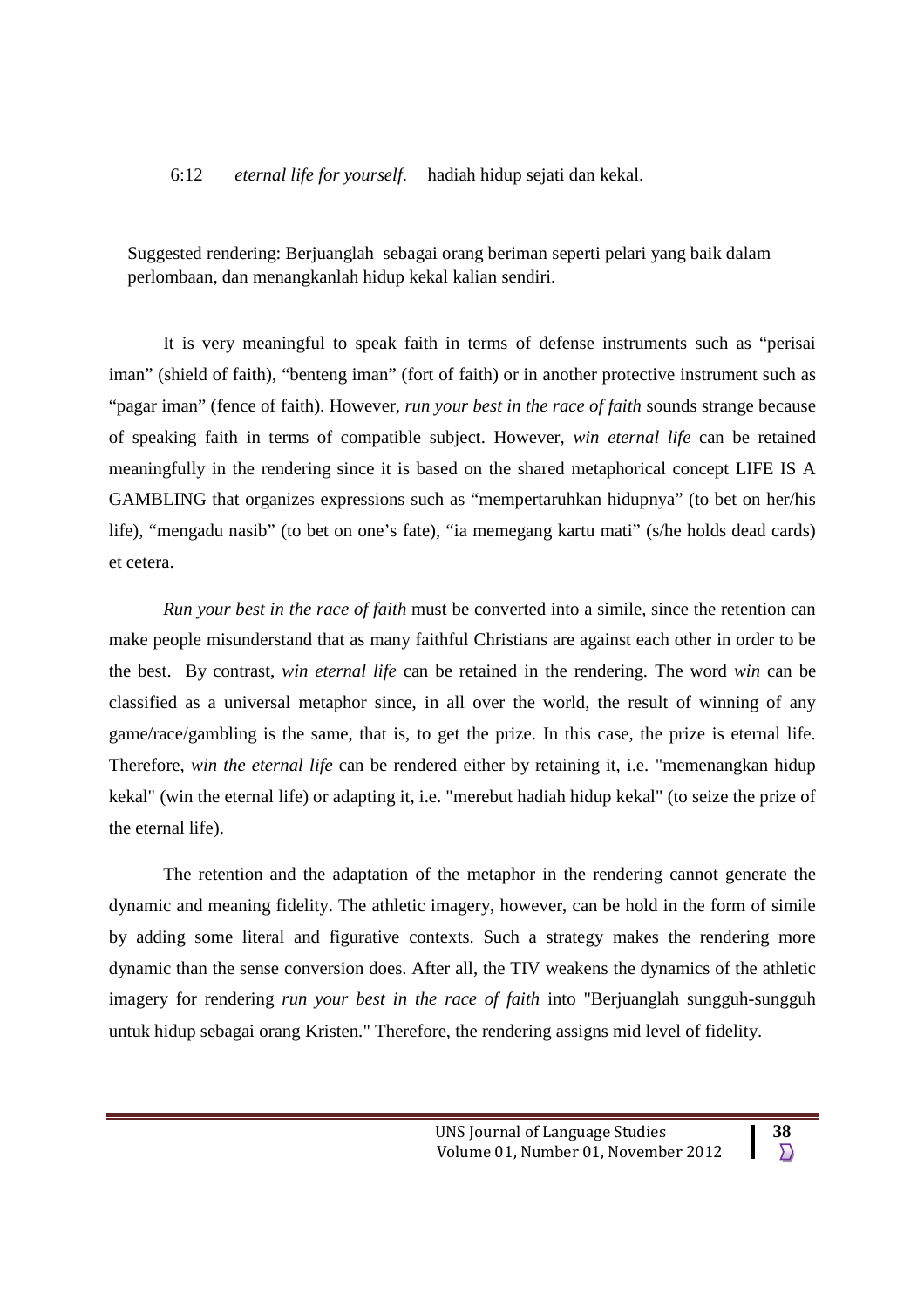| | | |
|---|---|---|
| 6:12 | *eternal life for yourself.* | hadiah hidup sejati dan kekal. |

Suggested rendering: Berjuanglah sebagai orang beriman seperti pelari yang baik dalam perlombaan, dan menangkanlah hidup kekal kalian sendiri.

It is very meaningful to speak faith in terms of defense instruments such as "perisai iman" (shield of faith), "benteng iman" (fort of faith) or in another protective instrument such as "pagar iman" (fence of faith). However, *run your best in the race of faith* sounds strange because of speaking faith in terms of compatible subject. However, *win eternal life* can be retained meaningfully in the rendering since it is based on the shared metaphorical concept LIFE IS A GAMBLING that organizes expressions such as "mempertaruhkan hidupnya" (to bet on her/his life), "mengadu nasib" (to bet on one's fate), "ia memegang kartu mati" (s/he holds dead cards) et cetera.

*Run your best in the race of faith* must be converted into a simile, since the retention can make people misunderstand that as many faithful Christians are against each other in order to be the best. By contrast, *win eternal life* can be retained in the rendering. The word *win* can be classified as a universal metaphor since, in all over the world, the result of winning of any game/race/gambling is the same, that is, to get the prize. In this case, the prize is eternal life. Therefore, *win the eternal life* can be rendered either by retaining it, i.e. "memenangkan hidup kekal" (win the eternal life) or adapting it, i.e. "merebut hadiah hidup kekal" (to seize the prize of the eternal life).

The retention and the adaptation of the metaphor in the rendering cannot generate the dynamic and meaning fidelity. The athletic imagery, however, can be hold in the form of simile by adding some literal and figurative contexts. Such a strategy makes the rendering more dynamic than the sense conversion does. After all, the TIV weakens the dynamics of the athletic imagery for rendering *run your best in the race of faith* into "Berjuanglah sungguh-sungguh untuk hidup sebagai orang Kristen." Therefore, the rendering assigns mid level of fidelity.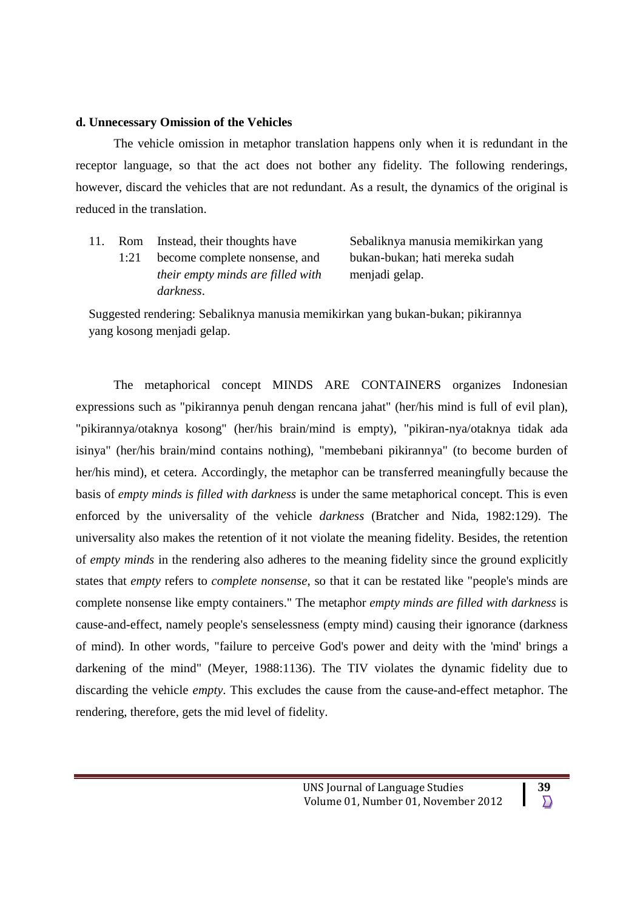**d. Unnecessary Omission of the Vehicles**

The vehicle omission in metaphor translation happens only when it is redundant in the receptor language, so that the act does not bother any fidelity. The following renderings, however, discard the vehicles that are not redundant. As a result, the dynamics of the original is reduced in the translation.

| | | | |
|---|---|---|---|
| 11. | Rom 1:21 | Instead, their thoughts have become complete nonsense, and *their empty minds are filled with darkness*. | Sebaliknya manusia memikirkan yang bukan-bukan; hati mereka sudah menjadi gelap. |

Suggested rendering: Sebaliknya manusia memikirkan yang bukan-bukan; pikirannya yang kosong menjadi gelap.

The metaphorical concept MINDS ARE CONTAINERS organizes Indonesian expressions such as "pikirannya penuh dengan rencana jahat" (her/his mind is full of evil plan), "pikirannya/otaknya kosong" (her/his brain/mind is empty), "pikiran-nya/otaknya tidak ada isinya" (her/his brain/mind contains nothing), "membebani pikirannya" (to become burden of her/his mind), et cetera. Accordingly, the metaphor can be transferred meaningfully because the basis of *empty minds is filled with darkness* is under the same metaphorical concept. This is even enforced by the universality of the vehicle *darkness* (Bratcher and Nida, 1982:129). The universality also makes the retention of it not violate the meaning fidelity. Besides, the retention of *empty minds* in the rendering also adheres to the meaning fidelity since the ground explicitly states that *empty* refers to *complete nonsense*, so that it can be restated like "people's minds are complete nonsense like empty containers." The metaphor *empty minds are filled with darkness* is cause-and-effect, namely people's senselessness (empty mind) causing their ignorance (darkness of mind). In other words, "failure to perceive God's power and deity with the 'mind' brings a darkening of the mind" (Meyer, 1988:1136). The TIV violates the dynamic fidelity due to discarding the vehicle *empty*. This excludes the cause from the cause-and-effect metaphor. The rendering, therefore, gets the mid level of fidelity.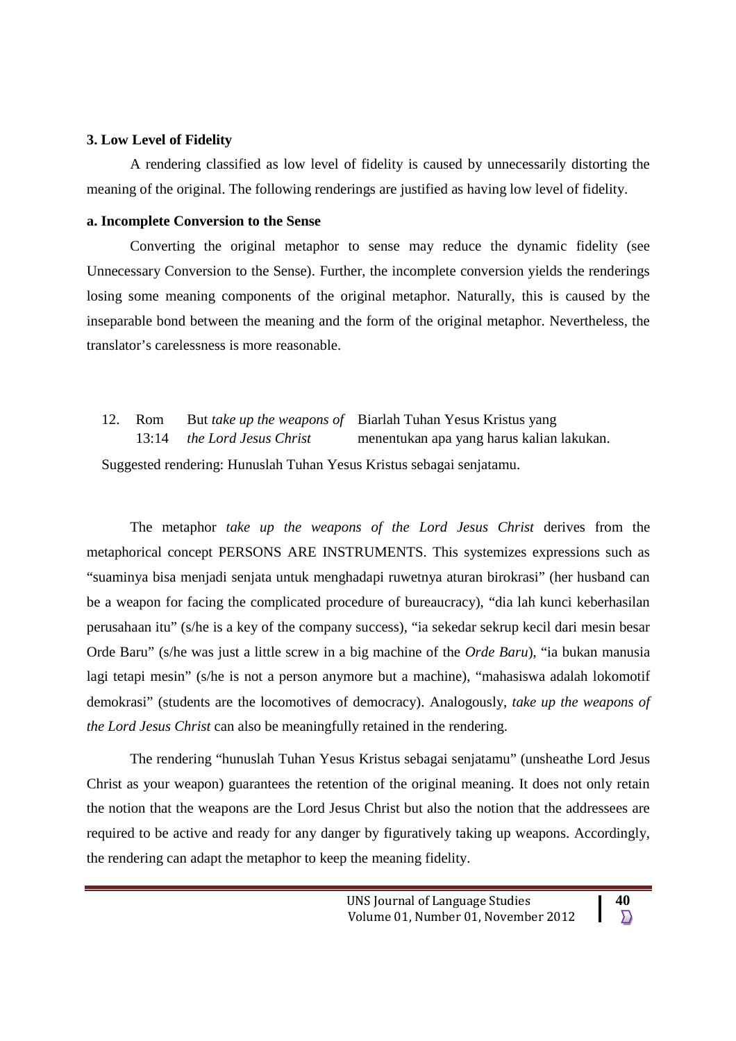**3. Low Level of Fidelity**

A rendering classified as low level of fidelity is caused by unnecessarily distorting the meaning of the original. The following renderings are justified as having low level of fidelity.

**a. Incomplete Conversion to the Sense**

Converting the original metaphor to sense may reduce the dynamic fidelity (see Unnecessary Conversion to the Sense). Further, the incomplete conversion yields the renderings losing some meaning components of the original metaphor. Naturally, this is caused by the inseparable bond between the meaning and the form of the original metaphor. Nevertheless, the translator's carelessness is more reasonable.

| | | | |
|---|---|---|---|
| 12. | Rom 13:14 | But *take up the weapons of the Lord Jesus Christ* | Biarlah Tuhan Yesus Kristus yang menentukan apa yang harus kalian lakukan. |

Suggested rendering: Hunuslah Tuhan Yesus Kristus sebagai senjatamu.

The metaphor *take up the weapons of the Lord Jesus Christ* derives from the metaphorical concept PERSONS ARE INSTRUMENTS. This systemizes expressions such as "suaminya bisa menjadi senjata untuk menghadapi ruwetnya aturan birokrasi" (her husband can be a weapon for facing the complicated procedure of bureaucracy), "dia lah kunci keberhasilan perusahaan itu" (s/he is a key of the company success), "ia sekedar sekrup kecil dari mesin besar Orde Baru" (s/he was just a little screw in a big machine of the *Orde Baru*), "ia bukan manusia lagi tetapi mesin" (s/he is not a person anymore but a machine), "mahasiswa adalah lokomotif demokrasi" (students are the locomotives of democracy). Analogously, *take up the weapons of the Lord Jesus Christ* can also be meaningfully retained in the rendering.

The rendering "hunuslah Tuhan Yesus Kristus sebagai senjatamu" (unsheathe Lord Jesus Christ as your weapon) guarantees the retention of the original meaning. It does not only retain the notion that the weapons are the Lord Jesus Christ but also the notion that the addressees are required to be active and ready for any danger by figuratively taking up weapons. Accordingly, the rendering can adapt the metaphor to keep the meaning fidelity.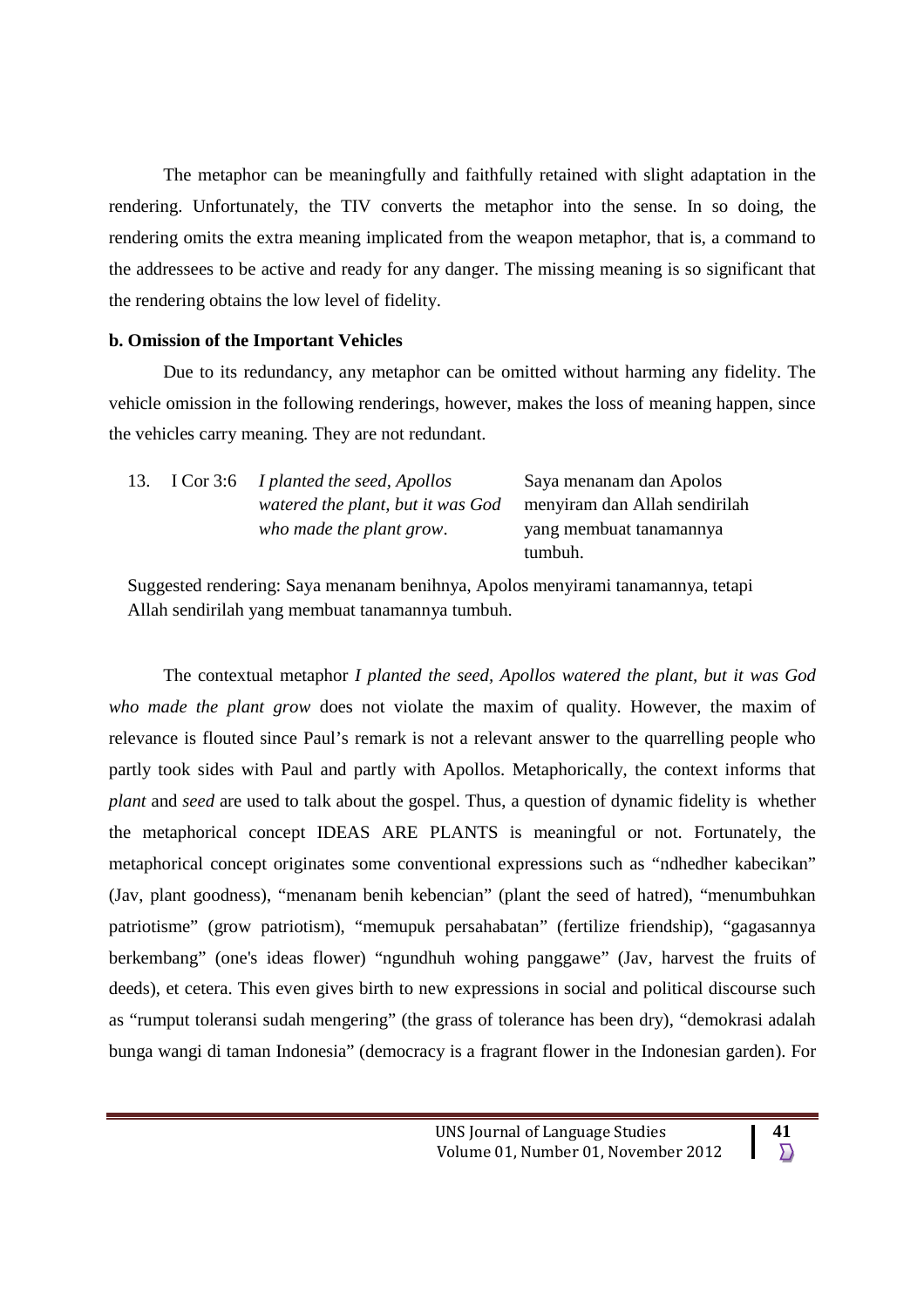The metaphor can be meaningfully and faithfully retained with slight adaptation in the rendering. Unfortunately, the TIV converts the metaphor into the sense. In so doing, the rendering omits the extra meaning implicated from the weapon metaphor, that is, a command to the addressees to be active and ready for any danger. The missing meaning is so significant that the rendering obtains the low level of fidelity.

**b. Omission of the Important Vehicles**

Due to its redundancy, any metaphor can be omitted without harming any fidelity. The vehicle omission in the following renderings, however, makes the loss of meaning happen, since the vehicles carry meaning. They are not redundant.

| | | | |
|---|---|---|---|
| 13. | I Cor 3:6 | *I planted the seed, Apollos watered the plant, but it was God who made the plant grow*. | Saya menanam dan Apolos menyiram dan Allah sendirilah yang membuat tanamannya tumbuh. |

Suggested rendering: Saya menanam benihnya, Apolos menyirami tanamannya, tetapi Allah sendirilah yang membuat tanamannya tumbuh.

The contextual metaphor *I planted the seed, Apollos watered the plant, but it was God who made the plant grow* does not violate the maxim of quality. However, the maxim of relevance is flouted since Paul's remark is not a relevant answer to the quarrelling people who partly took sides with Paul and partly with Apollos. Metaphorically, the context informs that *plant* and *seed* are used to talk about the gospel. Thus, a question of dynamic fidelity is whether the metaphorical concept IDEAS ARE PLANTS is meaningful or not. Fortunately, the metaphorical concept originates some conventional expressions such as "ndhedher kabecikan" (Jav, plant goodness), "menanam benih kebencian" (plant the seed of hatred), "menumbuhkan patriotisme" (grow patriotism), "memupuk persahabatan" (fertilize friendship), "gagasannya berkembang" (one's ideas flower) "ngundhuh wohing panggawe" (Jav, harvest the fruits of deeds), et cetera. This even gives birth to new expressions in social and political discourse such as "rumput toleransi sudah mengering" (the grass of tolerance has been dry), "demokrasi adalah bunga wangi di taman Indonesia" (democracy is a fragrant flower in the Indonesian garden). For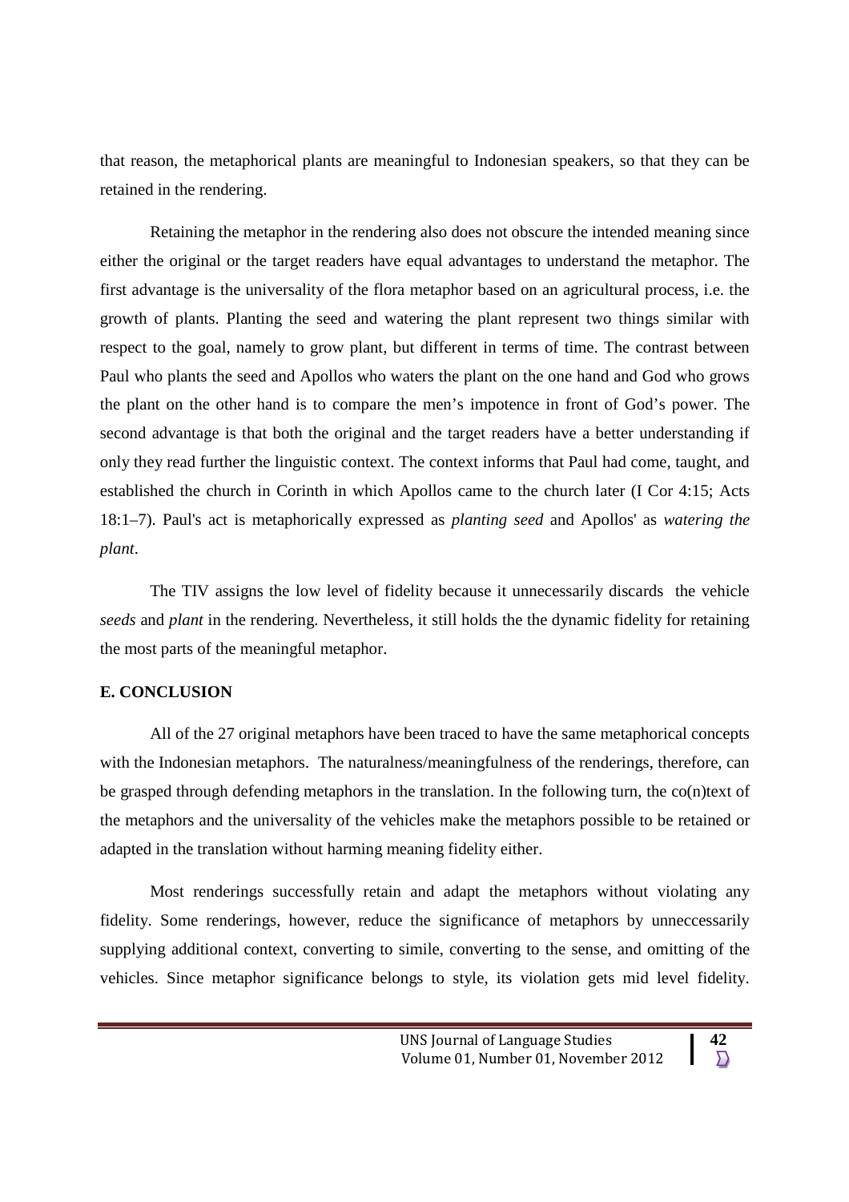that reason, the metaphorical plants are meaningful to Indonesian speakers, so that they can be retained in the rendering.

Retaining the metaphor in the rendering also does not obscure the intended meaning since either the original or the target readers have equal advantages to understand the metaphor. The first advantage is the universality of the flora metaphor based on an agricultural process, i.e. the growth of plants. Planting the seed and watering the plant represent two things similar with respect to the goal, namely to grow plant, but different in terms of time. The contrast between Paul who plants the seed and Apollos who waters the plant on the one hand and God who grows the plant on the other hand is to compare the men's impotence in front of God's power. The second advantage is that both the original and the target readers have a better understanding if only they read further the linguistic context. The context informs that Paul had come, taught, and established the church in Corinth in which Apollos came to the church later (I Cor 4:15; Acts 18:1–7). Paul's act is metaphorically expressed as *planting seed* and Apollos' as *watering the plant*.

The TIV assigns the low level of fidelity because it unnecessarily discards the vehicle *seeds* and *plant* in the rendering. Nevertheless, it still holds the the dynamic fidelity for retaining the most parts of the meaningful metaphor.

## E. CONCLUSION

All of the 27 original metaphors have been traced to have the same metaphorical concepts with the Indonesian metaphors. The naturalness/meaningfulness of the renderings, therefore, can be grasped through defending metaphors in the translation. In the following turn, the co(n)text of the metaphors and the universality of the vehicles make the metaphors possible to be retained or adapted in the translation without harming meaning fidelity either.

Most renderings successfully retain and adapt the metaphors without violating any fidelity. Some renderings, however, reduce the significance of metaphors by unneccessarily supplying additional context, converting to simile, converting to the sense, and omitting of the vehicles. Since metaphor significance belongs to style, its violation gets mid level fidelity.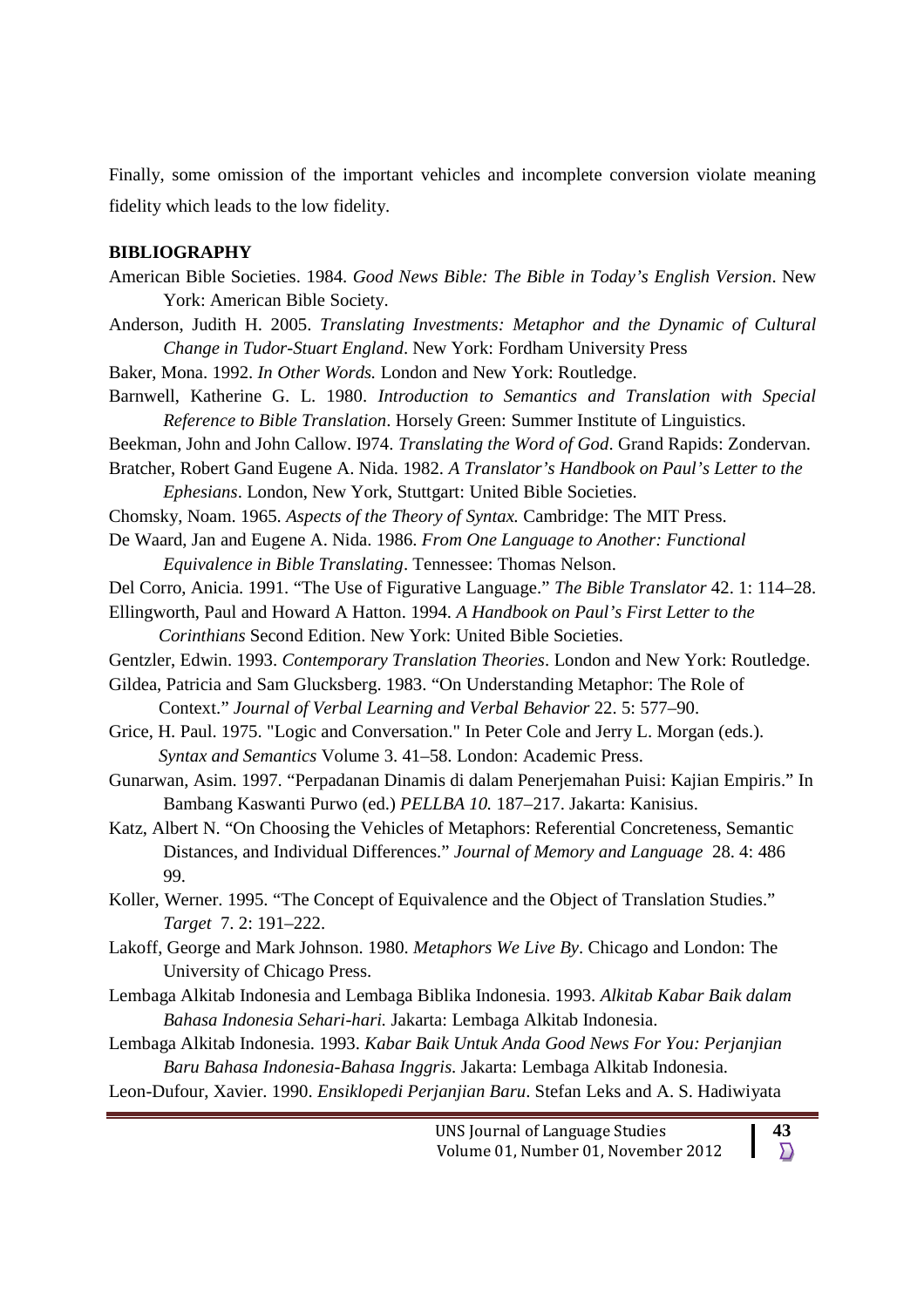Finally, some omission of the important vehicles and incomplete conversion violate meaning fidelity which leads to the low fidelity.

**BIBLIOGRAPHY**

American Bible Societies. 1984. *Good News Bible: The Bible in Today's English Version*. New York: American Bible Society.

Anderson, Judith H. 2005. *Translating Investments: Metaphor and the Dynamic of Cultural Change in Tudor-Stuart England*. New York: Fordham University Press

Baker, Mona. 1992. *In Other Words.* London and New York: Routledge.

Barnwell, Katherine G. L. 1980. *Introduction to Semantics and Translation with Special Reference to Bible Translation*. Horsely Green: Summer Institute of Linguistics.

Beekman, John and John Callow. I974. *Translating the Word of God*. Grand Rapids: Zondervan.

Bratcher, Robert Gand Eugene A. Nida. 1982. *A Translator's Handbook on Paul's Letter to the Ephesians*. London, New York, Stuttgart: United Bible Societies.

Chomsky, Noam. 1965. *Aspects of the Theory of Syntax.* Cambridge: The MIT Press.

De Waard, Jan and Eugene A. Nida. 1986. *From One Language to Another: Functional Equivalence in Bible Translating*. Tennessee: Thomas Nelson.

Del Corro, Anicia. 1991. "The Use of Figurative Language." *The Bible Translator* 42. 1: 114–28.

Ellingworth, Paul and Howard A Hatton. 1994. *A Handbook on Paul's First Letter to the Corinthians* Second Edition. New York: United Bible Societies.

Gentzler, Edwin. 1993. *Contemporary Translation Theories*. London and New York: Routledge.

Gildea, Patricia and Sam Glucksberg. 1983. "On Understanding Metaphor: The Role of Context." *Journal of Verbal Learning and Verbal Behavior* 22. 5: 577–90.

Grice, H. Paul. 1975. "Logic and Conversation." In Peter Cole and Jerry L. Morgan (eds.). *Syntax and Semantics* Volume 3. 41–58. London: Academic Press.

Gunarwan, Asim. 1997. "Perpadanan Dinamis di dalam Penerjemahan Puisi: Kajian Empiris." In Bambang Kaswanti Purwo (ed.) *PELLBA 10.* 187–217. Jakarta: Kanisius.

Katz, Albert N. "On Choosing the Vehicles of Metaphors: Referential Concreteness, Semantic Distances, and Individual Differences." *Journal of Memory and Language* 28. 4: 486 99.

Koller, Werner. 1995. "The Concept of Equivalence and the Object of Translation Studies." *Target* 7. 2: 191–222.

Lakoff, George and Mark Johnson. 1980. *Metaphors We Live By*. Chicago and London: The University of Chicago Press.

Lembaga Alkitab Indonesia and Lembaga Biblika Indonesia. 1993. *Alkitab Kabar Baik dalam Bahasa Indonesia Sehari-hari.* Jakarta: Lembaga Alkitab Indonesia.

Lembaga Alkitab Indonesia. 1993. *Kabar Baik Untuk Anda Good News For You: Perjanjian Baru Bahasa Indonesia-Bahasa Inggris.* Jakarta: Lembaga Alkitab Indonesia.

Leon-Dufour, Xavier. 1990. *Ensiklopedi Perjanjian Baru*. Stefan Leks and A. S. Hadiwiyata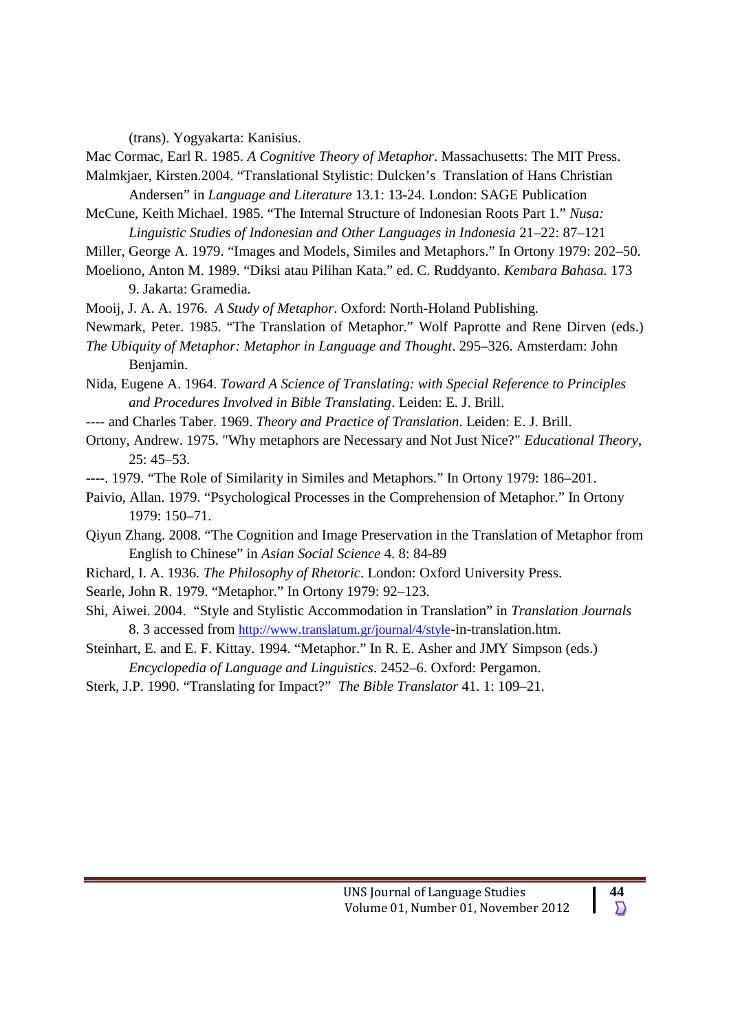(trans). Yogyakarta: Kanisius.

Mac Cormac, Earl R. 1985. *A Cognitive Theory of Metaphor*. Massachusetts: The MIT Press.

Malmkjaer, Kirsten.2004. "Translational Stylistic: Dulcken's Translation of Hans Christian Andersen" in *Language and Literature* 13.1: 13-24. London: SAGE Publication

McCune, Keith Michael. 1985. "The Internal Structure of Indonesian Roots Part 1." *Nusa: Linguistic Studies of Indonesian and Other Languages in Indonesia* 21–22: 87–121

Miller, George A. 1979. "Images and Models, Similes and Metaphors." In Ortony 1979: 202–50.

Moeliono, Anton M. 1989. "Diksi atau Pilihan Kata." ed. C. Ruddyanto. *Kembara Bahasa*. 173 9. Jakarta: Gramedia.

Mooij, J. A. A. 1976. *A Study of Metaphor*. Oxford: North-Holand Publishing.

Newmark, Peter. 1985. "The Translation of Metaphor." Wolf Paprotte and Rene Dirven (eds.) *The Ubiquity of Metaphor: Metaphor in Language and Thought*. 295–326. Amsterdam: John Benjamin.

Nida, Eugene A. 1964. *Toward A Science of Translating: with Special Reference to Principles and Procedures Involved in Bible Translating*. Leiden: E. J. Brill.

---- and Charles Taber. 1969. *Theory and Practice of Translation*. Leiden: E. J. Brill.

Ortony, Andrew. 1975. "Why metaphors are Necessary and Not Just Nice?" *Educational Theory*, 25: 45–53.

----. 1979. "The Role of Similarity in Similes and Metaphors." In Ortony 1979: 186–201.

Paivio, Allan. 1979. "Psychological Processes in the Comprehension of Metaphor." In Ortony 1979: 150–71.

Qiyun Zhang. 2008. "The Cognition and Image Preservation in the Translation of Metaphor from English to Chinese" in *Asian Social Science* 4. 8: 84-89

Richard, I. A. 1936. *The Philosophy of Rhetoric*. London: Oxford University Press.

Searle, John R. 1979. "Metaphor." In Ortony 1979: 92–123.

Shi, Aiwei. 2004. "Style and Stylistic Accommodation in Translation" in *Translation Journals* 8. 3 accessed from http://www.translatum.gr/journal/4/style-in-translation.htm.

Steinhart, E. and E. F. Kittay. 1994. "Metaphor." In R. E. Asher and JMY Simpson (eds.) *Encyclopedia of Language and Linguistics*. 2452–6. Oxford: Pergamon.

Sterk, J.P. 1990. "Translating for Impact?" *The Bible Translator* 41. 1: 109–21.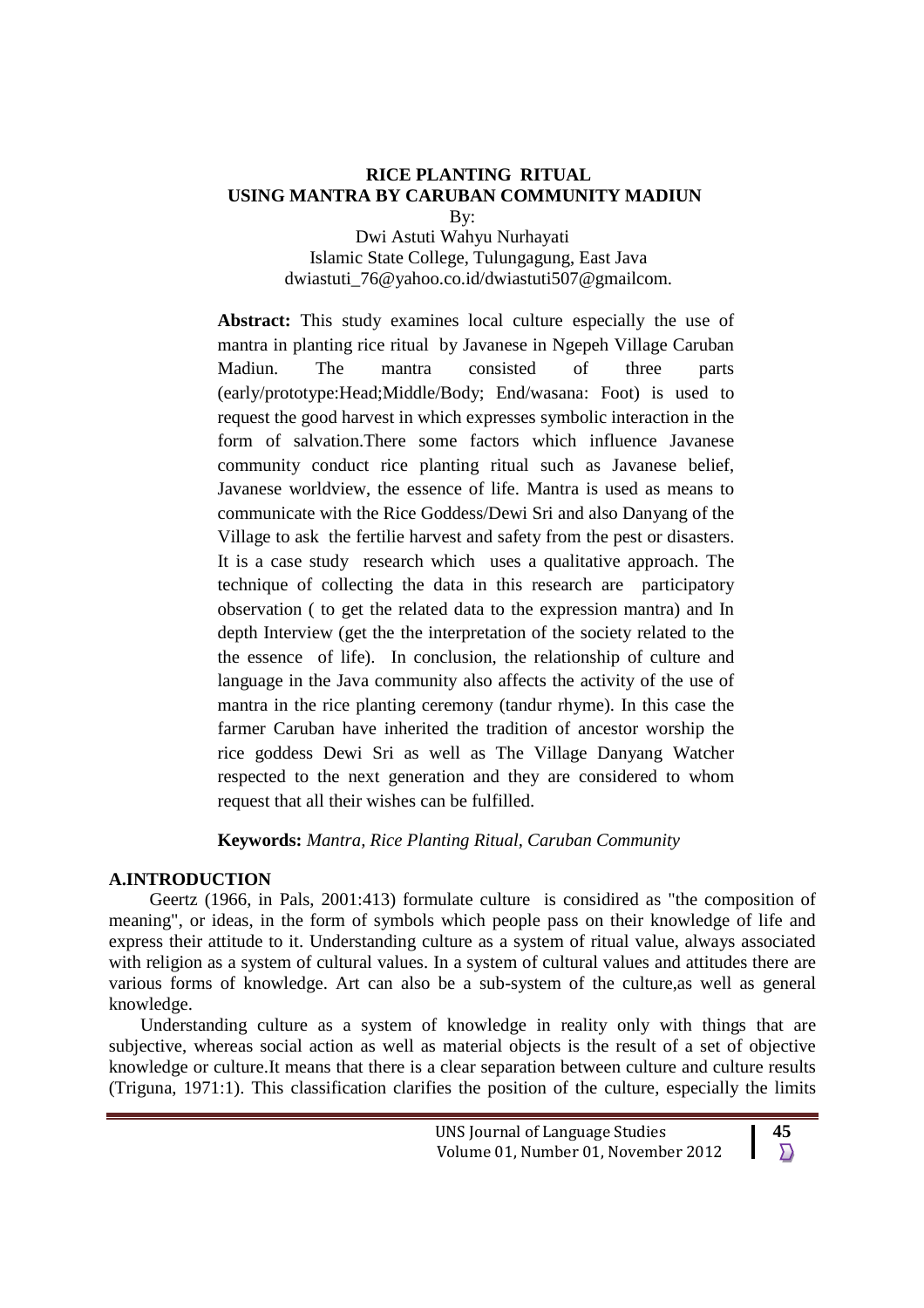**RICE PLANTING RITUAL USING MANTRA BY CARUBAN COMMUNITY MADIUN**

By:

Dwi Astuti Wahyu Nurhayati
Islamic State College, Tulungagung, East Java
dwiastuti_76@yahoo.co.id/dwiastuti507@gmailcom.

**Abstract:** This study examines local culture especially the use of mantra in planting rice ritual by Javanese in Ngepeh Village Caruban Madiun. The mantra consisted of three parts (early/prototype:Head;Middle/Body; End/wasana: Foot) is used to request the good harvest in which expresses symbolic interaction in the form of salvation.There some factors which influence Javanese community conduct rice planting ritual such as Javanese belief, Javanese worldview, the essence of life. Mantra is used as means to communicate with the Rice Goddess/Dewi Sri and also Danyang of the Village to ask the fertilie harvest and safety from the pest or disasters. It is a case study research which uses a qualitative approach. The technique of collecting the data in this research are participatory observation ( to get the related data to the expression mantra) and In depth Interview (get the the interpretation of the society related to the the essence of life). In conclusion, the relationship of culture and language in the Java community also affects the activity of the use of mantra in the rice planting ceremony (tandur rhyme). In this case the farmer Caruban have inherited the tradition of ancestor worship the rice goddess Dewi Sri as well as The Village Danyang Watcher respected to the next generation and they are considered to whom request that all their wishes can be fulfilled.

**Keywords:** *Mantra, Rice Planting Ritual, Caruban Community*

## A.INTRODUCTION

Geertz (1966, in Pals, 2001:413) formulate culture is considired as "the composition of meaning", or ideas, in the form of symbols which people pass on their knowledge of life and express their attitude to it. Understanding culture as a system of ritual value, always associated with religion as a system of cultural values. In a system of cultural values and attitudes there are various forms of knowledge. Art can also be a sub-system of the culture,as well as general knowledge.

Understanding culture as a system of knowledge in reality only with things that are subjective, whereas social action as well as material objects is the result of a set of objective knowledge or culture.It means that there is a clear separation between culture and culture results (Triguna, 1971:1). This classification clarifies the position of the culture, especially the limits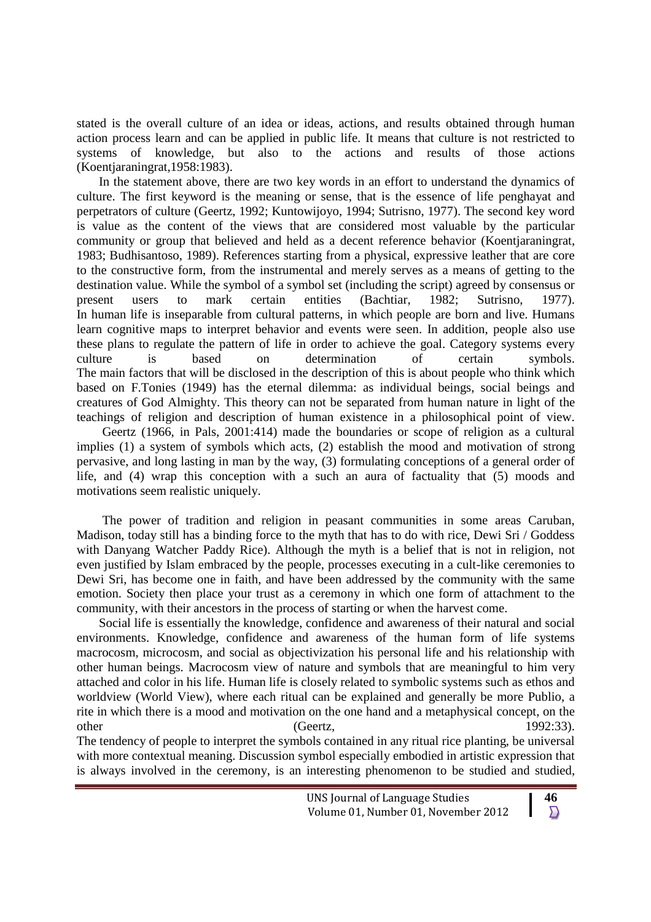stated is the overall culture of an idea or ideas, actions, and results obtained through human action process learn and can be applied in public life. It means that culture is not restricted to systems of knowledge, but also to the actions and results of those actions (Koentjaraningrat,1958:1983).

In the statement above, there are two key words in an effort to understand the dynamics of culture. The first keyword is the meaning or sense, that is the essence of life penghayat and perpetrators of culture (Geertz, 1992; Kuntowijoyo, 1994; Sutrisno, 1977). The second key word is value as the content of the views that are considered most valuable by the particular community or group that believed and held as a decent reference behavior (Koentjaraningrat, 1983; Budhisantoso, 1989). References starting from a physical, expressive leather that are core to the constructive form, from the instrumental and merely serves as a means of getting to the destination value. While the symbol of a symbol set (including the script) agreed by consensus or present users to mark certain entities (Bachtiar, 1982; Sutrisno, 1977). In human life is inseparable from cultural patterns, in which people are born and live. Humans learn cognitive maps to interpret behavior and events were seen. In addition, people also use these plans to regulate the pattern of life in order to achieve the goal. Category systems every culture is based on determination of certain symbols. The main factors that will be disclosed in the description of this is about people who think which based on F.Tonies (1949) has the eternal dilemma: as individual beings, social beings and creatures of God Almighty. This theory can not be separated from human nature in light of the teachings of religion and description of human existence in a philosophical point of view.

Geertz (1966, in Pals, 2001:414) made the boundaries or scope of religion as a cultural implies (1) a system of symbols which acts, (2) establish the mood and motivation of strong pervasive, and long lasting in man by the way, (3) formulating conceptions of a general order of life, and (4) wrap this conception with a such an aura of factuality that (5) moods and motivations seem realistic uniquely.

The power of tradition and religion in peasant communities in some areas Caruban, Madison, today still has a binding force to the myth that has to do with rice, Dewi Sri / Goddess with Danyang Watcher Paddy Rice). Although the myth is a belief that is not in religion, not even justified by Islam embraced by the people, processes executing in a cult-like ceremonies to Dewi Sri, has become one in faith, and have been addressed by the community with the same emotion. Society then place your trust as a ceremony in which one form of attachment to the community, with their ancestors in the process of starting or when the harvest come.

Social life is essentially the knowledge, confidence and awareness of their natural and social environments. Knowledge, confidence and awareness of the human form of life systems macrocosm, microcosm, and social as objectivization his personal life and his relationship with other human beings. Macrocosm view of nature and symbols that are meaningful to him very attached and color in his life. Human life is closely related to symbolic systems such as ethos and worldview (World View), where each ritual can be explained and generally be more Publio, a rite in which there is a mood and motivation on the one hand and a metaphysical concept, on the other (Geertz, 1992:33). The tendency of people to interpret the symbols contained in any ritual rice planting, be universal with more contextual meaning. Discussion symbol especially embodied in artistic expression that is always involved in the ceremony, is an interesting phenomenon to be studied and studied,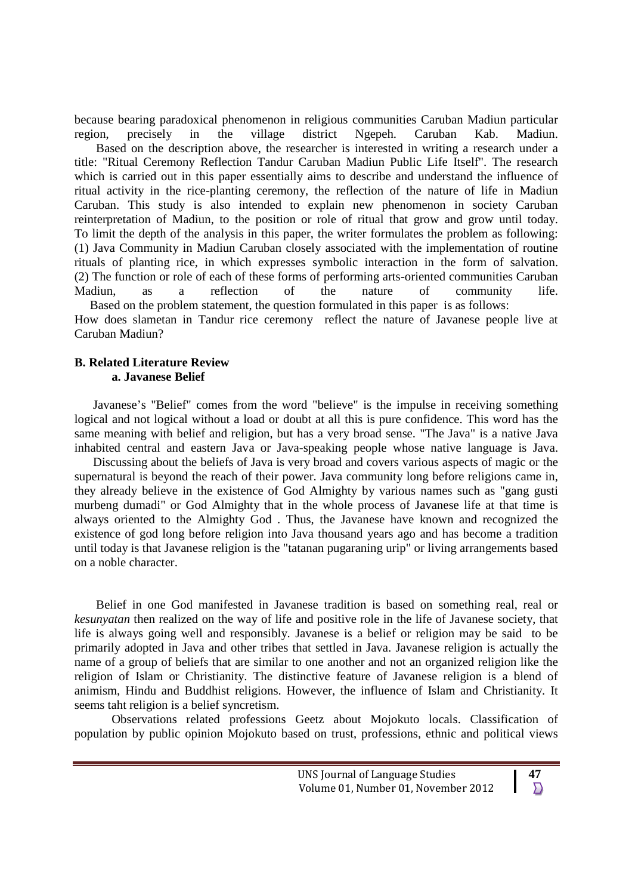because bearing paradoxical phenomenon in religious communities Caruban Madiun particular region, precisely in the village district Ngepeh. Caruban Kab. Madiun.

Based on the description above, the researcher is interested in writing a research under a title: "Ritual Ceremony Reflection Tandur Caruban Madiun Public Life Itself". The research which is carried out in this paper essentially aims to describe and understand the influence of ritual activity in the rice-planting ceremony, the reflection of the nature of life in Madiun Caruban. This study is also intended to explain new phenomenon in society Caruban reinterpretation of Madiun, to the position or role of ritual that grow and grow until today. To limit the depth of the analysis in this paper, the writer formulates the problem as following: (1) Java Community in Madiun Caruban closely associated with the implementation of routine rituals of planting rice, in which expresses symbolic interaction in the form of salvation. (2) The function or role of each of these forms of performing arts-oriented communities Caruban Madiun, as a reflection of the nature of community life.

Based on the problem statement, the question formulated in this paper is as follows:
How does slametan in Tandur rice ceremony reflect the nature of Javanese people live at Caruban Madiun?

## B. Related Literature Review

### a. Javanese Belief

Javanese's "Belief" comes from the word "believe" is the impulse in receiving something logical and not logical without a load or doubt at all this is pure confidence. This word has the same meaning with belief and religion, but has a very broad sense. "The Java" is a native Java inhabited central and eastern Java or Java-speaking people whose native language is Java.

Discussing about the beliefs of Java is very broad and covers various aspects of magic or the supernatural is beyond the reach of their power. Java community long before religions came in, they already believe in the existence of God Almighty by various names such as "gang gusti murbeng dumadi" or God Almighty that in the whole process of Javanese life at that time is always oriented to the Almighty God . Thus, the Javanese have known and recognized the existence of god long before religion into Java thousand years ago and has become a tradition until today is that Javanese religion is the "tatanan pugaraning urip" or living arrangements based on a noble character.

Belief in one God manifested in Javanese tradition is based on something real, real or *kesunyatan* then realized on the way of life and positive role in the life of Javanese society, that life is always going well and responsibly. Javanese is a belief or religion may be said to be primarily adopted in Java and other tribes that settled in Java. Javanese religion is actually the name of a group of beliefs that are similar to one another and not an organized religion like the religion of Islam or Christianity. The distinctive feature of Javanese religion is a blend of animism, Hindu and Buddhist religions. However, the influence of Islam and Christianity. It seems taht religion is a belief syncretism.

Observations related professions Geetz about Mojokuto locals. Classification of population by public opinion Mojokuto based on trust, professions, ethnic and political views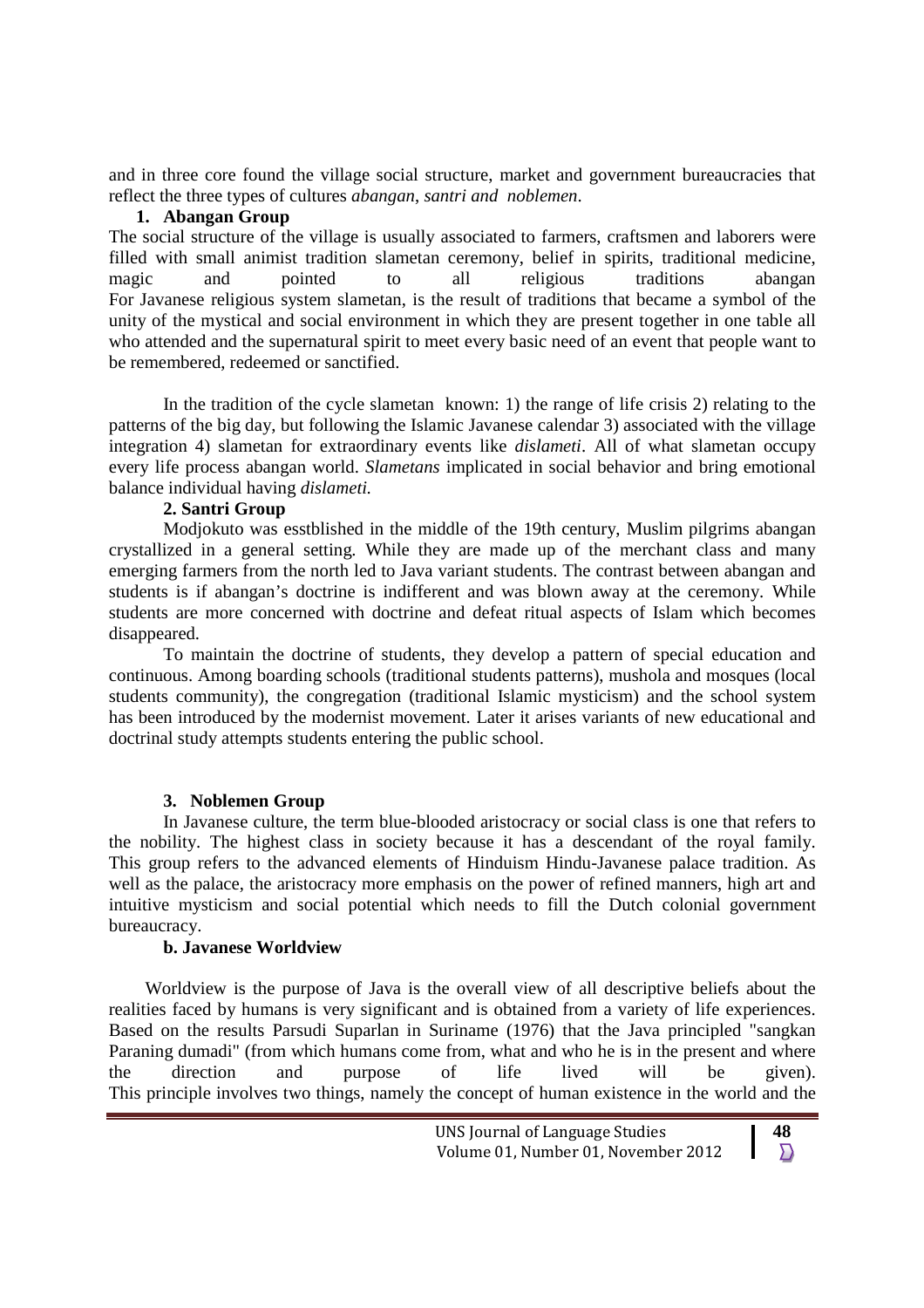and in three core found the village social structure, market and government bureaucracies that reflect the three types of cultures *abangan, santri and noblemen*.

1. **Abangan Group**

The social structure of the village is usually associated to farmers, craftsmen and laborers were filled with small animist tradition slametan ceremony, belief in spirits, traditional medicine, magic and pointed to all religious traditions abangan
For Javanese religious system slametan, is the result of traditions that became a symbol of the unity of the mystical and social environment in which they are present together in one table all who attended and the supernatural spirit to meet every basic need of an event that people want to be remembered, redeemed or sanctified.

In the tradition of the cycle slametan known: 1) the range of life crisis 2) relating to the patterns of the big day, but following the Islamic Javanese calendar 3) associated with the village integration 4) slametan for extraordinary events like *dislameti*. All of what slametan occupy every life process abangan world. *Slametans* implicated in social behavior and bring emotional balance individual having *dislameti.*

**2. Santri Group**

Modjokuto was esstblished in the middle of the 19th century, Muslim pilgrims abangan crystallized in a general setting. While they are made up of the merchant class and many emerging farmers from the north led to Java variant students. The contrast between abangan and students is if abangan's doctrine is indifferent and was blown away at the ceremony. While students are more concerned with doctrine and defeat ritual aspects of Islam which becomes disappeared.

To maintain the doctrine of students, they develop a pattern of special education and continuous. Among boarding schools (traditional students patterns), mushola and mosques (local students community), the congregation (traditional Islamic mysticism) and the school system has been introduced by the modernist movement. Later it arises variants of new educational and doctrinal study attempts students entering the public school.

3. **Noblemen Group**

In Javanese culture, the term blue-blooded aristocracy or social class is one that refers to the nobility. The highest class in society because it has a descendant of the royal family. This group refers to the advanced elements of Hinduism Hindu-Javanese palace tradition. As well as the palace, the aristocracy more emphasis on the power of refined manners, high art and intuitive mysticism and social potential which needs to fill the Dutch colonial government bureaucracy.

**b. Javanese Worldview**

Worldview is the purpose of Java is the overall view of all descriptive beliefs about the realities faced by humans is very significant and is obtained from a variety of life experiences. Based on the results Parsudi Suparlan in Suriname (1976) that the Java principled "sangkan Paraning dumadi" (from which humans come from, what and who he is in the present and where the direction and purpose of life lived will be given).
This principle involves two things, namely the concept of human existence in the world and the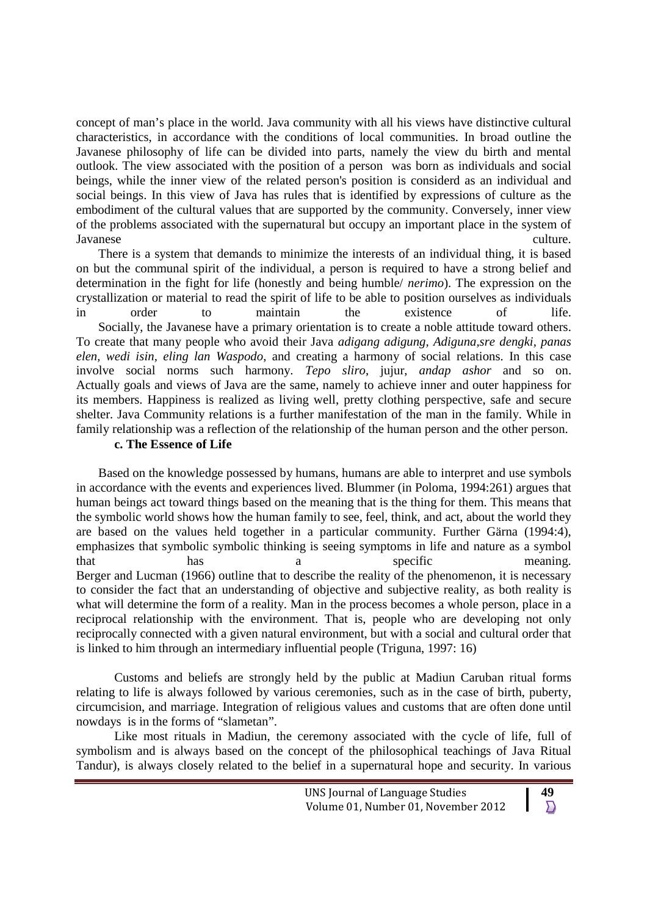concept of man's place in the world. Java community with all his views have distinctive cultural characteristics, in accordance with the conditions of local communities. In broad outline the Javanese philosophy of life can be divided into parts, namely the view du birth and mental outlook. The view associated with the position of a person was born as individuals and social beings, while the inner view of the related person's position is considerd as an individual and social beings. In this view of Java has rules that is identified by expressions of culture as the embodiment of the cultural values that are supported by the community. Conversely, inner view of the problems associated with the supernatural but occupy an important place in the system of Javanese culture.

There is a system that demands to minimize the interests of an individual thing, it is based on but the communal spirit of the individual, a person is required to have a strong belief and determination in the fight for life (honestly and being humble/ *nerimo*). The expression on the crystallization or material to read the spirit of life to be able to position ourselves as individuals in order to maintain the existence of life.

Socially, the Javanese have a primary orientation is to create a noble attitude toward others. To create that many people who avoid their Java *adigang adigung*, *Adiguna,sre dengki*, *panas elen*, *wedi isin*, *eling lan Waspodo*, and creating a harmony of social relations. In this case involve social norms such harmony. *Tepo sliro*, jujur, *andap ashor* and so on. Actually goals and views of Java are the same, namely to achieve inner and outer happiness for its members. Happiness is realized as living well, pretty clothing perspective, safe and secure shelter. Java Community relations is a further manifestation of the man in the family. While in family relationship was a reflection of the relationship of the human person and the other person.

**c. The Essence of Life**

Based on the knowledge possessed by humans, humans are able to interpret and use symbols in accordance with the events and experiences lived. Blummer (in Poloma, 1994:261) argues that human beings act toward things based on the meaning that is the thing for them. This means that the symbolic world shows how the human family to see, feel, think, and act, about the world they are based on the values held together in a particular community. Further Gärna (1994:4), emphasizes that symbolic symbolic thinking is seeing symptoms in life and nature as a symbol that has a specific meaning.
Berger and Lucman (1966) outline that to describe the reality of the phenomenon, it is necessary to consider the fact that an understanding of objective and subjective reality, as both reality is what will determine the form of a reality. Man in the process becomes a whole person, place in a reciprocal relationship with the environment. That is, people who are developing not only reciprocally connected with a given natural environment, but with a social and cultural order that is linked to him through an intermediary influential people (Triguna, 1997: 16)

Customs and beliefs are strongly held by the public at Madiun Caruban ritual forms relating to life is always followed by various ceremonies, such as in the case of birth, puberty, circumcision, and marriage. Integration of religious values and customs that are often done until nowdays is in the forms of "slametan".

Like most rituals in Madiun, the ceremony associated with the cycle of life, full of symbolism and is always based on the concept of the philosophical teachings of Java Ritual Tandur), is always closely related to the belief in a supernatural hope and security. In various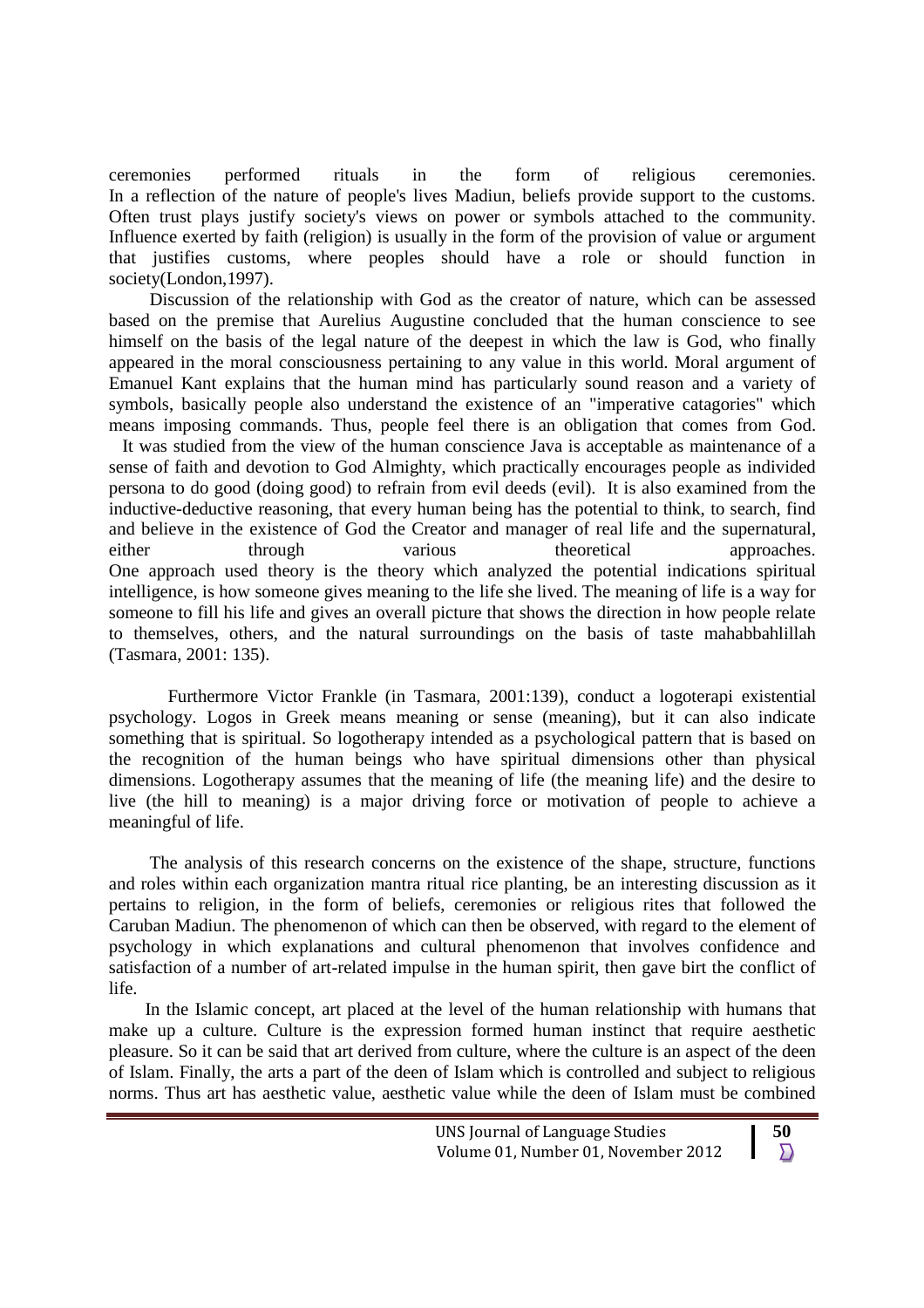ceremonies performed rituals in the form of religious ceremonies. In a reflection of the nature of people's lives Madiun, beliefs provide support to the customs. Often trust plays justify society's views on power or symbols attached to the community. Influence exerted by faith (religion) is usually in the form of the provision of value or argument that justifies customs, where peoples should have a role or should function in society(London,1997).

Discussion of the relationship with God as the creator of nature, which can be assessed based on the premise that Aurelius Augustine concluded that the human conscience to see himself on the basis of the legal nature of the deepest in which the law is God, who finally appeared in the moral consciousness pertaining to any value in this world. Moral argument of Emanuel Kant explains that the human mind has particularly sound reason and a variety of symbols, basically people also understand the existence of an "imperative catagories" which means imposing commands. Thus, people feel there is an obligation that comes from God. It was studied from the view of the human conscience Java is acceptable as maintenance of a sense of faith and devotion to God Almighty, which practically encourages people as individed persona to do good (doing good) to refrain from evil deeds (evil). It is also examined from the inductive-deductive reasoning, that every human being has the potential to think, to search, find and believe in the existence of God the Creator and manager of real life and the supernatural, either through various theoretical approaches. One approach used theory is the theory which analyzed the potential indications spiritual intelligence, is how someone gives meaning to the life she lived. The meaning of life is a way for someone to fill his life and gives an overall picture that shows the direction in how people relate to themselves, others, and the natural surroundings on the basis of taste mahabbahlillah (Tasmara, 2001: 135).

Furthermore Victor Frankle (in Tasmara, 2001:139), conduct a logoterapi existential psychology. Logos in Greek means meaning or sense (meaning), but it can also indicate something that is spiritual. So logotherapy intended as a psychological pattern that is based on the recognition of the human beings who have spiritual dimensions other than physical dimensions. Logotherapy assumes that the meaning of life (the meaning life) and the desire to live (the hill to meaning) is a major driving force or motivation of people to achieve a meaningful of life.

The analysis of this research concerns on the existence of the shape, structure, functions and roles within each organization mantra ritual rice planting, be an interesting discussion as it pertains to religion, in the form of beliefs, ceremonies or religious rites that followed the Caruban Madiun. The phenomenon of which can then be observed, with regard to the element of psychology in which explanations and cultural phenomenon that involves confidence and satisfaction of a number of art-related impulse in the human spirit, then gave birt the conflict of life.

In the Islamic concept, art placed at the level of the human relationship with humans that make up a culture. Culture is the expression formed human instinct that require aesthetic pleasure. So it can be said that art derived from culture, where the culture is an aspect of the deen of Islam. Finally, the arts a part of the deen of Islam which is controlled and subject to religious norms. Thus art has aesthetic value, aesthetic value while the deen of Islam must be combined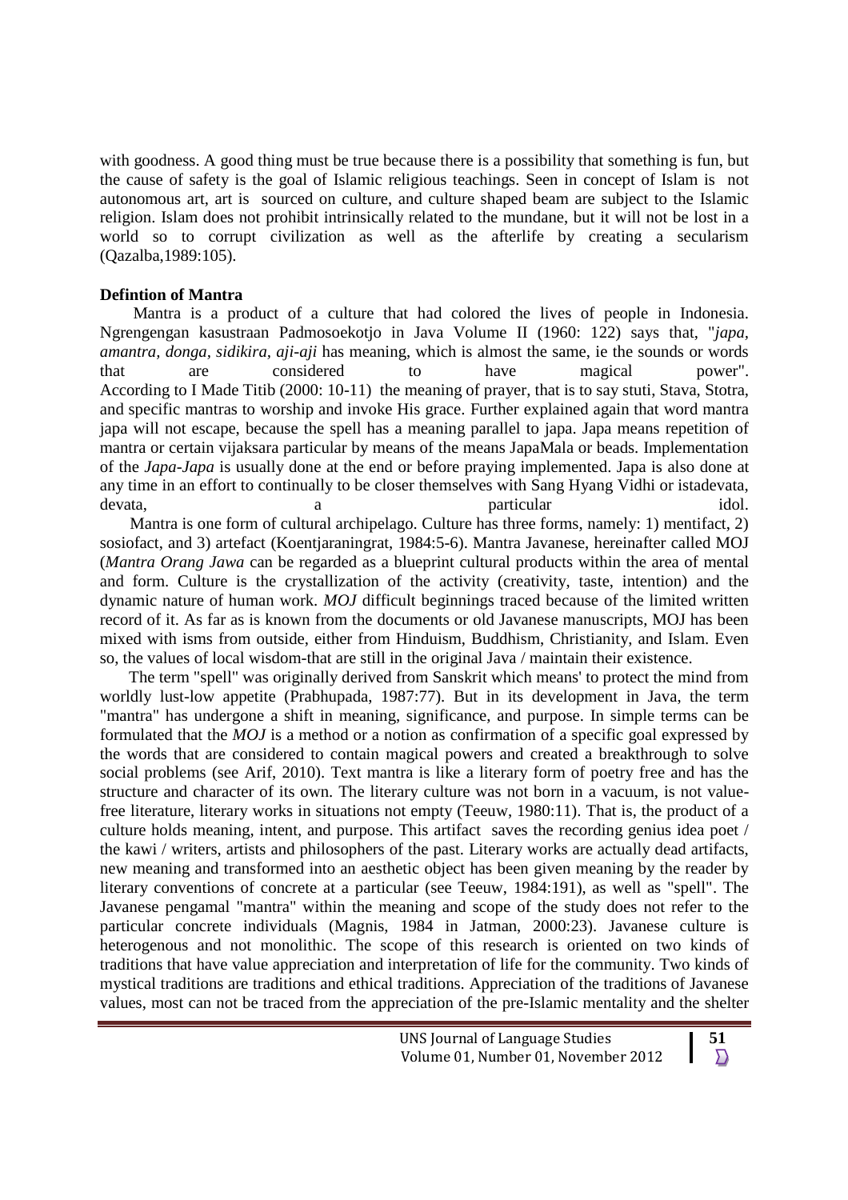with goodness. A good thing must be true because there is a possibility that something is fun, but the cause of safety is the goal of Islamic religious teachings. Seen in concept of Islam is not autonomous art, art is sourced on culture, and culture shaped beam are subject to the Islamic religion. Islam does not prohibit intrinsically related to the mundane, but it will not be lost in a world so to corrupt civilization as well as the afterlife by creating a secularism (Qazalba,1989:105).

**Defintion of Mantra**

Mantra is a product of a culture that had colored the lives of people in Indonesia. Ngrengengan kasustraan Padmosoekotjo in Java Volume II (1960: 122) says that, "*japa, amantra, donga, sidikira, aji-aji* has meaning, which is almost the same, ie the sounds or words that are considered to have magical power". According to I Made Titib (2000: 10-11) the meaning of prayer, that is to say stuti, Stava, Stotra, and specific mantras to worship and invoke His grace. Further explained again that word mantra japa will not escape, because the spell has a meaning parallel to japa. Japa means repetition of mantra or certain vijaksara particular by means of the means JapaMala or beads. Implementation of the *Japa-Japa* is usually done at the end or before praying implemented. Japa is also done at any time in an effort to continually to be closer themselves with Sang Hyang Vidhi or istadevata, devata, a particular idol.

Mantra is one form of cultural archipelago. Culture has three forms, namely: 1) mentifact, 2) sosiofact, and 3) artefact (Koentjaraningrat, 1984:5-6). Mantra Javanese, hereinafter called MOJ (*Mantra Orang Jawa* can be regarded as a blueprint cultural products within the area of mental and form. Culture is the crystallization of the activity (creativity, taste, intention) and the dynamic nature of human work. *MOJ* difficult beginnings traced because of the limited written record of it. As far as is known from the documents or old Javanese manuscripts, MOJ has been mixed with isms from outside, either from Hinduism, Buddhism, Christianity, and Islam. Even so, the values of local wisdom-that are still in the original Java / maintain their existence.

The term "spell" was originally derived from Sanskrit which means' to protect the mind from worldly lust-low appetite (Prabhupada, 1987:77). But in its development in Java, the term "mantra" has undergone a shift in meaning, significance, and purpose. In simple terms can be formulated that the *MOJ* is a method or a notion as confirmation of a specific goal expressed by the words that are considered to contain magical powers and created a breakthrough to solve social problems (see Arif, 2010). Text mantra is like a literary form of poetry free and has the structure and character of its own. The literary culture was not born in a vacuum, is not value-free literature, literary works in situations not empty (Teeuw, 1980:11). That is, the product of a culture holds meaning, intent, and purpose. This artifact saves the recording genius idea poet / the kawi / writers, artists and philosophers of the past. Literary works are actually dead artifacts, new meaning and transformed into an aesthetic object has been given meaning by the reader by literary conventions of concrete at a particular (see Teeuw, 1984:191), as well as "spell". The Javanese pengamal "mantra" within the meaning and scope of the study does not refer to the particular concrete individuals (Magnis, 1984 in Jatman, 2000:23). Javanese culture is heterogenous and not monolithic. The scope of this research is oriented on two kinds of traditions that have value appreciation and interpretation of life for the community. Two kinds of mystical traditions are traditions and ethical traditions. Appreciation of the traditions of Javanese values, most can not be traced from the appreciation of the pre-Islamic mentality and the shelter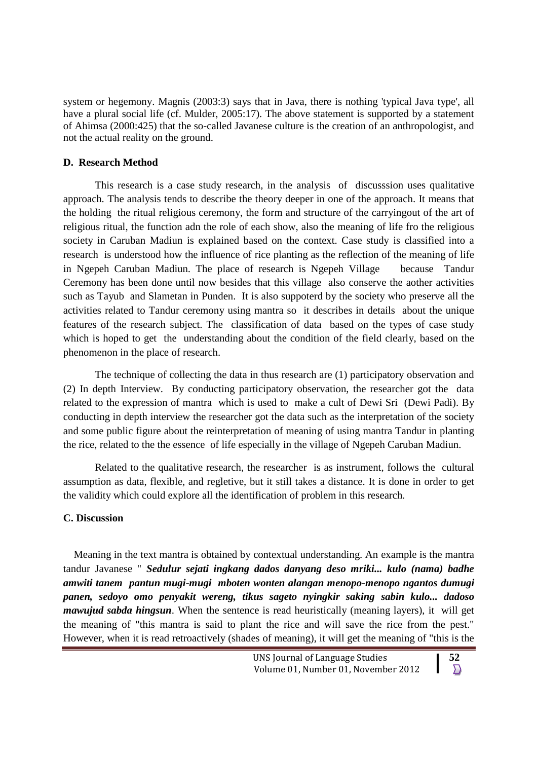system or hegemony. Magnis (2003:3) says that in Java, there is nothing 'typical Java type', all have a plural social life (cf. Mulder, 2005:17). The above statement is supported by a statement of Ahimsa (2000:425) that the so-called Javanese culture is the creation of an anthropologist, and not the actual reality on the ground.

## D. Research Method

This research is a case study research, in the analysis of discusssion uses qualitative approach. The analysis tends to describe the theory deeper in one of the approach. It means that the holding the ritual religious ceremony, the form and structure of the carryingout of the art of religious ritual, the function adn the role of each show, also the meaning of life fro the religious society in Caruban Madiun is explained based on the context. Case study is classified into a research is understood how the influence of rice planting as the reflection of the meaning of life in Ngepeh Caruban Madiun. The place of research is Ngepeh Village because Tandur Ceremony has been done until now besides that this village also conserve the aother activities such as Tayub and Slametan in Punden. It is also suppoterd by the society who preserve all the activities related to Tandur ceremony using mantra so it describes in details about the unique features of the research subject. The classification of data based on the types of case study which is hoped to get the understanding about the condition of the field clearly, based on the phenomenon in the place of research.

The technique of collecting the data in thus research are (1) participatory observation and (2) In depth Interview. By conducting participatory observation, the researcher got the data related to the expression of mantra which is used to make a cult of Dewi Sri (Dewi Padi). By conducting in depth interview the researcher got the data such as the interpretation of the society and some public figure about the reinterpretation of meaning of using mantra Tandur in planting the rice, related to the the essence of life especially in the village of Ngepeh Caruban Madiun.

Related to the qualitative research, the researcher is as instrument, follows the cultural assumption as data, flexible, and regletive, but it still takes a distance. It is done in order to get the validity which could explore all the identification of problem in this research.

## C. Discussion

Meaning in the text mantra is obtained by contextual understanding. An example is the mantra tandur Javanese " ***Sedulur sejati ingkang dados danyang deso mriki... kulo (nama) badhe amwiti tanem pantun mugi-mugi mboten wonten alangan menopo-menopo ngantos dumugi panen, sedoyo omo penyakit wereng, tikus sageto nyingkir saking sabin kulo... dadoso mawujud sabda hingsun***. When the sentence is read heuristically (meaning layers), it will get the meaning of "this mantra is said to plant the rice and will save the rice from the pest." However, when it is read retroactively (shades of meaning), it will get the meaning of "this is the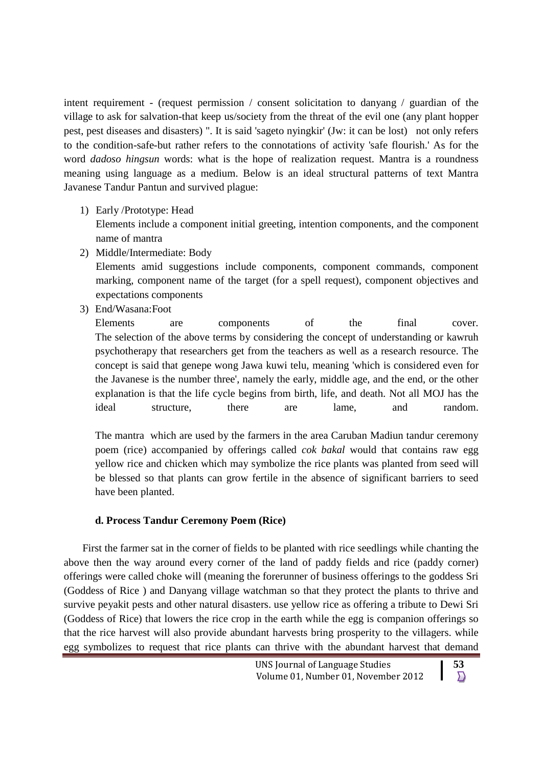intent requirement - (request permission / consent solicitation to danyang / guardian of the village to ask for salvation-that keep us/society from the threat of the evil one (any plant hopper pest, pest diseases and disasters) ". It is said 'sageto nyingkir' (Jw: it can be lost) not only refers to the condition-safe-but rather refers to the connotations of activity 'safe flourish.' As for the word *dadoso hingsun* words: what is the hope of realization request. Mantra is a roundness meaning using language as a medium. Below is an ideal structural patterns of text Mantra Javanese Tandur Pantun and survived plague:

1) Early /Prototype: Head
   Elements include a component initial greeting, intention components, and the component name of mantra
2) Middle/Intermediate: Body
   Elements amid suggestions include components, component commands, component marking, component name of the target (for a spell request), component objectives and expectations components
3) End/Wasana:Foot
   Elements are components of the final cover.
   The selection of the above terms by considering the concept of understanding or kawruh psychotherapy that researchers get from the teachers as well as a research resource. The concept is said that genepe wong Jawa kuwi telu, meaning 'which is considered even for the Javanese is the number three', namely the early, middle age, and the end, or the other explanation is that the life cycle begins from birth, life, and death. Not all MOJ has the ideal structure, there are lame, and random.

   The mantra which are used by the farmers in the area Caruban Madiun tandur ceremony poem (rice) accompanied by offerings called *cok bakal* would that contains raw egg yellow rice and chicken which may symbolize the rice plants was planted from seed will be blessed so that plants can grow fertile in the absence of significant barriers to seed have been planted.

**d. Process Tandur Ceremony Poem (Rice)**

First the farmer sat in the corner of fields to be planted with rice seedlings while chanting the above then the way around every corner of the land of paddy fields and rice (paddy corner) offerings were called choke will (meaning the forerunner of business offerings to the goddess Sri (Goddess of Rice ) and Danyang village watchman so that they protect the plants to thrive and survive peyakit pests and other natural disasters. use yellow rice as offering a tribute to Dewi Sri (Goddess of Rice) that lowers the rice crop in the earth while the egg is companion offerings so that the rice harvest will also provide abundant harvests bring prosperity to the villagers. while egg symbolizes to request that rice plants can thrive with the abundant harvest that demand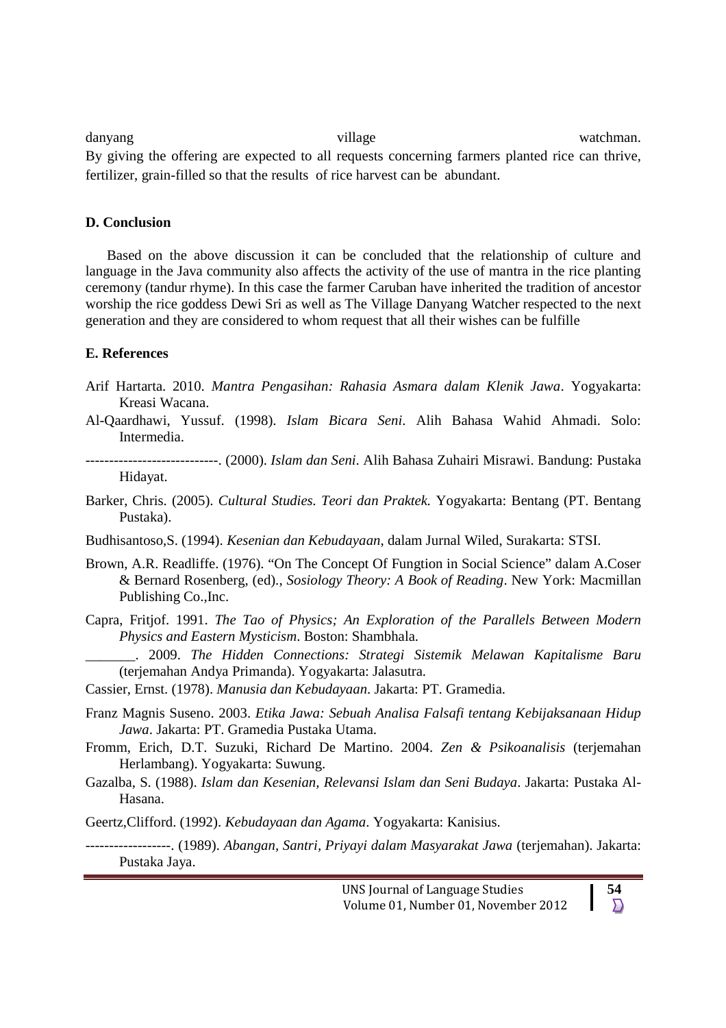danyang village watchman.
By giving the offering are expected to all requests concerning farmers planted rice can thrive, fertilizer, grain-filled so that the results of rice harvest can be abundant.

## D. Conclusion

Based on the above discussion it can be concluded that the relationship of culture and language in the Java community also affects the activity of the use of mantra in the rice planting ceremony (tandur rhyme). In this case the farmer Caruban have inherited the tradition of ancestor worship the rice goddess Dewi Sri as well as The Village Danyang Watcher respected to the next generation and they are considered to whom request that all their wishes can be fulfille

## E. References

Arif Hartarta. 2010. *Mantra Pengasihan: Rahasia Asmara dalam Klenik Jawa*. Yogyakarta: Kreasi Wacana.

Al-Qaardhawi, Yussuf. (1998). *Islam Bicara Seni*. Alih Bahasa Wahid Ahmadi. Solo: Intermedia.

----------------------------. (2000). *Islam dan Seni*. Alih Bahasa Zuhairi Misrawi. Bandung: Pustaka Hidayat.

Barker, Chris. (2005). *Cultural Studies. Teori dan Praktek.* Yogyakarta: Bentang (PT. Bentang Pustaka).

Budhisantoso,S. (1994). *Kesenian dan Kebudayaan*, dalam Jurnal Wiled, Surakarta: STSI.

Brown, A.R. Readliffe. (1976). "On The Concept Of Fungtion in Social Science" dalam A.Coser & Bernard Rosenberg, (ed)., *Sosiology Theory: A Book of Reading*. New York: Macmillan Publishing Co.,Inc.

Capra, Fritjof. 1991. *The Tao of Physics; An Exploration of the Parallels Between Modern Physics and Eastern Mysticism*. Boston: Shambhala.

_______. 2009. *The Hidden Connections: Strategi Sistemik Melawan Kapitalisme Baru* (terjemahan Andya Primanda). Yogyakarta: Jalasutra.

Cassier, Ernst. (1978). *Manusia dan Kebudayaan*. Jakarta: PT. Gramedia.

Franz Magnis Suseno. 2003. *Etika Jawa: Sebuah Analisa Falsafi tentang Kebijaksanaan Hidup Jawa*. Jakarta: PT. Gramedia Pustaka Utama.

Fromm, Erich, D.T. Suzuki, Richard De Martino. 2004. *Zen & Psikoanalisis* (terjemahan Herlambang). Yogyakarta: Suwung.

Gazalba, S. (1988). *Islam dan Kesenian, Relevansi Islam dan Seni Budaya*. Jakarta: Pustaka Al-Hasana.

Geertz,Clifford. (1992). *Kebudayaan dan Agama*. Yogyakarta: Kanisius.

------------------. (1989). *Abangan, Santri, Priyayi dalam Masyarakat Jawa* (terjemahan). Jakarta: Pustaka Jaya.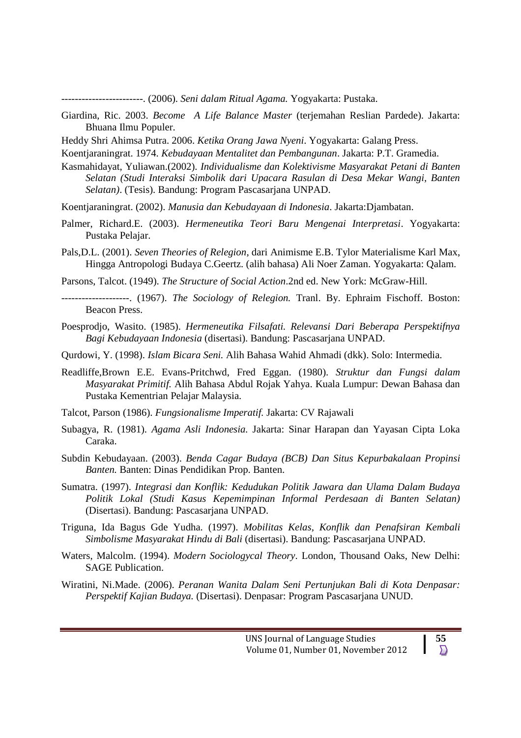------------------------. (2006). *Seni dalam Ritual Agama.* Yogyakarta: Pustaka.

Giardina, Ric. 2003. *Become  A Life Balance Master* (terjemahan Reslian Pardede). Jakarta: Bhuana Ilmu Populer.

Heddy Shri Ahimsa Putra. 2006. *Ketika Orang Jawa Nyeni*. Yogyakarta: Galang Press.

Koentjaraningrat. 1974. *Kebudayaan Mentalitet dan Pembangunan*. Jakarta: P.T. Gramedia.

Kasmahidayat, Yuliawan.(2002). *Individualisme dan Kolektivisme Masyarakat Petani di Banten Selatan (Studi Interaksi Simbolik dari Upacara Rasulan di Desa Mekar Wangi, Banten Selatan)*. (Tesis). Bandung: Program Pascasarjana UNPAD.

Koentjaraningrat. (2002). *Manusia dan Kebudayaan di Indonesia*. Jakarta:Djambatan.

Palmer, Richard.E. (2003). *Hermeneutika Teori Baru Mengenai Interpretasi*. Yogyakarta: Pustaka Pelajar.

Pals,D.L. (2001). *Seven Theories of Relegion*, dari Animisme E.B. Tylor Materialisme Karl Max, Hingga Antropologi Budaya C.Geertz. (alih bahasa) Ali Noer Zaman. Yogyakarta: Qalam.

Parsons, Talcot. (1949). *The Structure of Social Action*.2nd ed. New York: McGraw-Hill.

--------------------. (1967). *The Sociology of Relegion.* Tranl. By. Ephraim Fischoff. Boston: Beacon Press.

Poesprodjo, Wasito. (1985). *Hermeneutika Filsafati. Relevansi Dari Beberapa Perspektifnya Bagi Kebudayaan Indonesia* (disertasi). Bandung: Pascasarjana UNPAD.

Qurdowi, Y. (1998). *Islam Bicara Seni.* Alih Bahasa Wahid Ahmadi (dkk). Solo: Intermedia.

Readliffe,Brown E.E. Evans-Pritchwd, Fred Eggan. (1980). *Struktur dan Fungsi dalam Masyarakat Primitif.* Alih Bahasa Abdul Rojak Yahya. Kuala Lumpur: Dewan Bahasa dan Pustaka Kementrian Pelajar Malaysia.

Talcot, Parson (1986). *Fungsionalisme Imperatif.* Jakarta: CV Rajawali

Subagya, R. (1981). *Agama Asli Indonesia.* Jakarta: Sinar Harapan dan Yayasan Cipta Loka Caraka.

Subdin Kebudayaan. (2003). *Benda Cagar Budaya (BCB) Dan Situs Kepurbakalaan Propinsi Banten.* Banten: Dinas Pendidikan Prop. Banten.

Sumatra. (1997). *Integrasi dan Konflik: Kedudukan Politik Jawara dan Ulama Dalam Budaya Politik Lokal (Studi Kasus Kepemimpinan Informal Perdesaan di Banten Selatan)* (Disertasi). Bandung: Pascasarjana UNPAD.

Triguna, Ida Bagus Gde Yudha. (1997). *Mobilitas Kelas, Konflik dan Penafsiran Kembali Simbolisme Masyarakat Hindu di Bali* (disertasi). Bandung: Pascasarjana UNPAD.

Waters, Malcolm. (1994). *Modern Sociologycal Theory*. London, Thousand Oaks, New Delhi: SAGE Publication.

Wiratini, Ni.Made. (2006). *Peranan Wanita Dalam Seni Pertunjukan Bali di Kota Denpasar: Perspektif Kajian Budaya.* (Disertasi). Denpasar: Program Pascasarjana UNUD.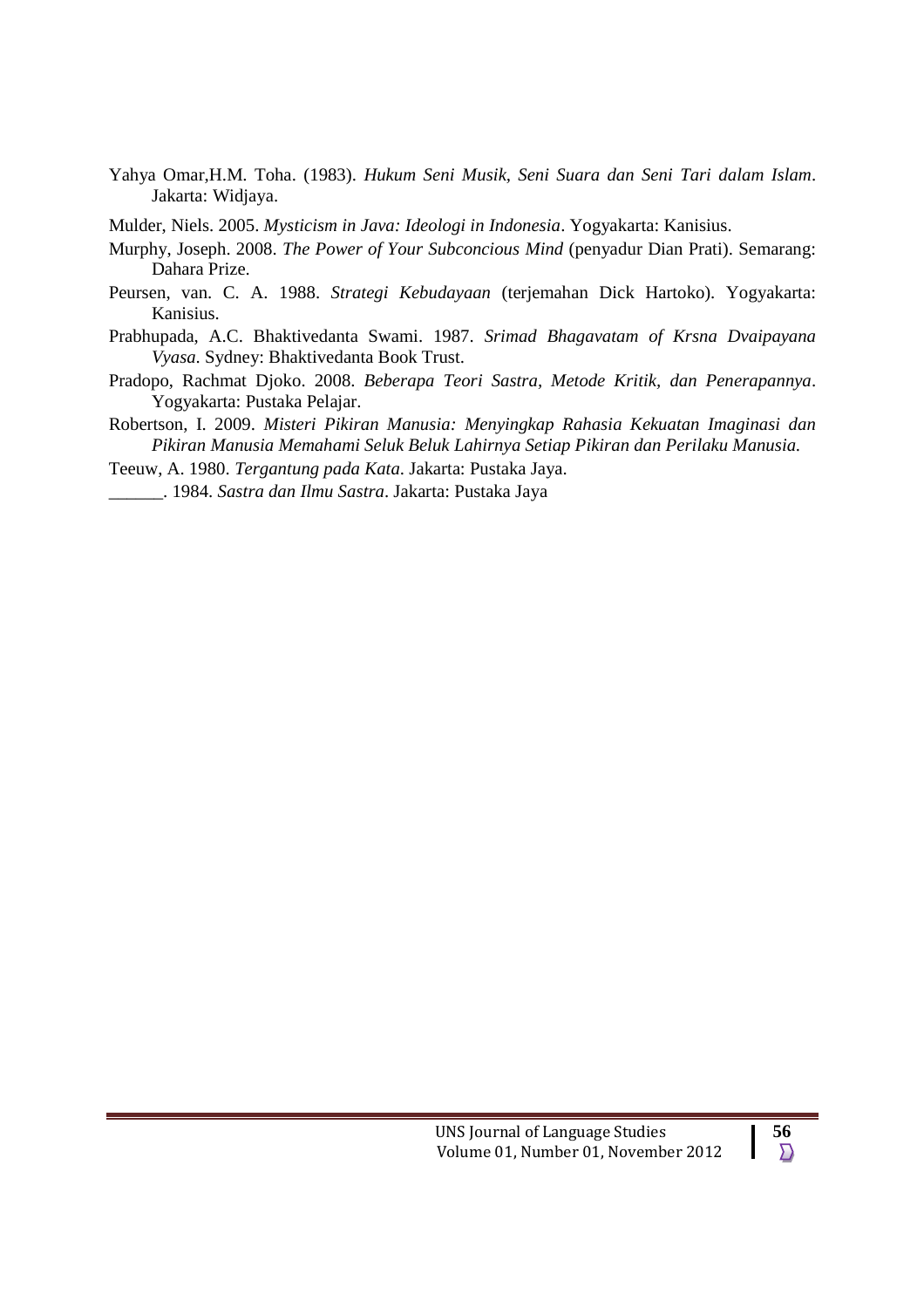Yahya Omar,H.M. Toha. (1983). *Hukum Seni Musik, Seni Suara dan Seni Tari dalam Islam*. Jakarta: Widjaya.

Mulder, Niels. 2005. *Mysticism in Java: Ideologi in Indonesia*. Yogyakarta: Kanisius.

Murphy, Joseph. 2008. *The Power of Your Subconcious Mind* (penyadur Dian Prati). Semarang: Dahara Prize.

Peursen, van. C. A. 1988. *Strategi Kebudayaan* (terjemahan Dick Hartoko). Yogyakarta: Kanisius.

Prabhupada, A.C. Bhaktivedanta Swami. 1987. *Srimad Bhagavatam of Krsna Dvaipayana Vyasa*. Sydney: Bhaktivedanta Book Trust.

Pradopo, Rachmat Djoko. 2008. *Beberapa Teori Sastra, Metode Kritik, dan Penerapannya*. Yogyakarta: Pustaka Pelajar.

Robertson, I. 2009. *Misteri Pikiran Manusia: Menyingkap Rahasia Kekuatan Imaginasi dan Pikiran Manusia Memahami Seluk Beluk Lahirnya Setiap Pikiran dan Perilaku Manusia.*

Teeuw, A. 1980. *Tergantung pada Kata*. Jakarta: Pustaka Jaya.

______. 1984. *Sastra dan Ilmu Sastra*. Jakarta: Pustaka Jaya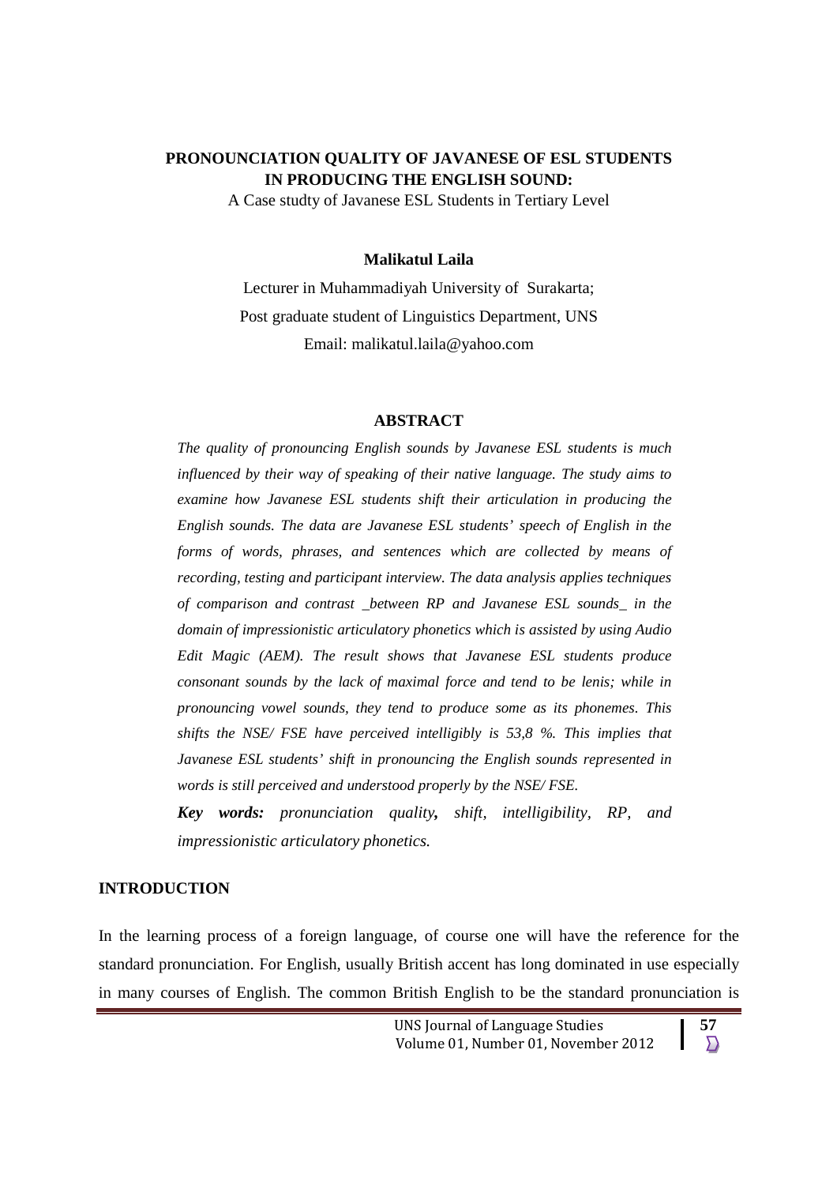# PRONOUNCIATION QUALITY OF JAVANESE OF ESL STUDENTS IN PRODUCING THE ENGLISH SOUND:

A Case studty of Javanese ESL Students in Tertiary Level

**Malikatul Laila**

Lecturer in Muhammadiyah University of Surakarta;
Post graduate student of Linguistics Department, UNS
Email: malikatul.laila@yahoo.com

## ABSTRACT

*The quality of pronouncing English sounds by Javanese ESL students is much influenced by their way of speaking of their native language. The study aims to examine how Javanese ESL students shift their articulation in producing the English sounds. The data are Javanese ESL students' speech of English in the forms of words, phrases, and sentences which are collected by means of recording, testing and participant interview. The data analysis applies techniques of comparison and contrast _between RP and Javanese ESL sounds_ in the domain of impressionistic articulatory phonetics which is assisted by using Audio Edit Magic (AEM). The result shows that Javanese ESL students produce consonant sounds by the lack of maximal force and tend to be lenis; while in pronouncing vowel sounds, they tend to produce some as its phonemes. This shifts the NSE/ FSE have perceived intelligibly is 53,8 %. This implies that Javanese ESL students' shift in pronouncing the English sounds represented in words is still perceived and understood properly by the NSE/ FSE.*

***Key words:*** *pronunciation quality**,** shift, intelligibility, RP, and impressionistic articulatory phonetics.*

## INTRODUCTION

In the learning process of a foreign language, of course one will have the reference for the standard pronunciation. For English, usually British accent has long dominated in use especially in many courses of English. The common British English to be the standard pronunciation is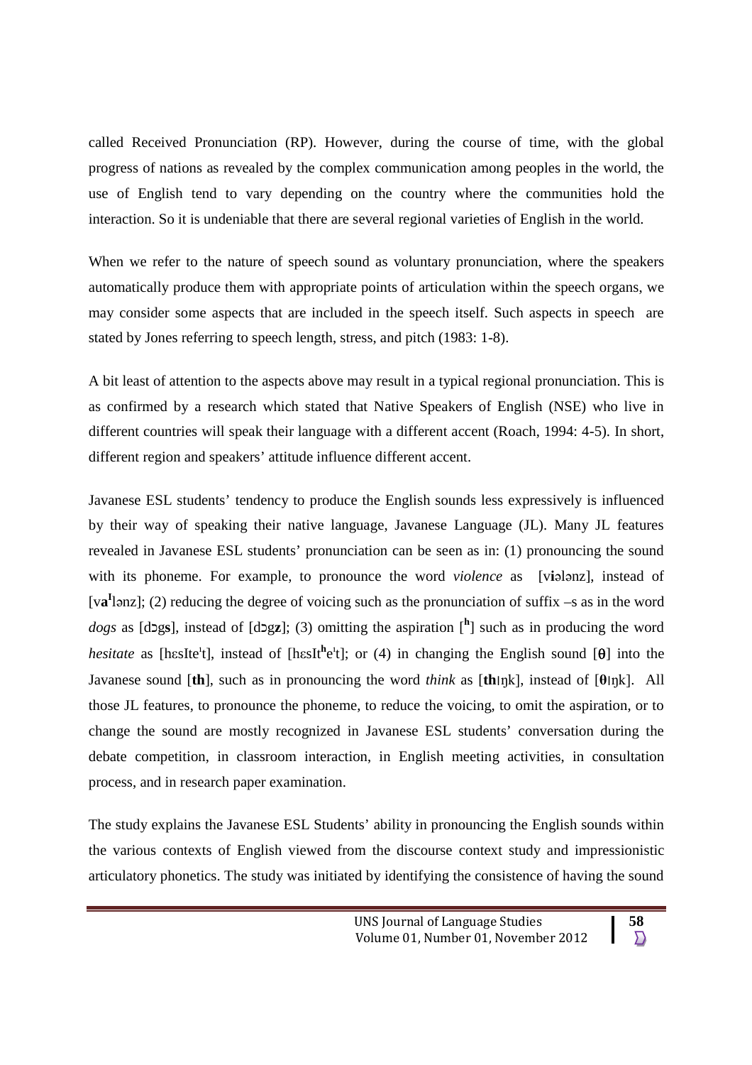called Received Pronunciation (RP). However, during the course of time, with the global progress of nations as revealed by the complex communication among peoples in the world, the use of English tend to vary depending on the country where the communities hold the interaction. So it is undeniable that there are several regional varieties of English in the world.

When we refer to the nature of speech sound as voluntary pronunciation, where the speakers automatically produce them with appropriate points of articulation within the speech organs, we may consider some aspects that are included in the speech itself. Such aspects in speech are stated by Jones referring to speech length, stress, and pitch (1983: 1-8).

A bit least of attention to the aspects above may result in a typical regional pronunciation. This is as confirmed by a research which stated that Native Speakers of English (NSE) who live in different countries will speak their language with a different accent (Roach, 1994: 4-5). In short, different region and speakers' attitude influence different accent.

Javanese ESL students' tendency to produce the English sounds less expressively is influenced by their way of speaking their native language, Javanese Language (JL). Many JL features revealed in Javanese ESL students' pronunciation can be seen as in: (1) pronouncing the sound with its phoneme. For example, to pronounce the word *violence* as [v**i**ələnz], instead of [v**a**ᴵlənz]; (2) reducing the degree of voicing such as the pronunciation of suffix –s as in the word *dogs* as [dɔg**s**], instead of [dɔg**z**]; (3) omitting the aspiration [ʰ] such as in producing the word *hesitate* as [hɛsIteˈt], instead of [hɛsItʰeˈt]; or (4) in changing the English sound [θ] into the Javanese sound [**th**], such as in pronouncing the word *think* as [**th**ɪŋk], instead of [**θ**ɪŋk]. All those JL features, to pronounce the phoneme, to reduce the voicing, to omit the aspiration, or to change the sound are mostly recognized in Javanese ESL students' conversation during the debate competition, in classroom interaction, in English meeting activities, in consultation process, and in research paper examination.

The study explains the Javanese ESL Students' ability in pronouncing the English sounds within the various contexts of English viewed from the discourse context study and impressionistic articulatory phonetics. The study was initiated by identifying the consistence of having the sound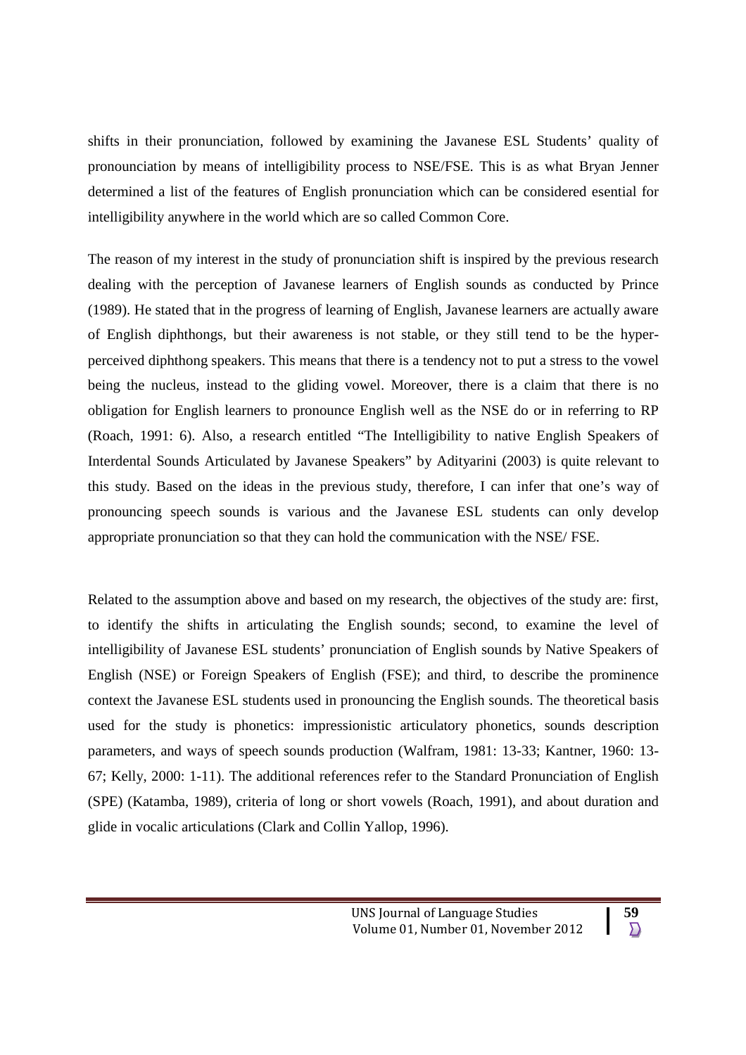shifts in their pronunciation, followed by examining the Javanese ESL Students' quality of pronounciation by means of intelligibility process to NSE/FSE. This is as what Bryan Jenner determined a list of the features of English pronunciation which can be considered esential for intelligibility anywhere in the world which are so called Common Core.

The reason of my interest in the study of pronunciation shift is inspired by the previous research dealing with the perception of Javanese learners of English sounds as conducted by Prince (1989). He stated that in the progress of learning of English, Javanese learners are actually aware of English diphthongs, but their awareness is not stable, or they still tend to be the hyper-perceived diphthong speakers. This means that there is a tendency not to put a stress to the vowel being the nucleus, instead to the gliding vowel. Moreover, there is a claim that there is no obligation for English learners to pronounce English well as the NSE do or in referring to RP (Roach, 1991: 6). Also, a research entitled "The Intelligibility to native English Speakers of Interdental Sounds Articulated by Javanese Speakers" by Adityarini (2003) is quite relevant to this study. Based on the ideas in the previous study, therefore, I can infer that one's way of pronouncing speech sounds is various and the Javanese ESL students can only develop appropriate pronunciation so that they can hold the communication with the NSE/ FSE.

Related to the assumption above and based on my research, the objectives of the study are: first, to identify the shifts in articulating the English sounds; second, to examine the level of intelligibility of Javanese ESL students' pronunciation of English sounds by Native Speakers of English (NSE) or Foreign Speakers of English (FSE); and third, to describe the prominence context the Javanese ESL students used in pronouncing the English sounds. The theoretical basis used for the study is phonetics: impressionistic articulatory phonetics, sounds description parameters, and ways of speech sounds production (Walfram, 1981: 13-33; Kantner, 1960: 13-67; Kelly, 2000: 1-11). The additional references refer to the Standard Pronunciation of English (SPE) (Katamba, 1989), criteria of long or short vowels (Roach, 1991), and about duration and glide in vocalic articulations (Clark and Collin Yallop, 1996).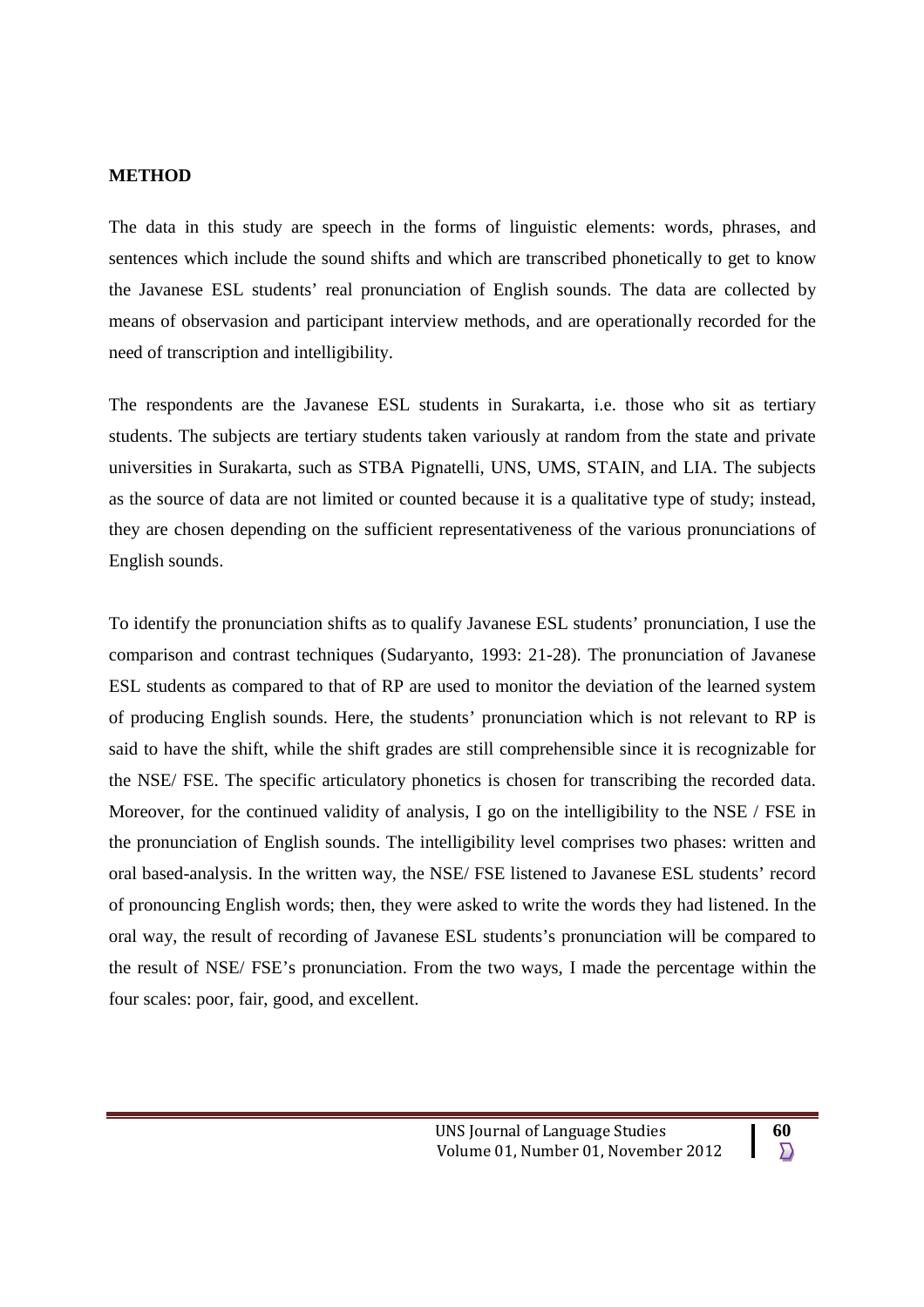## METHOD

The data in this study are speech in the forms of linguistic elements: words, phrases, and sentences which include the sound shifts and which are transcribed phonetically to get to know the Javanese ESL students' real pronunciation of English sounds. The data are collected by means of observation and participant interview methods, and are operationally recorded for the need of transcription and intelligibility.

The respondents are the Javanese ESL students in Surakarta, i.e. those who sit as tertiary students. The subjects are tertiary students taken variously at random from the state and private universities in Surakarta, such as STBA Pignatelli, UNS, UMS, STAIN, and LIA. The subjects as the source of data are not limited or counted because it is a qualitative type of study; instead, they are chosen depending on the sufficient representativeness of the various pronunciations of English sounds.

To identify the pronunciation shifts as to qualify Javanese ESL students' pronunciation, I use the comparison and contrast techniques (Sudaryanto, 1993: 21-28). The pronunciation of Javanese ESL students as compared to that of RP are used to monitor the deviation of the learned system of producing English sounds. Here, the students' pronunciation which is not relevant to RP is said to have the shift, while the shift grades are still comprehensible since it is recognizable for the NSE/ FSE. The specific articulatory phonetics is chosen for transcribing the recorded data. Moreover, for the continued validity of analysis, I go on the intelligibility to the NSE / FSE in the pronunciation of English sounds. The intelligibility level comprises two phases: written and oral based-analysis. In the written way, the NSE/ FSE listened to Javanese ESL students' record of pronouncing English words; then, they were asked to write the words they had listened. In the oral way, the result of recording of Javanese ESL students's pronunciation will be compared to the result of NSE/ FSE's pronunciation. From the two ways, I made the percentage within the four scales: poor, fair, good, and excellent.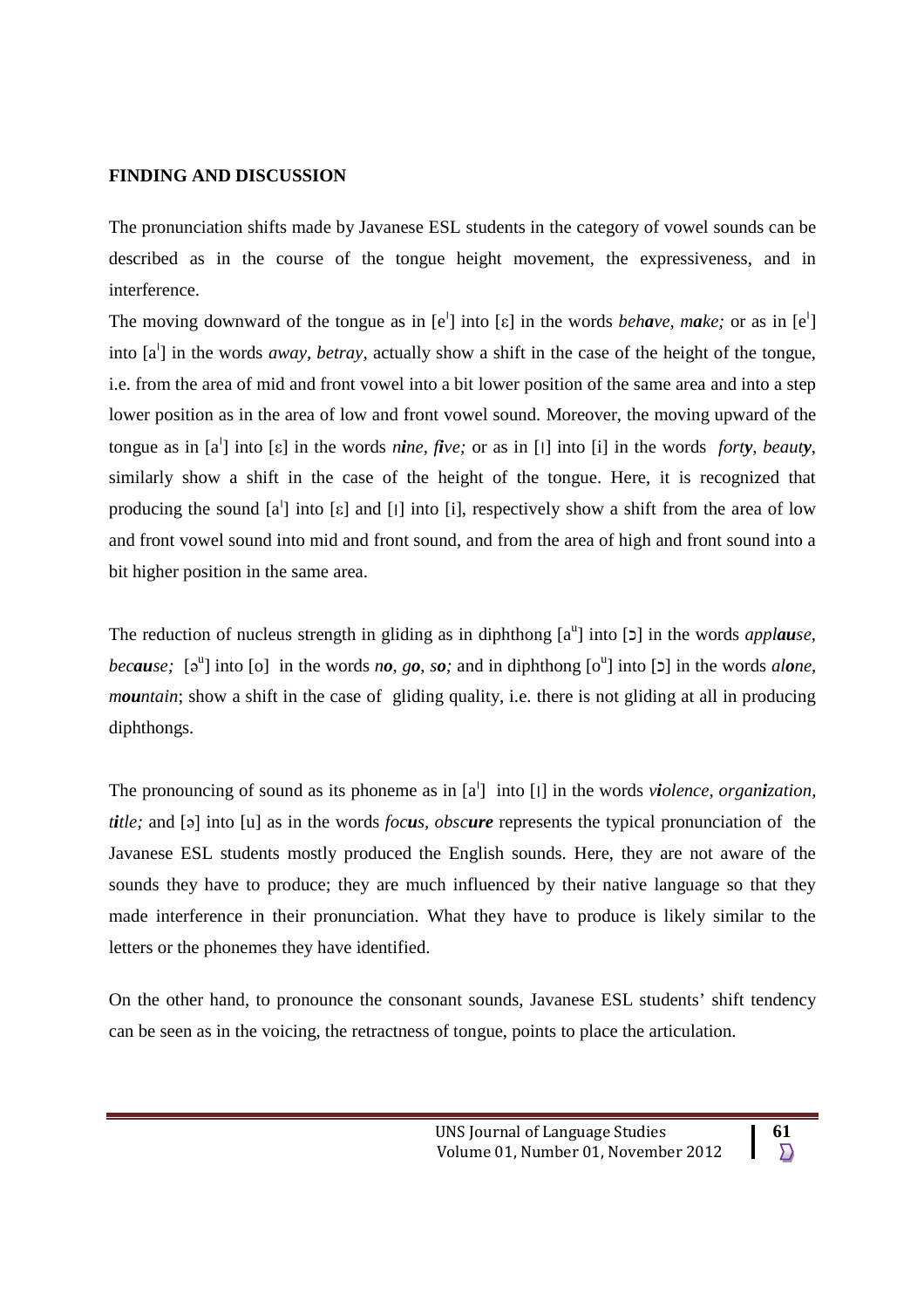**FINDING AND DISCUSSION**

The pronunciation shifts made by Javanese ESL students in the category of vowel sounds can be described as in the course of the tongue height movement, the expressiveness, and in interference.

The moving downward of the tongue as in [$e^{I}$] into [ɛ] in the words *beh**a**ve, m**a**ke;* or as in [$e^{I}$] into [$a^{I}$] in the words *away, betray,* actually show a shift in the case of the height of the tongue, i.e. from the area of mid and front vowel into a bit lower position of the same area and into a step lower position as in the area of low and front vowel sound. Moreover, the moving upward of the tongue as in [$a^{I}$] into [ɛ] in the words ***ni**ne, **fi**ve;* or as in [I] into [i] in the words *fort**y**, beaut**y**,* similarly show a shift in the case of the height of the tongue. Here, it is recognized that producing the sound [$a^{I}$] into [ɛ] and [I] into [i], respectively show a shift from the area of low and front vowel sound into mid and front sound, and from the area of high and front sound into a bit higher position in the same area.

The reduction of nucleus strength in gliding as in diphthong [$a^{u}$] into [ɔ] in the words *appl**au**se, bec**au**se;* [$ə^{u}$] into [o] in the words *n**o**, g**o**, s**o**;* and in diphthong [$o^{u}$] into [ɔ] in the words *al**o**ne, m**ou**ntain*; show a shift in the case of gliding quality, i.e. there is not gliding at all in producing diphthongs.

The pronouncing of sound as its phoneme as in [$a^{I}$] into [I] in the words *v**i**olence, organ**i**zation, t**i**tle;* and [ə] into [u] as in the words *foc**us**, obsc**ure*** represents the typical pronunciation of the Javanese ESL students mostly produced the English sounds. Here, they are not aware of the sounds they have to produce; they are much influenced by their native language so that they made interference in their pronunciation. What they have to produce is likely similar to the letters or the phonemes they have identified.

On the other hand, to pronounce the consonant sounds, Javanese ESL students' shift tendency can be seen as in the voicing, the retractness of tongue, points to place the articulation.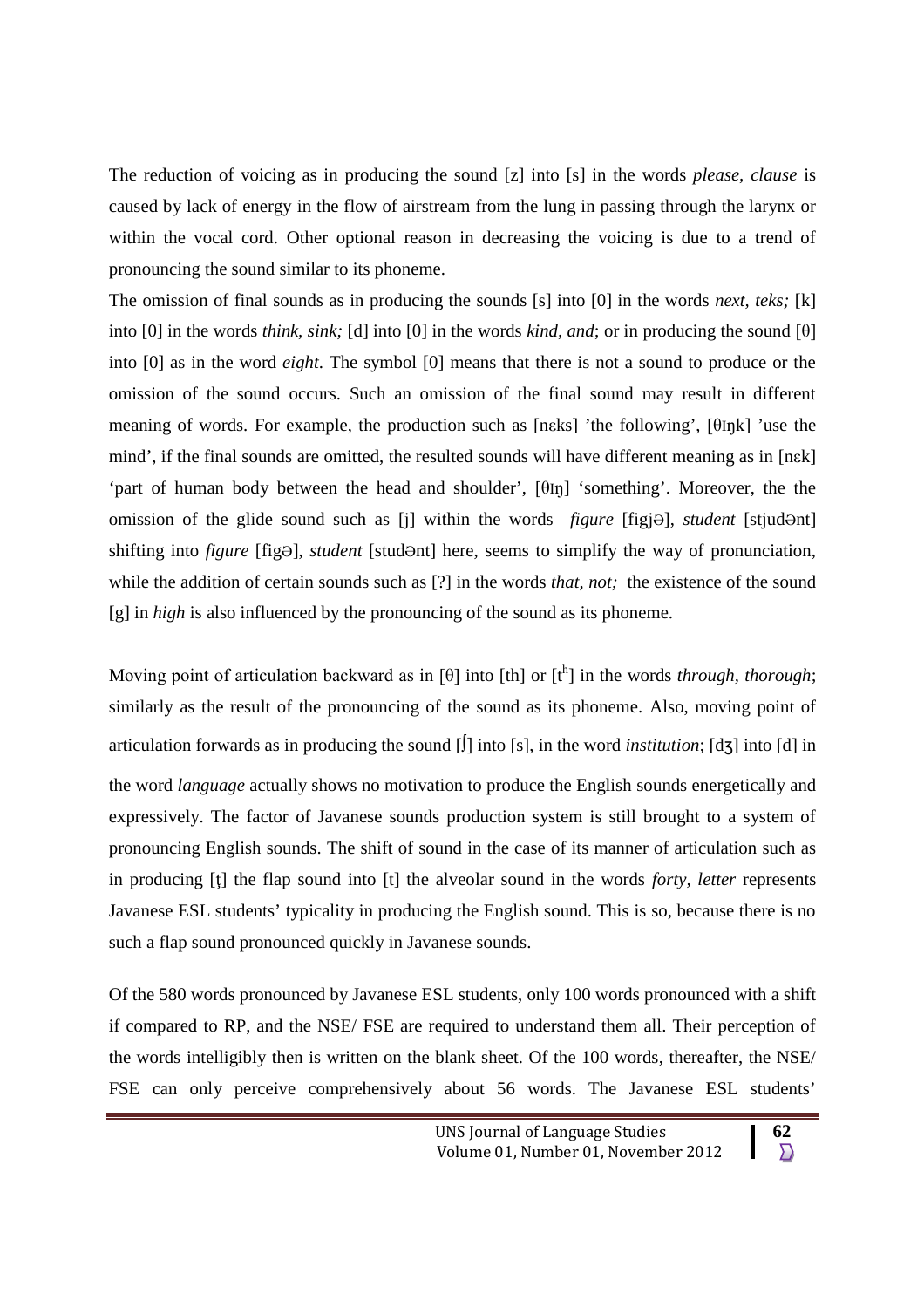The reduction of voicing as in producing the sound [z] into [s] in the words *please, clause* is caused by lack of energy in the flow of airstream from the lung in passing through the larynx or within the vocal cord. Other optional reason in decreasing the voicing is due to a trend of pronouncing the sound similar to its phoneme.

The omission of final sounds as in producing the sounds [s] into [0] in the words *next, teks;* [k] into [0] in the words *think, sink;* [d] into [0] in the words *kind, and*; or in producing the sound [θ] into [0] as in the word *eight*. The symbol [0] means that there is not a sound to produce or the omission of the sound occurs. Such an omission of the final sound may result in different meaning of words. For example, the production such as [nɛks] 'the following', [θɪŋk] 'use the mind', if the final sounds are omitted, the resulted sounds will have different meaning as in [nɛk] 'part of human body between the head and shoulder', [θɪŋ] 'something'. Moreover, the the omission of the glide sound such as [j] within the words *figure* [figjə], *student* [stjudənt] shifting into *figure* [figə], *student* [studənt] here, seems to simplify the way of pronunciation, while the addition of certain sounds such as [?] in the words *that, not;* the existence of the sound [g] in *high* is also influenced by the pronouncing of the sound as its phoneme.

Moving point of articulation backward as in [θ] into [th] or [tʰ] in the words *through, thorough*; similarly as the result of the pronouncing of the sound as its phoneme. Also, moving point of articulation forwards as in producing the sound [ʃ] into [s], in the word *institution*; [dʒ] into [d] in the word *language* actually shows no motivation to produce the English sounds energetically and expressively. The factor of Javanese sounds production system is still brought to a system of pronouncing English sounds. The shift of sound in the case of its manner of articulation such as in producing [ţ] the flap sound into [t] the alveolar sound in the words *forty, letter* represents Javanese ESL students' typicality in producing the English sound. This is so, because there is no such a flap sound pronounced quickly in Javanese sounds.

Of the 580 words pronounced by Javanese ESL students, only 100 words pronounced with a shift if compared to RP, and the NSE/ FSE are required to understand them all. Their perception of the words intelligibly then is written on the blank sheet. Of the 100 words, thereafter, the NSE/ FSE can only perceive comprehensively about 56 words. The Javanese ESL students'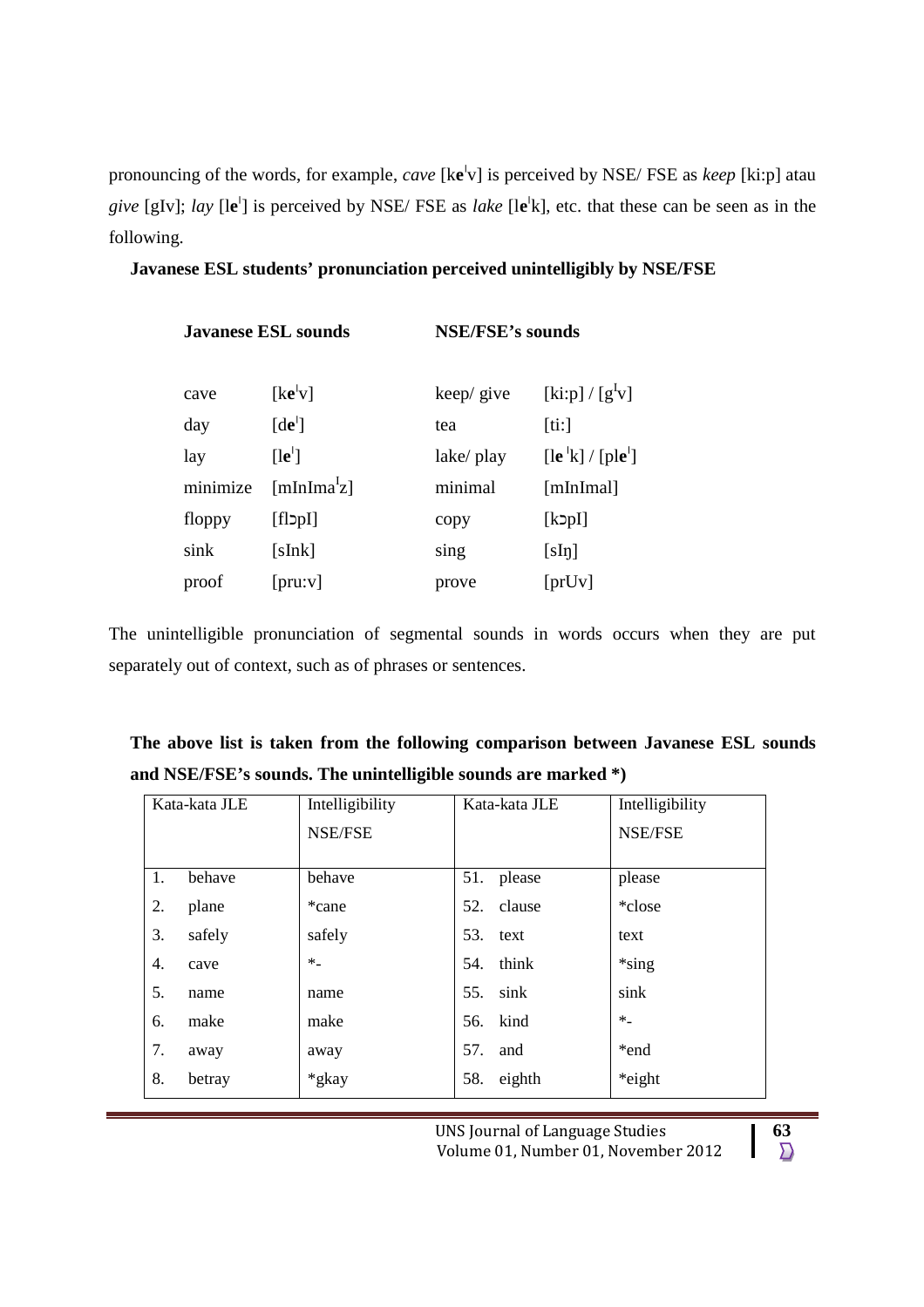pronouncing of the words, for example, *cave* [k**e**ˡv] is perceived by NSE/ FSE as *keep* [ki:p] atau *give* [gIv]; *lay* [l**e**ˡ] is perceived by NSE/ FSE as *lake* [l**e**ˡk], etc. that these can be seen as in the following.

**Javanese ESL students' pronunciation perceived unintelligibly by NSE/FSE**

| **Javanese ESL sounds** | | **NSE/FSE's sounds** | |
|---|---|---|---|
| cave | [k**e**ˡv] | keep/ give | [ki:p] / [gᴵv] |
| day | [d**e**ˡ] | tea | [ti:] |
| lay | [l**e**ˡ] | lake/ play | [l**e** ˡk] / [pl**e**ˡ] |
| minimize | [mInImaᴵz] | minimal | [mInImal] |
| floppy | [flɔpI] | copy | [kɔpI] |
| sink | [sInk] | sing | [sIŋ] |
| proof | [pru:v] | prove | [prUv] |

The unintelligible pronunciation of segmental sounds in words occurs when they are put separately out of context, such as of phrases or sentences.

**The above list is taken from the following comparison between Javanese ESL sounds and NSE/FSE's sounds. The unintelligible sounds are marked *)**

| Kata-kata JLE | Intelligibility NSE/FSE | Kata-kata JLE | Intelligibility NSE/FSE |
|---|---|---|---|
| 1. behave | behave | 51. please | please |
| 2. plane | *cane | 52. clause | *close |
| 3. safely | safely | 53. text | text |
| 4. cave | *- | 54. think | *sing |
| 5. name | name | 55. sink | sink |
| 6. make | make | 56. kind | *- |
| 7. away | away | 57. and | *end |
| 8. betray | *gkay | 58. eighth | *eight |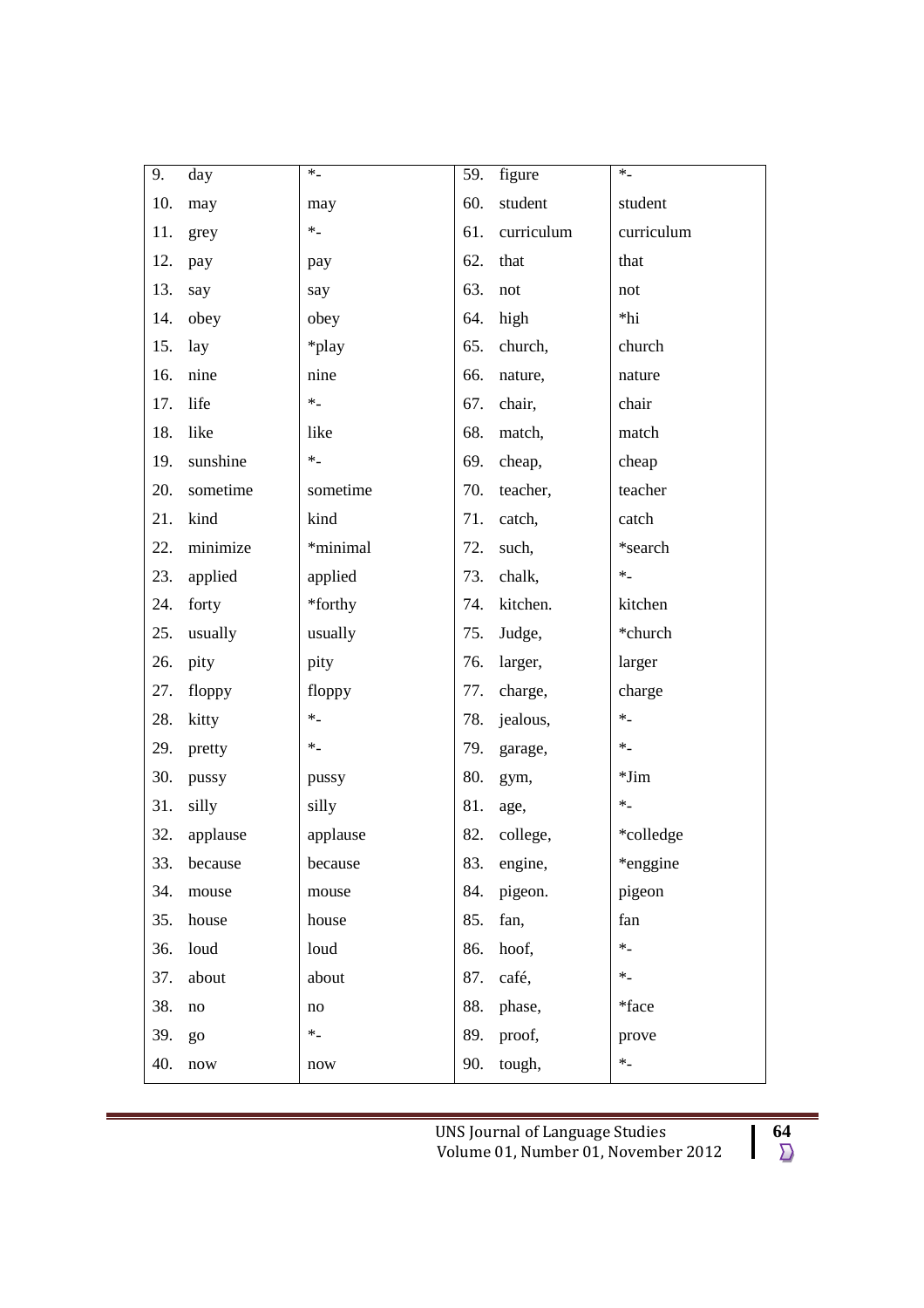| | | | |
|---|---|---|---|
| 9. day | *- | 59. figure | *- |
| 10. may | may | 60. student | student |
| 11. grey | *- | 61. curriculum | curriculum |
| 12. pay | pay | 62. that | that |
| 13. say | say | 63. not | not |
| 14. obey | obey | 64. high | *hi |
| 15. lay | *play | 65. church, | church |
| 16. nine | nine | 66. nature, | nature |
| 17. life | *- | 67. chair, | chair |
| 18. like | like | 68. match, | match |
| 19. sunshine | *- | 69. cheap, | cheap |
| 20. sometime | sometime | 70. teacher, | teacher |
| 21. kind | kind | 71. catch, | catch |
| 22. minimize | *minimal | 72. such, | *search |
| 23. applied | applied | 73. chalk, | *- |
| 24. forty | *forthy | 74. kitchen. | kitchen |
| 25. usually | usually | 75. Judge, | *church |
| 26. pity | pity | 76. larger, | larger |
| 27. floppy | floppy | 77. charge, | charge |
| 28. kitty | *- | 78. jealous, | *- |
| 29. pretty | *- | 79. garage, | *- |
| 30. pussy | pussy | 80. gym, | *Jim |
| 31. silly | silly | 81. age, | *- |
| 32. applause | applause | 82. college, | *colledge |
| 33. because | because | 83. engine, | *enggine |
| 34. mouse | mouse | 84. pigeon. | pigeon |
| 35. house | house | 85. fan, | fan |
| 36. loud | loud | 86. hoof, | *- |
| 37. about | about | 87. café, | *- |
| 38. no | no | 88. phase, | *face |
| 39. go | *- | 89. proof, | prove |
| 40. now | now | 90. tough, | *- |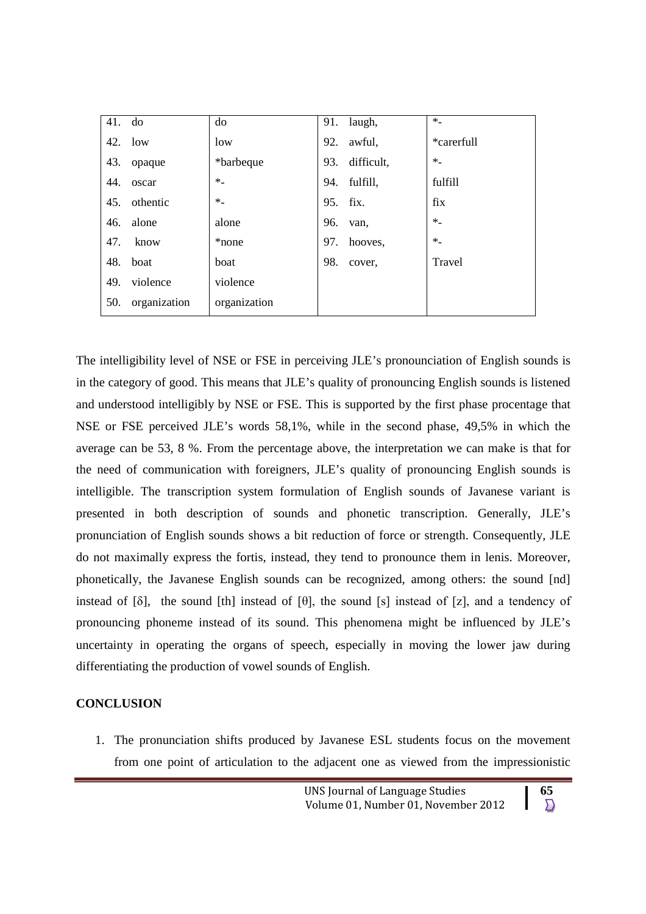| | | | |
|---|---|---|---|
| 41. do | do | 91. laugh, | *- |
| 42. low | low | 92. awful, | *carerfull |
| 43. opaque | *barbeque | 93. difficult, | *- |
| 44. oscar | *- | 94. fulfill, | fulfill |
| 45. othentic | *- | 95. fix. | fix |
| 46. alone | alone | 96. van, | *- |
| 47. know | *none | 97. hooves, | *- |
| 48. boat | boat | 98. cover, | Travel |
| 49. violence | violence | | |
| 50. organization | organization | | |

The intelligibility level of NSE or FSE in perceiving JLE's pronounciation of English sounds is in the category of good. This means that JLE's quality of pronouncing English sounds is listened and understood intelligibly by NSE or FSE. This is supported by the first phase procentage that NSE or FSE perceived JLE's words 58,1%, while in the second phase, 49,5% in which the average can be 53, 8 %. From the percentage above, the interpretation we can make is that for the need of communication with foreigners, JLE's quality of pronouncing English sounds is intelligible. The transcription system formulation of English sounds of Javanese variant is presented in both description of sounds and phonetic transcription. Generally, JLE's pronunciation of English sounds shows a bit reduction of force or strength. Consequently, JLE do not maximally express the fortis, instead, they tend to pronounce them in lenis. Moreover, phonetically, the Javanese English sounds can be recognized, among others: the sound [nd] instead of [δ], the sound [th] instead of [θ], the sound [s] instead of [z], and a tendency of pronouncing phoneme instead of its sound. This phenomena might be influenced by JLE's uncertainty in operating the organs of speech, especially in moving the lower jaw during differentiating the production of vowel sounds of English.

## CONCLUSION

1. The pronunciation shifts produced by Javanese ESL students focus on the movement from one point of articulation to the adjacent one as viewed from the impressionistic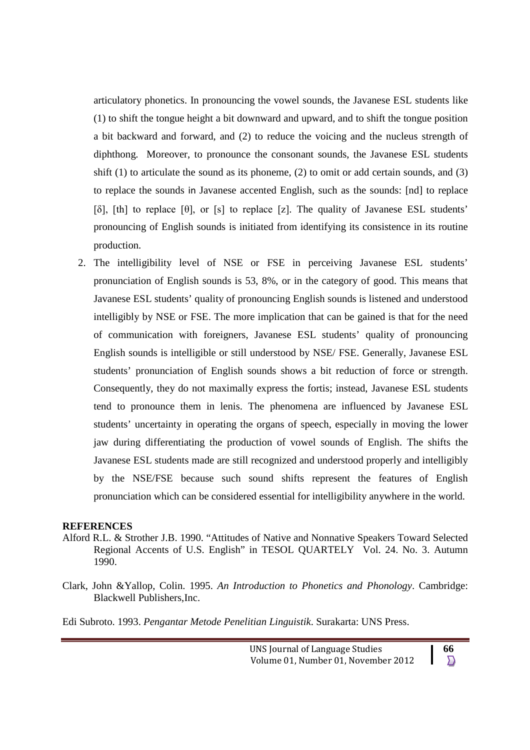articulatory phonetics. In pronouncing the vowel sounds, the Javanese ESL students like (1) to shift the tongue height a bit downward and upward, and to shift the tongue position a bit backward and forward, and (2) to reduce the voicing and the nucleus strength of diphthong. Moreover, to pronounce the consonant sounds, the Javanese ESL students shift (1) to articulate the sound as its phoneme, (2) to omit or add certain sounds, and (3) to replace the sounds in Javanese accented English, such as the sounds: [nd] to replace [δ], [th] to replace [θ], or [s] to replace [z]. The quality of Javanese ESL students' pronouncing of English sounds is initiated from identifying its consistence in its routine production.

2. The intelligibility level of NSE or FSE in perceiving Javanese ESL students' pronunciation of English sounds is 53, 8%, or in the category of good. This means that Javanese ESL students' quality of pronouncing English sounds is listened and understood intelligibly by NSE or FSE. The more implication that can be gained is that for the need of communication with foreigners, Javanese ESL students' quality of pronouncing English sounds is intelligible or still understood by NSE/ FSE. Generally, Javanese ESL students' pronunciation of English sounds shows a bit reduction of force or strength. Consequently, they do not maximally express the fortis; instead, Javanese ESL students tend to pronounce them in lenis. The phenomena are influenced by Javanese ESL students' uncertainty in operating the organs of speech, especially in moving the lower jaw during differentiating the production of vowel sounds of English. The shifts the Javanese ESL students made are still recognized and understood properly and intelligibly by the NSE/FSE because such sound shifts represent the features of English pronunciation which can be considered essential for intelligibility anywhere in the world.

**REFERENCES**

Alford R.L. & Strother J.B. 1990. "Attitudes of Native and Nonnative Speakers Toward Selected Regional Accents of U.S. English" in TESOL QUARTELY Vol. 24. No. 3. Autumn 1990.

Clark, John &Yallop, Colin. 1995. *An Introduction to Phonetics and Phonology*. Cambridge: Blackwell Publishers,Inc.

Edi Subroto. 1993. *Pengantar Metode Penelitian Linguistik*. Surakarta: UNS Press.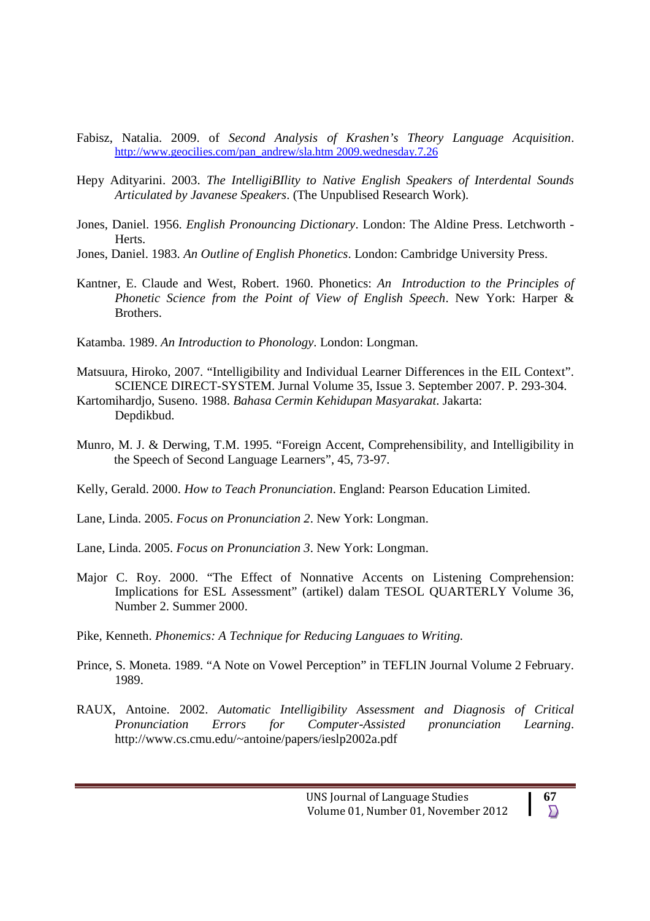Fabisz, Natalia. 2009. of *Second Analysis of Krashen's Theory Language Acquisition*. http://www.geocilies.com/pan_andrew/sla.htm 2009.wednesday.7.26

Hepy Adityarini. 2003. *The IntelligiBIlity to Native English Speakers of Interdental Sounds Articulated by Javanese Speakers*. (The Unpublised Research Work).

Jones, Daniel. 1956. *English Pronouncing Dictionary*. London: The Aldine Press. Letchworth - Herts.

Jones, Daniel. 1983. *An Outline of English Phonetics*. London: Cambridge University Press.

Kantner, E. Claude and West, Robert. 1960. Phonetics: *An Introduction to the Principles of Phonetic Science from the Point of View of English Speech*. New York: Harper & Brothers.

Katamba. 1989. *An Introduction to Phonology*. London: Longman.

Matsuura, Hiroko, 2007. "Intelligibility and Individual Learner Differences in the EIL Context". SCIENCE DIRECT-SYSTEM. Jurnal Volume 35, Issue 3. September 2007. P. 293-304.

Kartomihardjo, Suseno. 1988. *Bahasa Cermin Kehidupan Masyarakat*. Jakarta: Depdikbud.

Munro, M. J. & Derwing, T.M. 1995. "Foreign Accent, Comprehensibility, and Intelligibility in the Speech of Second Language Learners", 45, 73-97.

Kelly, Gerald. 2000. *How to Teach Pronunciation*. England: Pearson Education Limited.

Lane, Linda. 2005. *Focus on Pronunciation 2*. New York: Longman.

Lane, Linda. 2005. *Focus on Pronunciation 3*. New York: Longman.

Major C. Roy. 2000. "The Effect of Nonnative Accents on Listening Comprehension: Implications for ESL Assessment" (artikel) dalam TESOL QUARTERLY Volume 36, Number 2. Summer 2000.

Pike, Kenneth. *Phonemics: A Technique for Reducing Languaes to Writing.*

Prince, S. Moneta. 1989. "A Note on Vowel Perception" in TEFLIN Journal Volume 2 February. 1989.

RAUX, Antoine. 2002. *Automatic Intelligibility Assessment and Diagnosis of Critical Pronunciation Errors for Computer-Assisted pronunciation Learning*. http://www.cs.cmu.edu/~antoine/papers/ieslp2002a.pdf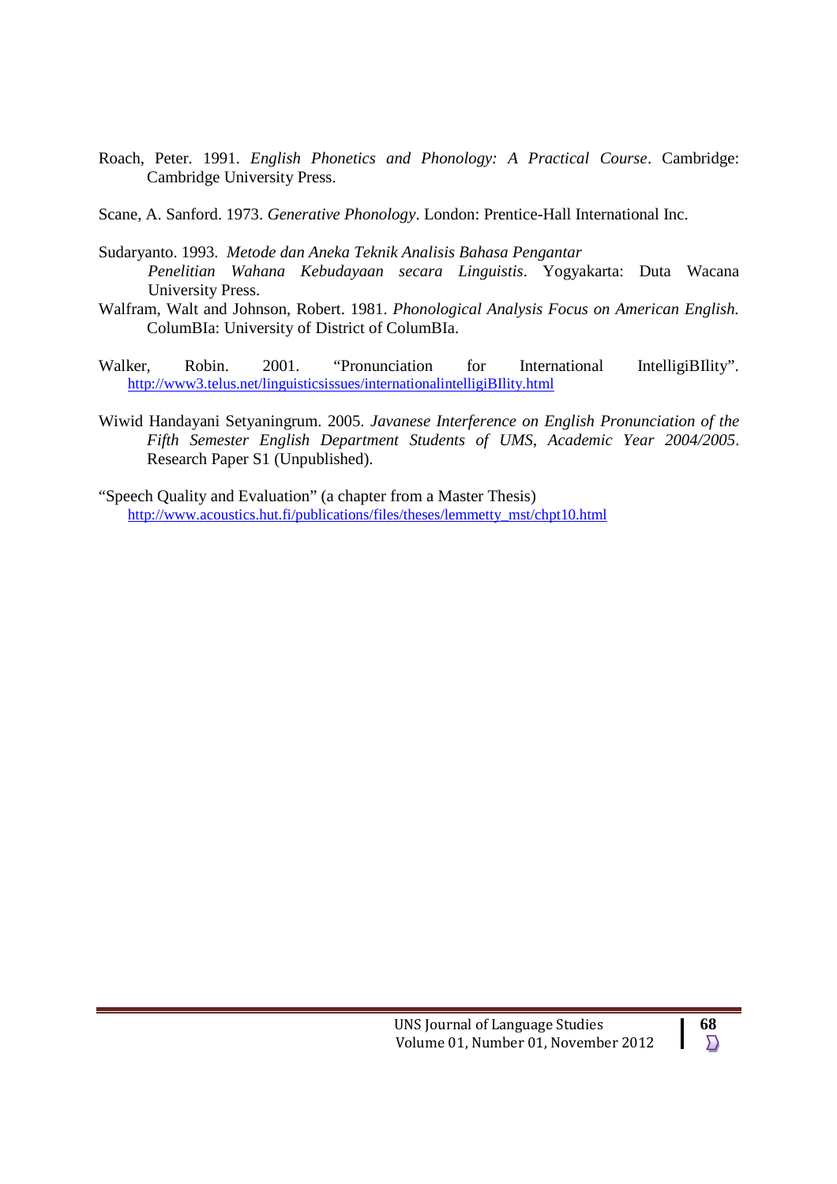Roach, Peter. 1991. *English Phonetics and Phonology: A Practical Course*. Cambridge: Cambridge University Press.

Scane, A. Sanford. 1973. *Generative Phonology*. London: Prentice-Hall International Inc.

Sudaryanto. 1993. *Metode dan Aneka Teknik Analisis Bahasa Pengantar Penelitian Wahana Kebudayaan secara Linguistis*. Yogyakarta: Duta Wacana University Press.

Walfram, Walt and Johnson, Robert. 1981. *Phonological Analysis Focus on American English.* ColumBIa: University of District of ColumBIa.

Walker, Robin. 2001. "Pronunciation for International IntelligiBIlity". http://www3.telus.net/linguisticsissues/internationalintelligiBIlity.html

Wiwid Handayani Setyaningrum. 2005. *Javanese Interference on English Pronunciation of the Fifth Semester English Department Students of UMS, Academic Year 2004/2005*. Research Paper S1 (Unpublished).

"Speech Quality and Evaluation" (a chapter from a Master Thesis) http://www.acoustics.hut.fi/publications/files/theses/lemmetty_mst/chpt10.html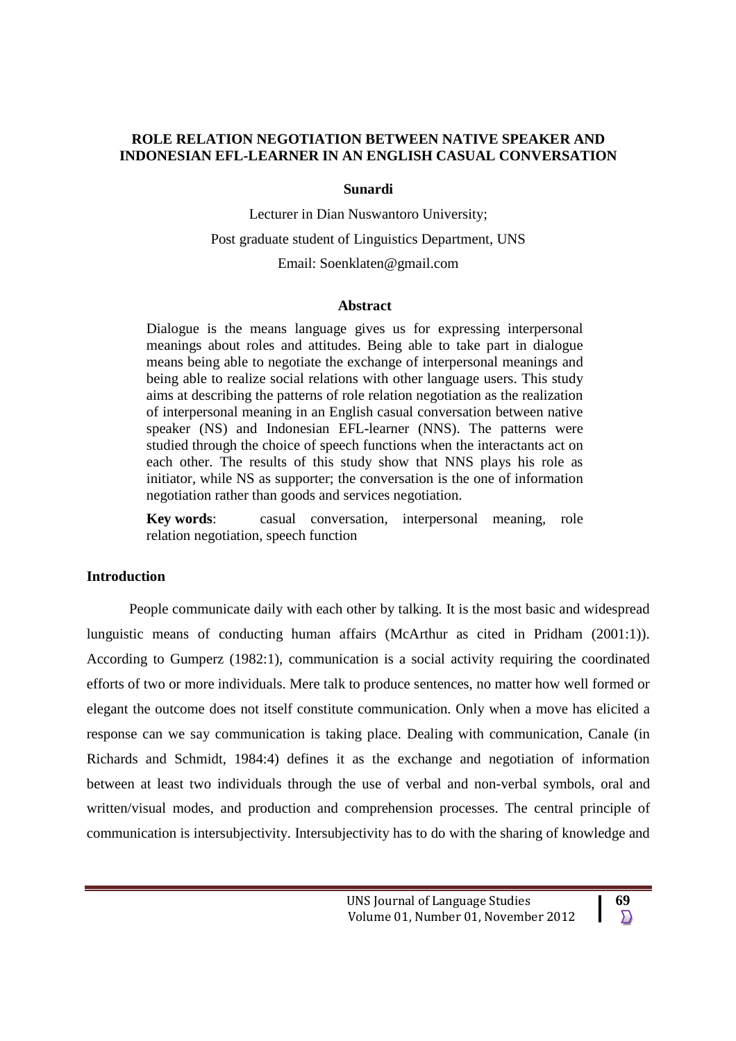**ROLE RELATION NEGOTIATION BETWEEN NATIVE SPEAKER AND INDONESIAN EFL-LEARNER IN AN ENGLISH CASUAL CONVERSATION**

**Sunardi**

Lecturer in Dian Nuswantoro University;

Post graduate student of Linguistics Department, UNS

Email: Soenklaten@gmail.com

**Abstract**

Dialogue is the means language gives us for expressing interpersonal meanings about roles and attitudes. Being able to take part in dialogue means being able to negotiate the exchange of interpersonal meanings and being able to realize social relations with other language users. This study aims at describing the patterns of role relation negotiation as the realization of interpersonal meaning in an English casual conversation between native speaker (NS) and Indonesian EFL-learner (NNS). The patterns were studied through the choice of speech functions when the interactants act on each other. The results of this study show that NNS plays his role as initiator, while NS as supporter; the conversation is the one of information negotiation rather than goods and services negotiation.

**Key words**: casual conversation, interpersonal meaning, role relation negotiation, speech function

**Introduction**

People communicate daily with each other by talking. It is the most basic and widespread lunguistic means of conducting human affairs (McArthur as cited in Pridham (2001:1)). According to Gumperz (1982:1), communication is a social activity requiring the coordinated efforts of two or more individuals. Mere talk to produce sentences, no matter how well formed or elegant the outcome does not itself constitute communication. Only when a move has elicited a response can we say communication is taking place. Dealing with communication, Canale (in Richards and Schmidt, 1984:4) defines it as the exchange and negotiation of information between at least two individuals through the use of verbal and non-verbal symbols, oral and written/visual modes, and production and comprehension processes. The central principle of communication is intersubjectivity. Intersubjectivity has to do with the sharing of knowledge and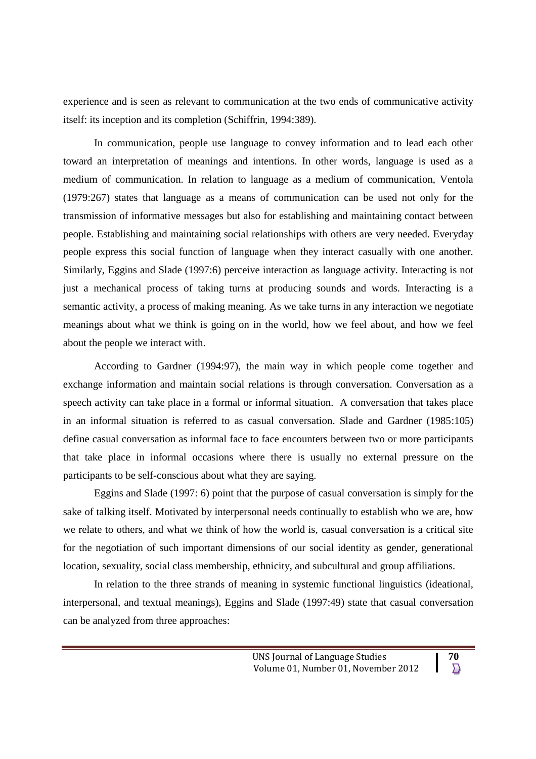experience and is seen as relevant to communication at the two ends of communicative activity itself: its inception and its completion (Schiffrin, 1994:389).

In communication, people use language to convey information and to lead each other toward an interpretation of meanings and intentions. In other words, language is used as a medium of communication. In relation to language as a medium of communication, Ventola (1979:267) states that language as a means of communication can be used not only for the transmission of informative messages but also for establishing and maintaining contact between people. Establishing and maintaining social relationships with others are very needed. Everyday people express this social function of language when they interact casually with one another. Similarly, Eggins and Slade (1997:6) perceive interaction as language activity. Interacting is not just a mechanical process of taking turns at producing sounds and words. Interacting is a semantic activity, a process of making meaning. As we take turns in any interaction we negotiate meanings about what we think is going on in the world, how we feel about, and how we feel about the people we interact with.

According to Gardner (1994:97), the main way in which people come together and exchange information and maintain social relations is through conversation. Conversation as a speech activity can take place in a formal or informal situation. A conversation that takes place in an informal situation is referred to as casual conversation. Slade and Gardner (1985:105) define casual conversation as informal face to face encounters between two or more participants that take place in informal occasions where there is usually no external pressure on the participants to be self-conscious about what they are saying.

Eggins and Slade (1997: 6) point that the purpose of casual conversation is simply for the sake of talking itself. Motivated by interpersonal needs continually to establish who we are, how we relate to others, and what we think of how the world is, casual conversation is a critical site for the negotiation of such important dimensions of our social identity as gender, generational location, sexuality, social class membership, ethnicity, and subcultural and group affiliations.

In relation to the three strands of meaning in systemic functional linguistics (ideational, interpersonal, and textual meanings), Eggins and Slade (1997:49) state that casual conversation can be analyzed from three approaches: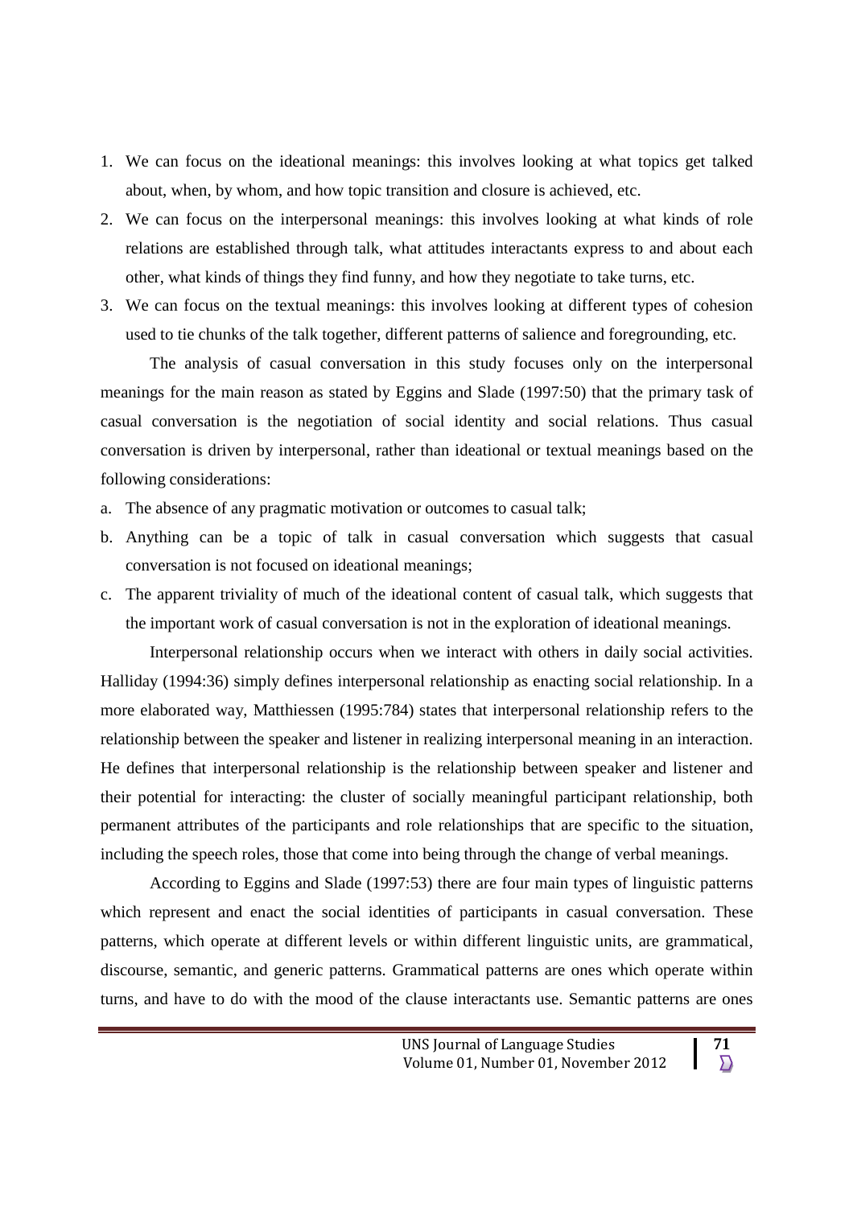1. We can focus on the ideational meanings: this involves looking at what topics get talked about, when, by whom, and how topic transition and closure is achieved, etc.
2. We can focus on the interpersonal meanings: this involves looking at what kinds of role relations are established through talk, what attitudes interactants express to and about each other, what kinds of things they find funny, and how they negotiate to take turns, etc.
3. We can focus on the textual meanings: this involves looking at different types of cohesion used to tie chunks of the talk together, different patterns of salience and foregrounding, etc.

The analysis of casual conversation in this study focuses only on the interpersonal meanings for the main reason as stated by Eggins and Slade (1997:50) that the primary task of casual conversation is the negotiation of social identity and social relations. Thus casual conversation is driven by interpersonal, rather than ideational or textual meanings based on the following considerations:

a. The absence of any pragmatic motivation or outcomes to casual talk;
b. Anything can be a topic of talk in casual conversation which suggests that casual conversation is not focused on ideational meanings;
c. The apparent triviality of much of the ideational content of casual talk, which suggests that the important work of casual conversation is not in the exploration of ideational meanings.

Interpersonal relationship occurs when we interact with others in daily social activities. Halliday (1994:36) simply defines interpersonal relationship as enacting social relationship. In a more elaborated way, Matthiessen (1995:784) states that interpersonal relationship refers to the relationship between the speaker and listener in realizing interpersonal meaning in an interaction. He defines that interpersonal relationship is the relationship between speaker and listener and their potential for interacting: the cluster of socially meaningful participant relationship, both permanent attributes of the participants and role relationships that are specific to the situation, including the speech roles, those that come into being through the change of verbal meanings.

According to Eggins and Slade (1997:53) there are four main types of linguistic patterns which represent and enact the social identities of participants in casual conversation. These patterns, which operate at different levels or within different linguistic units, are grammatical, discourse, semantic, and generic patterns. Grammatical patterns are ones which operate within turns, and have to do with the mood of the clause interactants use. Semantic patterns are ones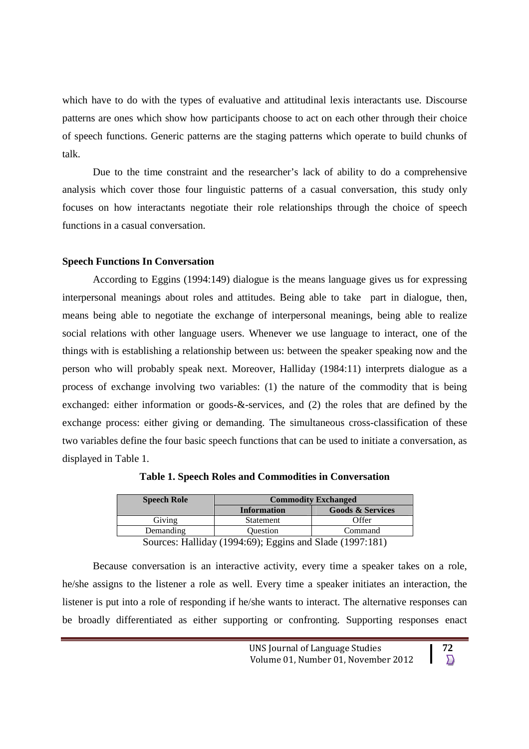which have to do with the types of evaluative and attitudinal lexis interactants use. Discourse patterns are ones which show how participants choose to act on each other through their choice of speech functions. Generic patterns are the staging patterns which operate to build chunks of talk.

Due to the time constraint and the researcher's lack of ability to do a comprehensive analysis which cover those four linguistic patterns of a casual conversation, this study only focuses on how interactants negotiate their role relationships through the choice of speech functions in a casual conversation.

**Speech Functions In Conversation**

According to Eggins (1994:149) dialogue is the means language gives us for expressing interpersonal meanings about roles and attitudes. Being able to take part in dialogue, then, means being able to negotiate the exchange of interpersonal meanings, being able to realize social relations with other language users. Whenever we use language to interact, one of the things with is establishing a relationship between us: between the speaker speaking now and the person who will probably speak next. Moreover, Halliday (1984:11) interprets dialogue as a process of exchange involving two variables: (1) the nature of the commodity that is being exchanged: either information or goods-&-services, and (2) the roles that are defined by the exchange process: either giving or demanding. The simultaneous cross-classification of these two variables define the four basic speech functions that can be used to initiate a conversation, as displayed in Table 1.

**Table 1. Speech Roles and Commodities in Conversation**

| **Speech Role** | **Commodity Exchanged** | |
|---|---|---|
| | **Information** | **Goods & Services** |
| Giving | Statement | Offer |
| Demanding | Question | Command |

Sources: Halliday (1994:69); Eggins and Slade (1997:181)

Because conversation is an interactive activity, every time a speaker takes on a role, he/she assigns to the listener a role as well. Every time a speaker initiates an interaction, the listener is put into a role of responding if he/she wants to interact. The alternative responses can be broadly differentiated as either supporting or confronting. Supporting responses enact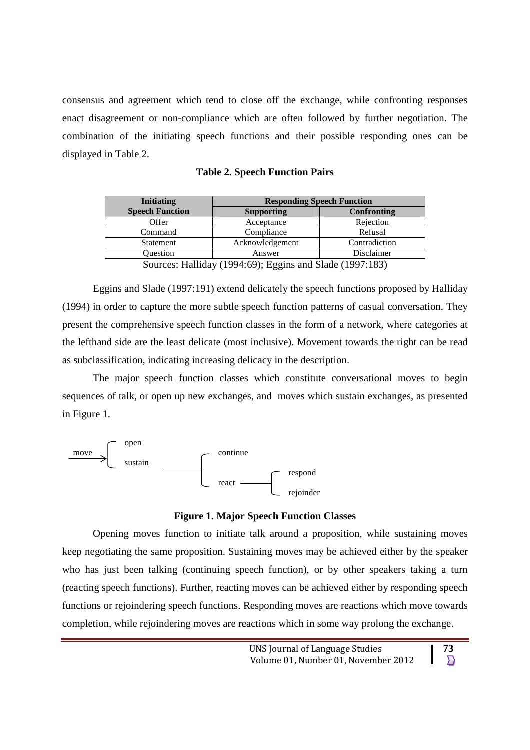consensus and agreement which tend to close off the exchange, while confronting responses enact disagreement or non-compliance which are often followed by further negotiation. The combination of the initiating speech functions and their possible responding ones can be displayed in Table 2.

**Table 2. Speech Function Pairs**

| Initiating Speech Function | Responding Speech Function | |
|---|---|---|
| | **Supporting** | **Confronting** |
| Offer | Acceptance | Rejection |
| Command | Compliance | Refusal |
| Statement | Acknowledgement | Contradiction |
| Question | Answer | Disclaimer |

Sources: Halliday (1994:69); Eggins and Slade (1997:183)

Eggins and Slade (1997:191) extend delicately the speech functions proposed by Halliday (1994) in order to capture the more subtle speech function patterns of casual conversation. They present the comprehensive speech function classes in the form of a network, where categories at the lefthand side are the least delicate (most inclusive). Movement towards the right can be read as subclassification, indicating increasing delicacy in the description.

The major speech function classes which constitute conversational moves to begin sequences of talk, or open up new exchanges, and moves which sustain exchanges, as presented in Figure 1.

move
open
sustain
continue
react
respond
rejoinder

**Figure 1. Major Speech Function Classes**

Opening moves function to initiate talk around a proposition, while sustaining moves keep negotiating the same proposition. Sustaining moves may be achieved either by the speaker who has just been talking (continuing speech function), or by other speakers taking a turn (reacting speech functions). Further, reacting moves can be achieved either by responding speech functions or rejoindering speech functions. Responding moves are reactions which move towards completion, while rejoindering moves are reactions which in some way prolong the exchange.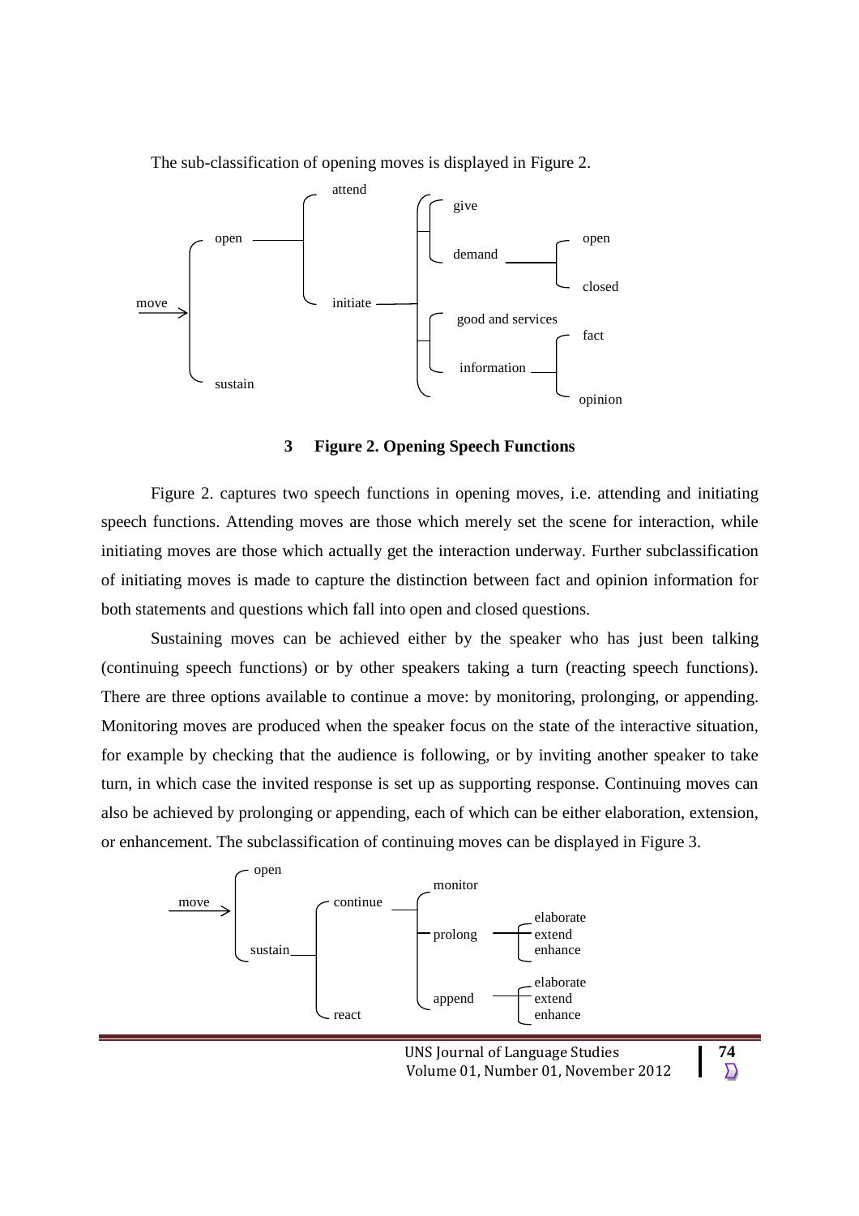The sub-classification of opening moves is displayed in Figure 2.

move
open
sustain
attend
initiate
give
demand
open
closed
good and services
information
fact
opinion

**3 Figure 2. Opening Speech Functions**

Figure 2. captures two speech functions in opening moves, i.e. attending and initiating speech functions. Attending moves are those which merely set the scene for interaction, while initiating moves are those which actually get the interaction underway. Further subclassification of initiating moves is made to capture the distinction between fact and opinion information for both statements and questions which fall into open and closed questions.

Sustaining moves can be achieved either by the speaker who has just been talking (continuing speech functions) or by other speakers taking a turn (reacting speech functions). There are three options available to continue a move: by monitoring, prolonging, or appending. Monitoring moves are produced when the speaker focus on the state of the interactive situation, for example by checking that the audience is following, or by inviting another speaker to take turn, in which case the invited response is set up as supporting response. Continuing moves can also be achieved by prolonging or appending, each of which can be either elaboration, extension, or enhancement. The subclassification of continuing moves can be displayed in Figure 3.

move
open
sustain
continue
react
monitor
prolong
elaborate
extend
enhance
append
elaborate
extend
enhance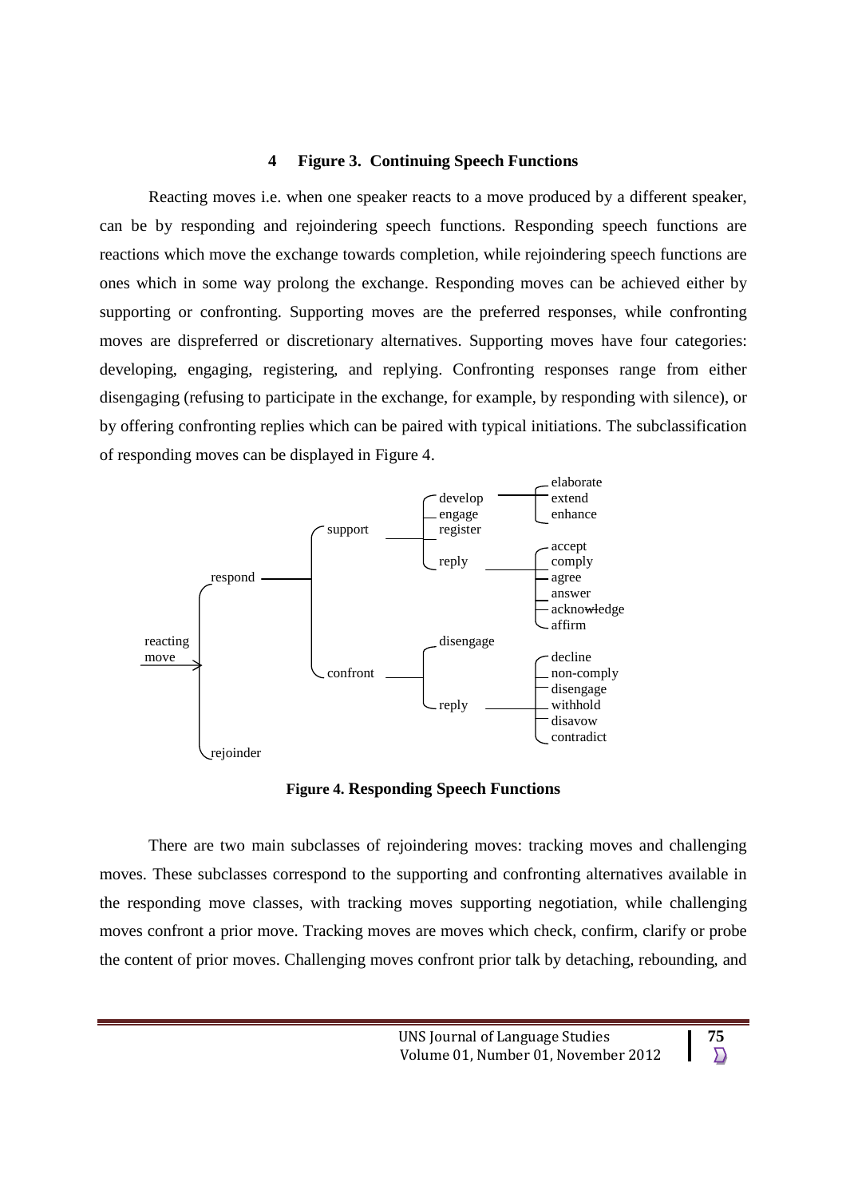**4 Figure 3. Continuing Speech Functions**

Reacting moves i.e. when one speaker reacts to a move produced by a different speaker, can be by responding and rejoindering speech functions. Responding speech functions are reactions which move the exchange towards completion, while rejoindering speech functions are ones which in some way prolong the exchange. Responding moves can be achieved either by supporting or confronting. Supporting moves are the preferred responses, while confronting moves are dispreferred or discretionary alternatives. Supporting moves have four categories: developing, engaging, registering, and replying. Confronting responses range from either disengaging (refusing to participate in the exchange, for example, by responding with silence), or by offering confronting replies which can be paired with typical initiations. The subclassification of responding moves can be displayed in Figure 4.

reacting move
respond
rejoinder
support
confront
develop
engage
register
reply
disengage
reply
elaborate
extend
enhance
accept
comply
agree
answer
acknowledge
affirm
decline
non-comply
disengage
withhold
disavow
contradict

**Figure 4. Responding Speech Functions**

There are two main subclasses of rejoindering moves: tracking moves and challenging moves. These subclasses correspond to the supporting and confronting alternatives available in the responding move classes, with tracking moves supporting negotiation, while challenging moves confront a prior move. Tracking moves are moves which check, confirm, clarify or probe the content of prior moves. Challenging moves confront prior talk by detaching, rebounding, and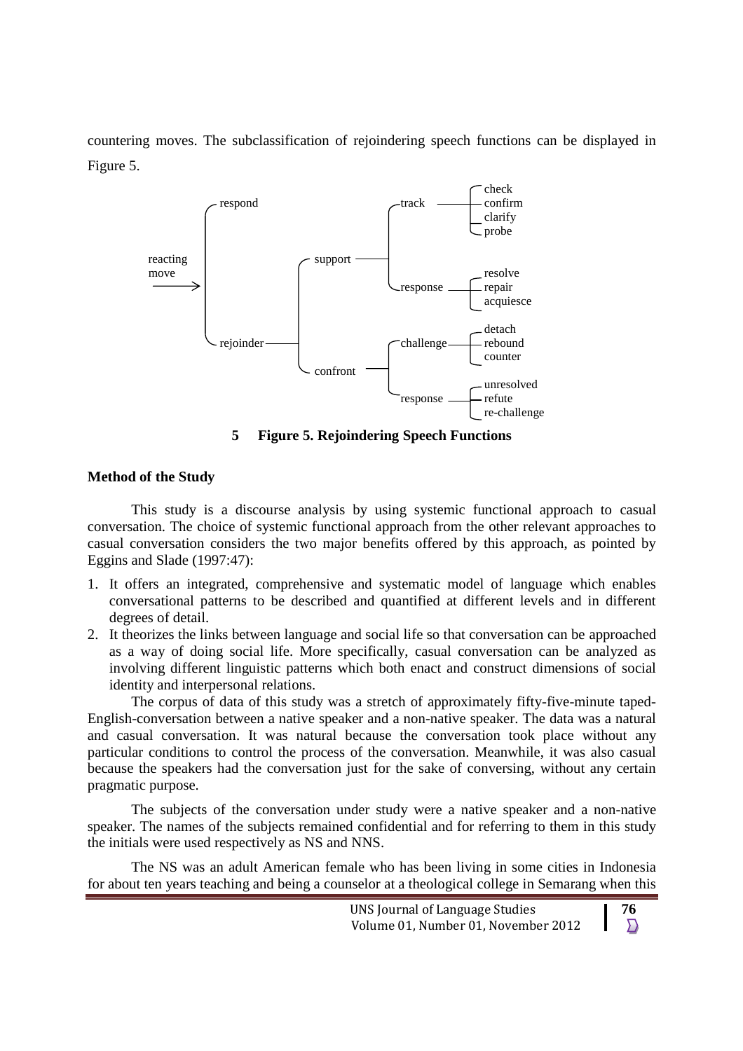countering moves. The subclassification of rejoindering speech functions can be displayed in Figure 5.

reacting move
respond
rejoinder
support
confront
track
response
challenge
response
check
confirm
clarify
probe
resolve
repair
acquiesce
detach
rebound
counter
unresolved
refute
re-challenge

**5 Figure 5. Rejoindering Speech Functions**

### Method of the Study

This study is a discourse analysis by using systemic functional approach to casual conversation. The choice of systemic functional approach from the other relevant approaches to casual conversation considers the two major benefits offered by this approach, as pointed by Eggins and Slade (1997:47):

1. It offers an integrated, comprehensive and systematic model of language which enables conversational patterns to be described and quantified at different levels and in different degrees of detail.
2. It theorizes the links between language and social life so that conversation can be approached as a way of doing social life. More specifically, casual conversation can be analyzed as involving different linguistic patterns which both enact and construct dimensions of social identity and interpersonal relations.

The corpus of data of this study was a stretch of approximately fifty-five-minute taped-English-conversation between a native speaker and a non-native speaker. The data was a natural and casual conversation. It was natural because the conversation took place without any particular conditions to control the process of the conversation. Meanwhile, it was also casual because the speakers had the conversation just for the sake of conversing, without any certain pragmatic purpose.

The subjects of the conversation under study were a native speaker and a non-native speaker. The names of the subjects remained confidential and for referring to them in this study the initials were used respectively as NS and NNS.

The NS was an adult American female who has been living in some cities in Indonesia for about ten years teaching and being a counselor at a theological college in Semarang when this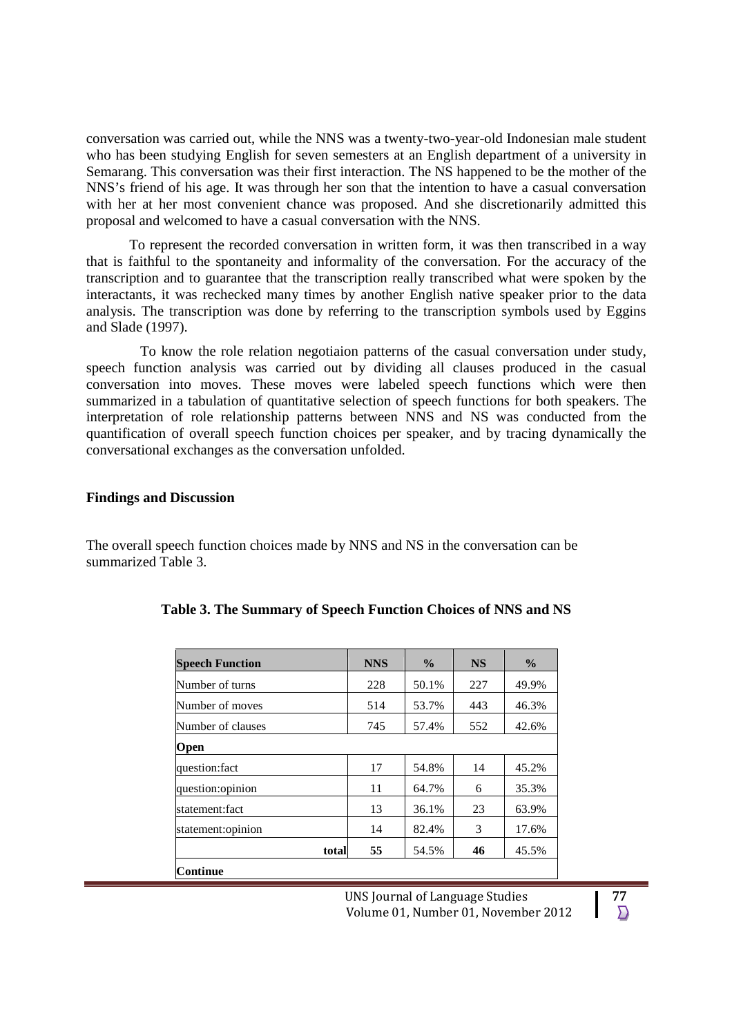conversation was carried out, while the NNS was a twenty-two-year-old Indonesian male student who has been studying English for seven semesters at an English department of a university in Semarang. This conversation was their first interaction. The NS happened to be the mother of the NNS's friend of his age. It was through her son that the intention to have a casual conversation with her at her most convenient chance was proposed. And she discretionarily admitted this proposal and welcomed to have a casual conversation with the NNS.

To represent the recorded conversation in written form, it was then transcribed in a way that is faithful to the spontaneity and informality of the conversation. For the accuracy of the transcription and to guarantee that the transcription really transcribed what were spoken by the interactants, it was rechecked many times by another English native speaker prior to the data analysis. The transcription was done by referring to the transcription symbols used by Eggins and Slade (1997).

To know the role relation negotiaion patterns of the casual conversation under study, speech function analysis was carried out by dividing all clauses produced in the casual conversation into moves. These moves were labeled speech functions which were then summarized in a tabulation of quantitative selection of speech functions for both speakers. The interpretation of role relationship patterns between NNS and NS was conducted from the quantification of overall speech function choices per speaker, and by tracing dynamically the conversational exchanges as the conversation unfolded.

## Findings and Discussion

The overall speech function choices made by NNS and NS in the conversation can be summarized Table 3.

**Table 3. The Summary of Speech Function Choices of NNS and NS**

| **Speech Function** | **NNS** | **%** | **NS** | **%** |
|---|---|---|---|---|
| Number of turns | 228 | 50.1% | 227 | 49.9% |
| Number of moves | 514 | 53.7% | 443 | 46.3% |
| Number of clauses | 745 | 57.4% | 552 | 42.6% |
| **Open** | | | | |
| question:fact | 17 | 54.8% | 14 | 45.2% |
| question:opinion | 11 | 64.7% | 6 | 35.3% |
| statement:fact | 13 | 36.1% | 23 | 63.9% |
| statement:opinion | 14 | 82.4% | 3 | 17.6% |
| **total** | **55** | 54.5% | **46** | 45.5% |
| **Continue** | | | | |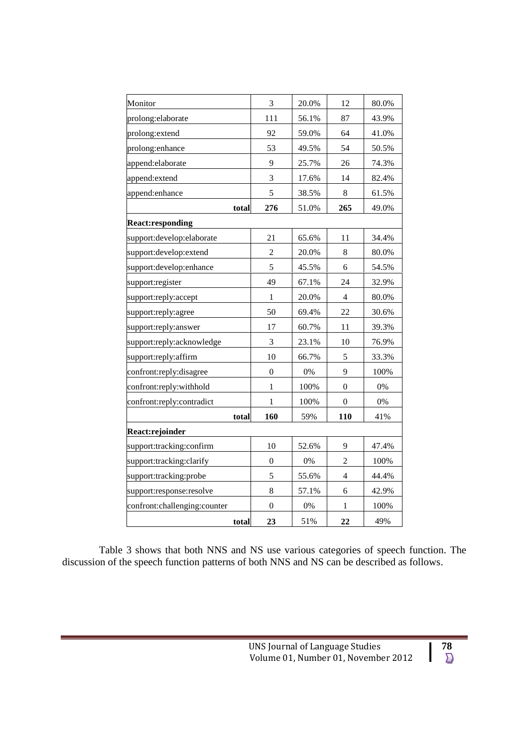| | | | | |
|---|---|---|---|---|
| Monitor | 3 | 20.0% | 12 | 80.0% |
| prolong:elaborate | 111 | 56.1% | 87 | 43.9% |
| prolong:extend | 92 | 59.0% | 64 | 41.0% |
| prolong:enhance | 53 | 49.5% | 54 | 50.5% |
| append:elaborate | 9 | 25.7% | 26 | 74.3% |
| append:extend | 3 | 17.6% | 14 | 82.4% |
| append:enhance | 5 | 38.5% | 8 | 61.5% |
| **total** | **276** | 51.0% | **265** | 49.0% |
| **React:responding** | | | | |
| support:develop:elaborate | 21 | 65.6% | 11 | 34.4% |
| support:develop:extend | 2 | 20.0% | 8 | 80.0% |
| support:develop:enhance | 5 | 45.5% | 6 | 54.5% |
| support:register | 49 | 67.1% | 24 | 32.9% |
| support:reply:accept | 1 | 20.0% | 4 | 80.0% |
| support:reply:agree | 50 | 69.4% | 22 | 30.6% |
| support:reply:answer | 17 | 60.7% | 11 | 39.3% |
| support:reply:acknowledge | 3 | 23.1% | 10 | 76.9% |
| support:reply:affirm | 10 | 66.7% | 5 | 33.3% |
| confront:reply:disagree | 0 | 0% | 9 | 100% |
| confront:reply:withhold | 1 | 100% | 0 | 0% |
| confront:reply:contradict | 1 | 100% | 0 | 0% |
| **total** | **160** | 59% | **110** | 41% |
| **React:rejoinder** | | | | |
| support:tracking:confirm | 10 | 52.6% | 9 | 47.4% |
| support:tracking:clarify | 0 | 0% | 2 | 100% |
| support:tracking:probe | 5 | 55.6% | 4 | 44.4% |
| support:response:resolve | 8 | 57.1% | 6 | 42.9% |
| confront:challenging:counter | 0 | 0% | 1 | 100% |
| **total** | **23** | 51% | **22** | 49% |

Table 3 shows that both NNS and NS use various categories of speech function. The discussion of the speech function patterns of both NNS and NS can be described as follows.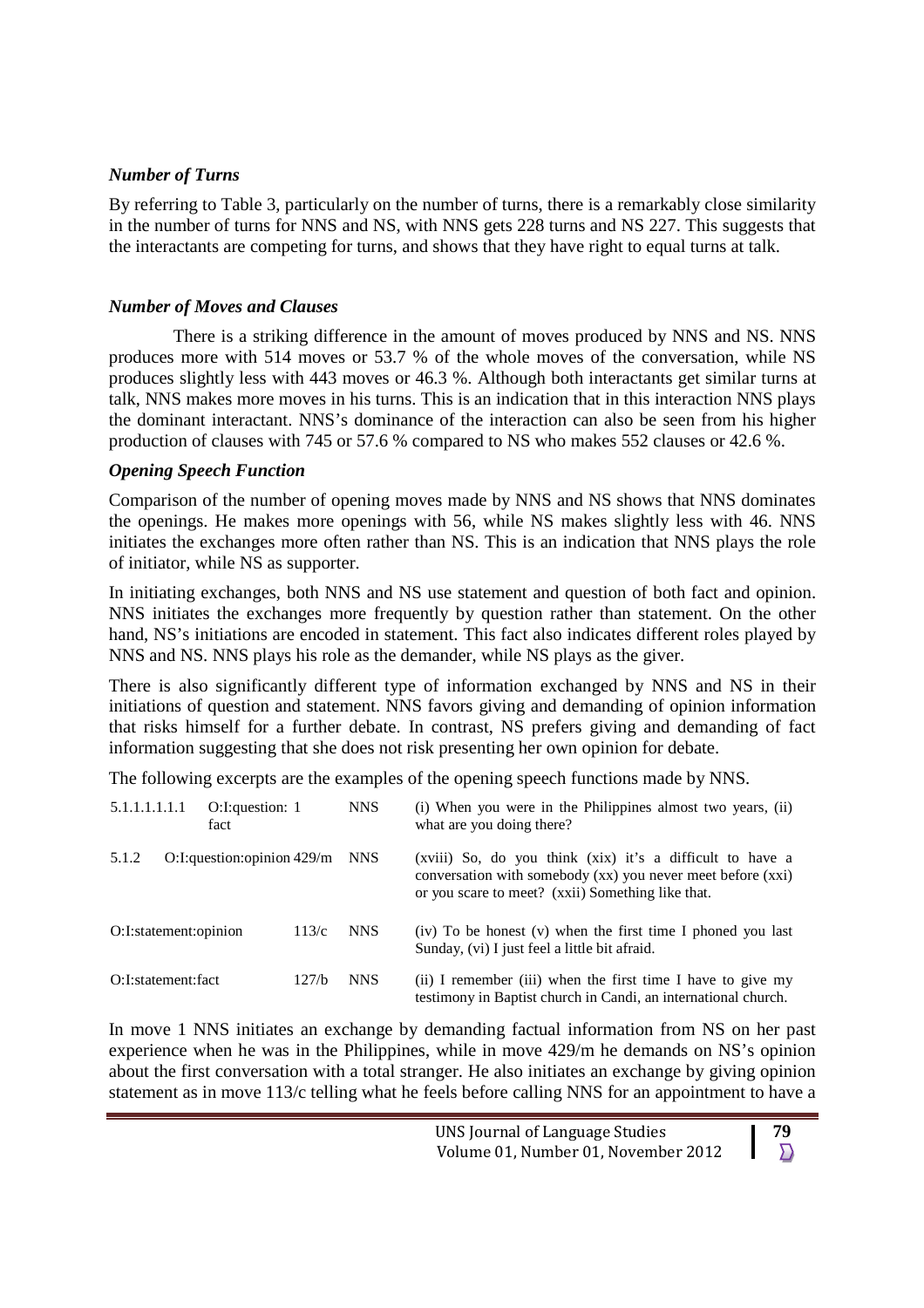### *Number of Turns*

By referring to Table 3, particularly on the number of turns, there is a remarkably close similarity in the number of turns for NNS and NS, with NNS gets 228 turns and NS 227. This suggests that the interactants are competing for turns, and shows that they have right to equal turns at talk.

### *Number of Moves and Clauses*

There is a striking difference in the amount of moves produced by NNS and NS. NNS produces more with 514 moves or 53.7 % of the whole moves of the conversation, while NS produces slightly less with 443 moves or 46.3 %. Although both interactants get similar turns at talk, NNS makes more moves in his turns. This is an indication that in this interaction NNS plays the dominant interactant. NNS's dominance of the interaction can also be seen from his higher production of clauses with 745 or 57.6 % compared to NS who makes 552 clauses or 42.6 %.

### *Opening Speech Function*

Comparison of the number of opening moves made by NNS and NS shows that NNS dominates the openings. He makes more openings with 56, while NS makes slightly less with 46. NNS initiates the exchanges more often rather than NS. This is an indication that NNS plays the role of initiator, while NS as supporter.

In initiating exchanges, both NNS and NS use statement and question of both fact and opinion. NNS initiates the exchanges more frequently by question rather than statement. On the other hand, NS's initiations are encoded in statement. This fact also indicates different roles played by NNS and NS. NNS plays his role as the demander, while NS plays as the giver.

There is also significantly different type of information exchanged by NNS and NS in their initiations of question and statement. NNS favors giving and demanding of opinion information that risks himself for a further debate. In contrast, NS prefers giving and demanding of fact information suggesting that she does not risk presenting her own opinion for debate.

The following excerpts are the examples of the opening speech functions made by NNS.

| | | | | |
|---|---|---|---|---|
| 5.1.1.1.1.1.1 | O:I:question: fact | 1 | NNS | (i) When you were in the Philippines almost two years, (ii) what are you doing there? |
| 5.1.2 | O:I:question:opinion | 429/m | NNS | (xviii) So, do you think (xix) it's a difficult to have a conversation with somebody (xx) you never meet before (xxi) or you scare to meet? (xxii) Something like that. |
| | O:I:statement:opinion | 113/c | NNS | (iv) To be honest (v) when the first time I phoned you last Sunday, (vi) I just feel a little bit afraid. |
| | O:I:statement:fact | 127/b | NNS | (ii) I remember (iii) when the first time I have to give my testimony in Baptist church in Candi, an international church. |

In move 1 NNS initiates an exchange by demanding factual information from NS on her past experience when he was in the Philippines, while in move 429/m he demands on NS's opinion about the first conversation with a total stranger. He also initiates an exchange by giving opinion statement as in move 113/c telling what he feels before calling NNS for an appointment to have a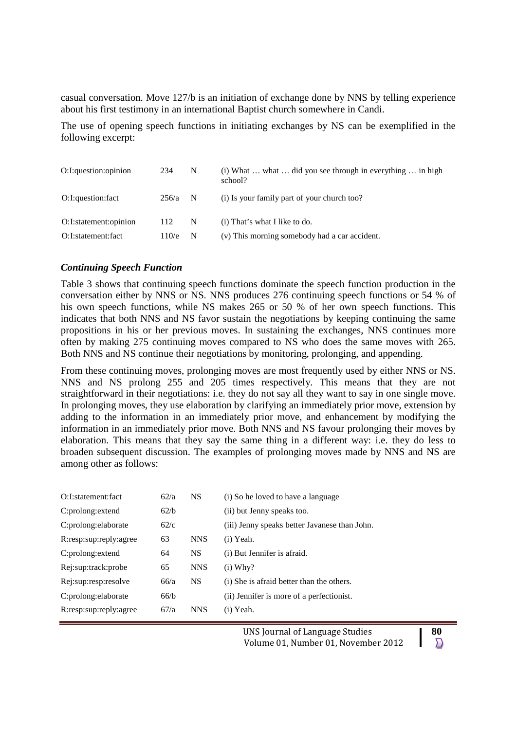casual conversation. Move 127/b is an initiation of exchange done by NNS by telling experience about his first testimony in an international Baptist church somewhere in Candi.

The use of opening speech functions in initiating exchanges by NS can be exemplified in the following excerpt:

| | | | |
|---|---|---|---|
| O:I:question:opinion | 234 | N | (i) What … what … did you see through in everything … in high school? |
| O:I:question:fact | 256/a | N | (i) Is your family part of your church too? |
| O:I:statement:opinion | 112 | N | (i) That's what I like to do. |
| O:I:statement:fact | 110/e | N | (v) This morning somebody had a car accident. |

### *Continuing Speech Function*

Table 3 shows that continuing speech functions dominate the speech function production in the conversation either by NNS or NS. NNS produces 276 continuing speech functions or 54 % of his own speech functions, while NS makes 265 or 50 % of her own speech functions. This indicates that both NNS and NS favor sustain the negotiations by keeping continuing the same propositions in his or her previous moves. In sustaining the exchanges, NNS continues more often by making 275 continuing moves compared to NS who does the same moves with 265. Both NNS and NS continue their negotiations by monitoring, prolonging, and appending.

From these continuing moves, prolonging moves are most frequently used by either NNS or NS. NNS and NS prolong 255 and 205 times respectively. This means that they are not straightforward in their negotiations: i.e. they do not say all they want to say in one single move. In prolonging moves, they use elaboration by clarifying an immediately prior move, extension by adding to the information in an immediately prior move, and enhancement by modifying the information in an immediately prior move. Both NNS and NS favour prolonging their moves by elaboration. This means that they say the same thing in a different way: i.e. they do less to broaden subsequent discussion. The examples of prolonging moves made by NNS and NS are among other as follows:

| | | | |
|---|---|---|---|
| O:I:statement:fact | 62/a | NS | (i) So he loved to have a language |
| C:prolong:extend | 62/b | | (ii) but Jenny speaks too. |
| C:prolong:elaborate | 62/c | | (iii) Jenny speaks better Javanese than John. |
| R:resp:sup:reply:agree | 63 | NNS | (i) Yeah. |
| C:prolong:extend | 64 | NS | (i) But Jennifer is afraid. |
| Rej:sup:track:probe | 65 | NNS | (i) Why? |
| Rej:sup:resp:resolve | 66/a | NS | (i) She is afraid better than the others. |
| C:prolong:elaborate | 66/b | | (ii) Jennifer is more of a perfectionist. |
| R:resp:sup:reply:agree | 67/a | NNS | (i) Yeah. |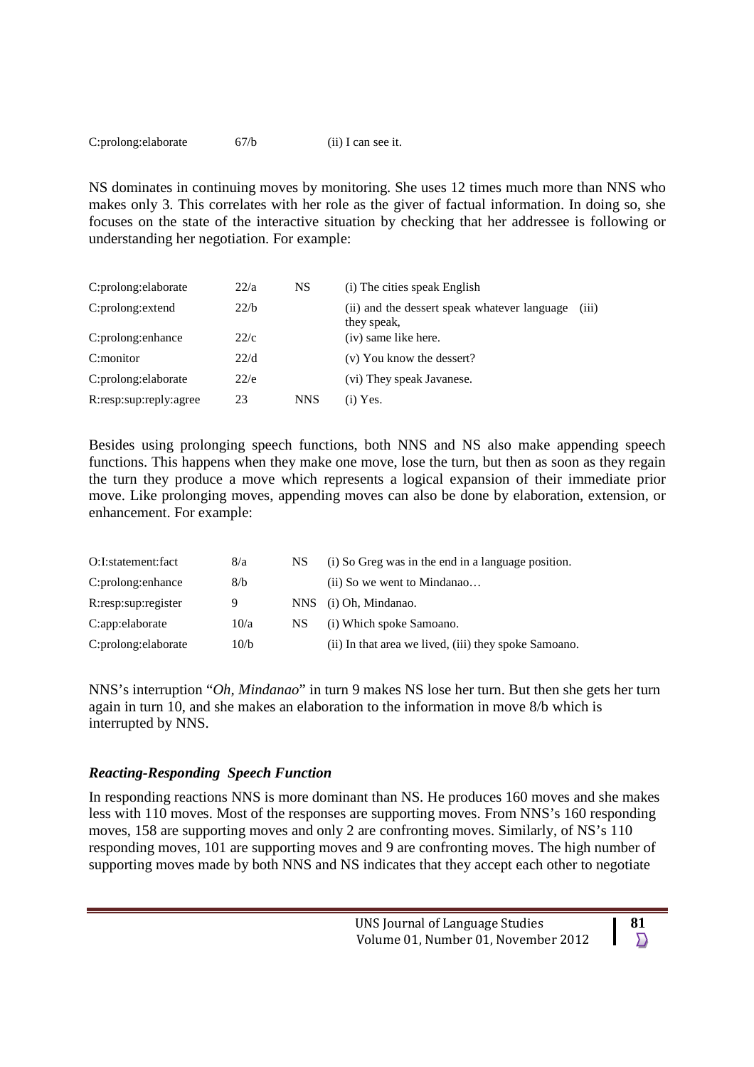| | | | |
|---|---|---|---|
| C:prolong:elaborate | 67/b | | (ii) I can see it. |

NS dominates in continuing moves by monitoring. She uses 12 times much more than NNS who makes only 3. This correlates with her role as the giver of factual information. In doing so, she focuses on the state of the interactive situation by checking that her addressee is following or understanding her negotiation. For example:

| | | | |
|---|---|---|---|
| C:prolong:elaborate | 22/a | NS | (i) The cities speak English |
| C:prolong:extend | 22/b | | (ii) and the dessert speak whatever language (iii) they speak, |
| C:prolong:enhance | 22/c | | (iv) same like here. |
| C:monitor | 22/d | | (v) You know the dessert? |
| C:prolong:elaborate | 22/e | | (vi) They speak Javanese. |
| R:resp:sup:reply:agree | 23 | NNS | (i) Yes. |

Besides using prolonging speech functions, both NNS and NS also make appending speech functions. This happens when they make one move, lose the turn, but then as soon as they regain the turn they produce a move which represents a logical expansion of their immediate prior move. Like prolonging moves, appending moves can also be done by elaboration, extension, or enhancement. For example:

| | | | |
|---|---|---|---|
| O:I:statement:fact | 8/a | NS | (i) So Greg was in the end in a language position. |
| C:prolong:enhance | 8/b | | (ii) So we went to Mindanao… |
| R:resp:sup:register | 9 | NNS | (i) Oh, Mindanao. |
| C:app:elaborate | 10/a | NS | (i) Which spoke Samoano. |
| C:prolong:elaborate | 10/b | | (ii) In that area we lived, (iii) they spoke Samoano. |

NNS's interruption "*Oh, Mindanao*" in turn 9 makes NS lose her turn. But then she gets her turn again in turn 10, and she makes an elaboration to the information in move 8/b which is interrupted by NNS.

### *Reacting-Responding Speech Function*

In responding reactions NNS is more dominant than NS. He produces 160 moves and she makes less with 110 moves. Most of the responses are supporting moves. From NNS's 160 responding moves, 158 are supporting moves and only 2 are confronting moves. Similarly, of NS's 110 responding moves, 101 are supporting moves and 9 are confronting moves. The high number of supporting moves made by both NNS and NS indicates that they accept each other to negotiate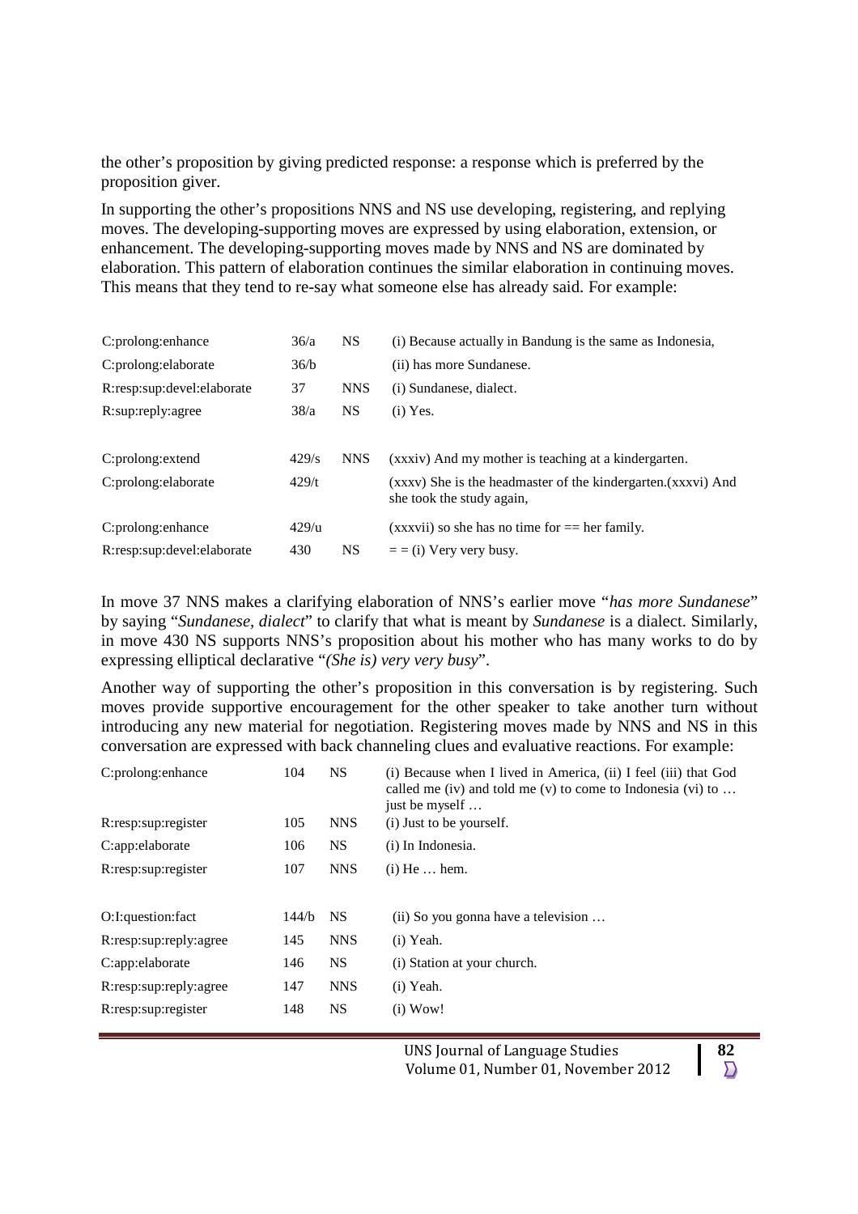the other's proposition by giving predicted response: a response which is preferred by the proposition giver.

In supporting the other's propositions NNS and NS use developing, registering, and replying moves. The developing-supporting moves are expressed by using elaboration, extension, or enhancement. The developing-supporting moves made by NNS and NS are dominated by elaboration. This pattern of elaboration continues the similar elaboration in continuing moves. This means that they tend to re-say what someone else has already said. For example:

| | | | |
|---|---|---|---|
| C:prolong:enhance | 36/a | NS | (i) Because actually in Bandung is the same as Indonesia, |
| C:prolong:elaborate | 36/b | | (ii) has more Sundanese. |
| R:resp:sup:devel:elaborate | 37 | NNS | (i) Sundanese, dialect. |
| R:sup:reply:agree | 38/a | NS | (i) Yes. |
| | | | |
| C:prolong:extend | 429/s | NNS | (xxxiv) And my mother is teaching at a kindergarten. |
| C:prolong:elaborate | 429/t | | (xxxv) She is the headmaster of the kindergarten.(xxxvi) And she took the study again, |
| C:prolong:enhance | 429/u | | (xxxvii) so she has no time for == her family. |
| R:resp:sup:devel:elaborate | 430 | NS | = = (i) Very very busy. |

In move 37 NNS makes a clarifying elaboration of NNS's earlier move "*has more Sundanese*" by saying "*Sundanese, dialect*" to clarify that what is meant by *Sundanese* is a dialect. Similarly, in move 430 NS supports NNS's proposition about his mother who has many works to do by expressing elliptical declarative "*(She is) very very busy*".

Another way of supporting the other's proposition in this conversation is by registering. Such moves provide supportive encouragement for the other speaker to take another turn without introducing any new material for negotiation. Registering moves made by NNS and NS in this conversation are expressed with back channeling clues and evaluative reactions. For example:

| | | | |
|---|---|---|---|
| C:prolong:enhance | 104 | NS | (i) Because when I lived in America, (ii) I feel (iii) that God called me (iv) and told me (v) to come to Indonesia (vi) to … just be myself … |
| R:resp:sup:register | 105 | NNS | (i) Just to be yourself. |
| C:app:elaborate | 106 | NS | (i) In Indonesia. |
| R:resp:sup:register | 107 | NNS | (i) He … hem. |
| | | | |
| O:I:question:fact | 144/b | NS | (ii) So you gonna have a television … |
| R:resp:sup:reply:agree | 145 | NNS | (i) Yeah. |
| C:app:elaborate | 146 | NS | (i) Station at your church. |
| R:resp:sup:reply:agree | 147 | NNS | (i) Yeah. |
| R:resp:sup:register | 148 | NS | (i) Wow! |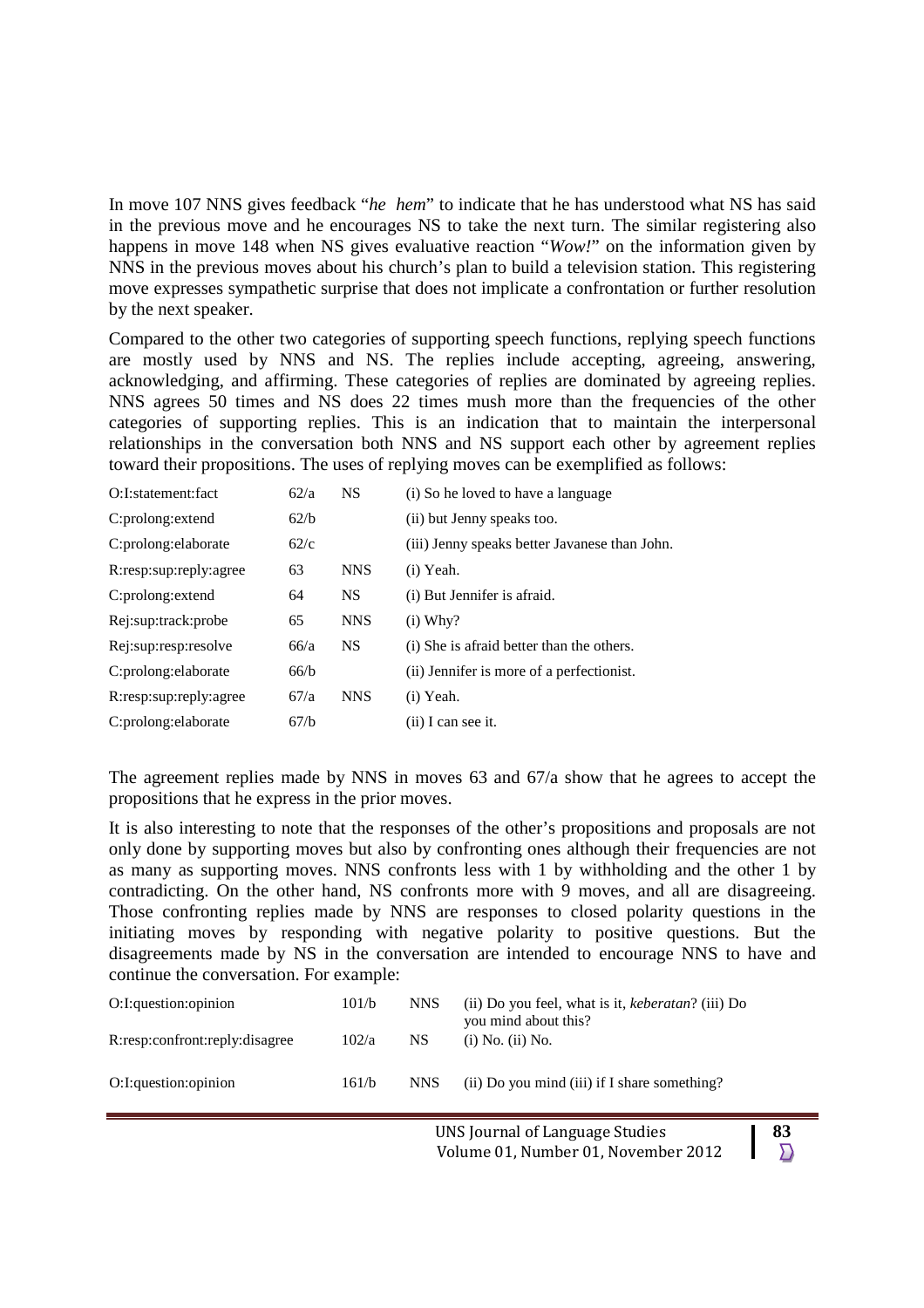In move 107 NNS gives feedback "*he hem*" to indicate that he has understood what NS has said in the previous move and he encourages NS to take the next turn. The similar registering also happens in move 148 when NS gives evaluative reaction "*Wow!*" on the information given by NNS in the previous moves about his church's plan to build a television station. This registering move expresses sympathetic surprise that does not implicate a confrontation or further resolution by the next speaker.

Compared to the other two categories of supporting speech functions, replying speech functions are mostly used by NNS and NS. The replies include accepting, agreeing, answering, acknowledging, and affirming. These categories of replies are dominated by agreeing replies. NNS agrees 50 times and NS does 22 times mush more than the frequencies of the other categories of supporting replies. This is an indication that to maintain the interpersonal relationships in the conversation both NNS and NS support each other by agreement replies toward their propositions. The uses of replying moves can be exemplified as follows:

| | | | |
|---|---|---|---|
| O:I:statement:fact | 62/a | NS | (i) So he loved to have a language |
| C:prolong:extend | 62/b | | (ii) but Jenny speaks too. |
| C:prolong:elaborate | 62/c | | (iii) Jenny speaks better Javanese than John. |
| R:resp:sup:reply:agree | 63 | NNS | (i) Yeah. |
| C:prolong:extend | 64 | NS | (i) But Jennifer is afraid. |
| Rej:sup:track:probe | 65 | NNS | (i) Why? |
| Rej:sup:resp:resolve | 66/a | NS | (i) She is afraid better than the others. |
| C:prolong:elaborate | 66/b | | (ii) Jennifer is more of a perfectionist. |
| R:resp:sup:reply:agree | 67/a | NNS | (i) Yeah. |
| C:prolong:elaborate | 67/b | | (ii) I can see it. |

The agreement replies made by NNS in moves 63 and 67/a show that he agrees to accept the propositions that he express in the prior moves.

It is also interesting to note that the responses of the other's propositions and proposals are not only done by supporting moves but also by confronting ones although their frequencies are not as many as supporting moves. NNS confronts less with 1 by withholding and the other 1 by contradicting. On the other hand, NS confronts more with 9 moves, and all are disagreeing. Those confronting replies made by NNS are responses to closed polarity questions in the initiating moves by responding with negative polarity to positive questions. But the disagreements made by NS in the conversation are intended to encourage NNS to have and continue the conversation. For example:

| | | | |
|---|---|---|---|
| O:I:question:opinion | 101/b | NNS | (ii) Do you feel, what is it, *keberatan*? (iii) Do you mind about this? |
| R:resp:confront:reply:disagree | 102/a | NS | (i) No. (ii) No. |
| O:I:question:opinion | 161/b | NNS | (ii) Do you mind (iii) if I share something? |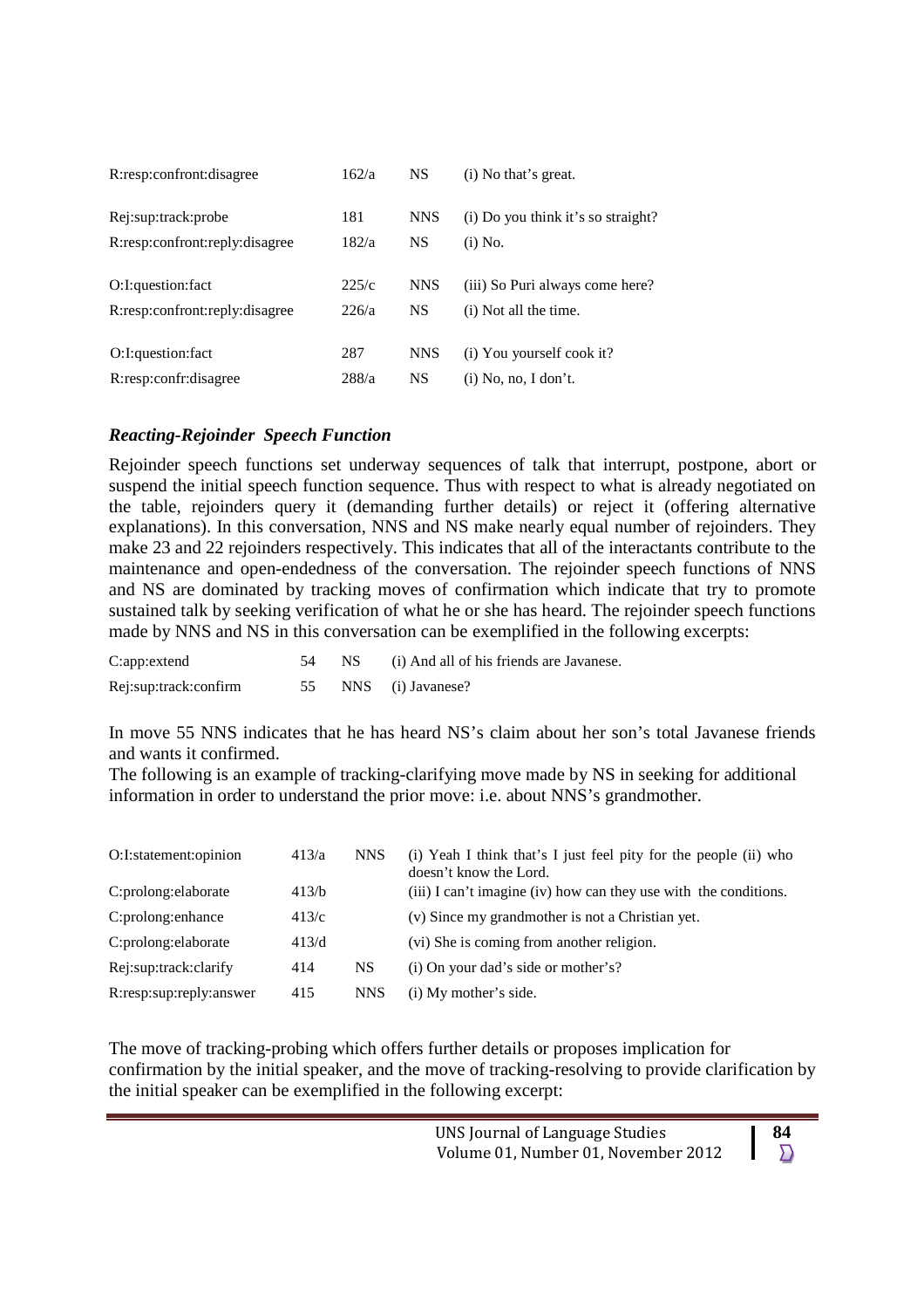| | | | |
|---|---|---|---|
| R:resp:confront:disagree | 162/a | NS | (i) No that's great. |
| Rej:sup:track:probe | 181 | NNS | (i) Do you think it's so straight? |
| R:resp:confront:reply:disagree | 182/a | NS | (i) No. |
| O:I:question:fact | 225/c | NNS | (iii) So Puri always come here? |
| R:resp:confront:reply:disagree | 226/a | NS | (i) Not all the time. |
| O:I:question:fact | 287 | NNS | (i) You yourself cook it? |
| R:resp:confr:disagree | 288/a | NS | (i) No, no, I don't. |

### *Reacting-Rejoinder Speech Function*

Rejoinder speech functions set underway sequences of talk that interrupt, postpone, abort or suspend the initial speech function sequence. Thus with respect to what is already negotiated on the table, rejoinders query it (demanding further details) or reject it (offering alternative explanations). In this conversation, NNS and NS make nearly equal number of rejoinders. They make 23 and 22 rejoinders respectively. This indicates that all of the interactants contribute to the maintenance and open-endedness of the conversation. The rejoinder speech functions of NNS and NS are dominated by tracking moves of confirmation which indicate that try to promote sustained talk by seeking verification of what he or she has heard. The rejoinder speech functions made by NNS and NS in this conversation can be exemplified in the following excerpts:

| | | | |
|---|---|---|---|
| C:app:extend | 54 | NS | (i) And all of his friends are Javanese. |
| Rej:sup:track:confirm | 55 | NNS | (i) Javanese? |

In move 55 NNS indicates that he has heard NS's claim about her son's total Javanese friends and wants it confirmed.

The following is an example of tracking-clarifying move made by NS in seeking for additional information in order to understand the prior move: i.e. about NNS's grandmother.

| | | | |
|---|---|---|---|
| O:I:statement:opinion | 413/a | NNS | (i) Yeah I think that's I just feel pity for the people (ii) who doesn't know the Lord. |
| C:prolong:elaborate | 413/b | | (iii) I can't imagine (iv) how can they use with the conditions. |
| C:prolong:enhance | 413/c | | (v) Since my grandmother is not a Christian yet. |
| C:prolong:elaborate | 413/d | | (vi) She is coming from another religion. |
| Rej:sup:track:clarify | 414 | NS | (i) On your dad's side or mother's? |
| R:resp:sup:reply:answer | 415 | NNS | (i) My mother's side. |

The move of tracking-probing which offers further details or proposes implication for confirmation by the initial speaker, and the move of tracking-resolving to provide clarification by the initial speaker can be exemplified in the following excerpt: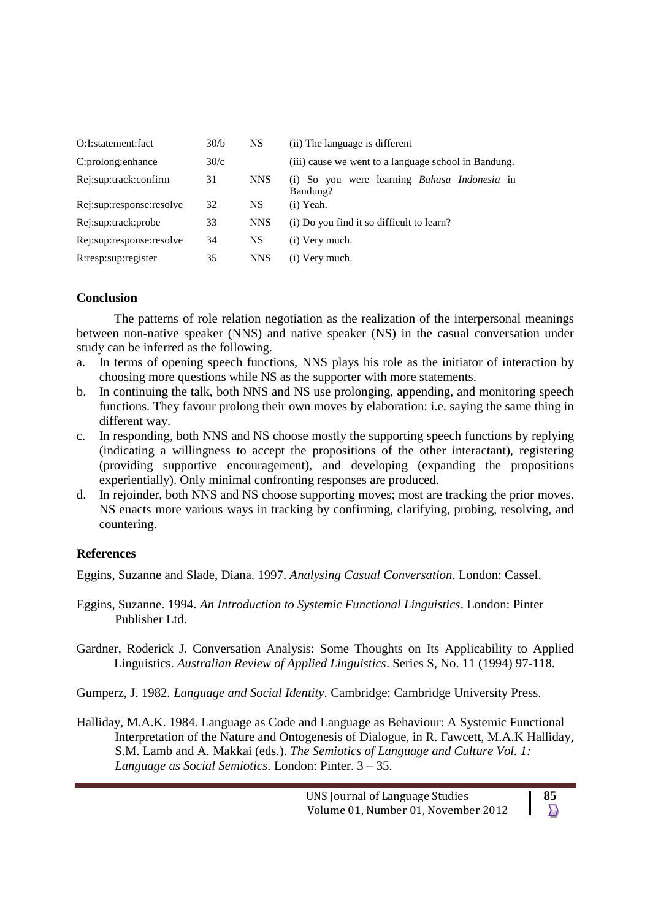| | | | |
|---|---|---|---|
| O:I:statement:fact | 30/b | NS | (ii) The language is different |
| C:prolong:enhance | 30/c | | (iii) cause we went to a language school in Bandung. |
| Rej:sup:track:confirm | 31 | NNS | (i) So you were learning *Bahasa Indonesia* in Bandung? |
| Rej:sup:response:resolve | 32 | NS | (i) Yeah. |
| Rej:sup:track:probe | 33 | NNS | (i) Do you find it so difficult to learn? |
| Rej:sup:response:resolve | 34 | NS | (i) Very much. |
| R:resp:sup:register | 35 | NNS | (i) Very much. |

## Conclusion

The patterns of role relation negotiation as the realization of the interpersonal meanings between non-native speaker (NNS) and native speaker (NS) in the casual conversation under study can be inferred as the following.

a. In terms of opening speech functions, NNS plays his role as the initiator of interaction by choosing more questions while NS as the supporter with more statements.
b. In continuing the talk, both NNS and NS use prolonging, appending, and monitoring speech functions. They favour prolong their own moves by elaboration: i.e. saying the same thing in different way.
c. In responding, both NNS and NS choose mostly the supporting speech functions by replying (indicating a willingness to accept the propositions of the other interactant), registering (providing supportive encouragement), and developing (expanding the propositions experientially). Only minimal confronting responses are produced.
d. In rejoinder, both NNS and NS choose supporting moves; most are tracking the prior moves. NS enacts more various ways in tracking by confirming, clarifying, probing, resolving, and countering.

## References

Eggins, Suzanne and Slade, Diana. 1997. *Analysing Casual Conversation*. London: Cassel.

Eggins, Suzanne. 1994. *An Introduction to Systemic Functional Linguistics*. London: Pinter Publisher Ltd.

Gardner, Roderick J. Conversation Analysis: Some Thoughts on Its Applicability to Applied Linguistics. *Australian Review of Applied Linguistics*. Series S, No. 11 (1994) 97-118.

Gumperz, J. 1982. *Language and Social Identity*. Cambridge: Cambridge University Press.

Halliday, M.A.K. 1984. Language as Code and Language as Behaviour: A Systemic Functional Interpretation of the Nature and Ontogenesis of Dialogue, in R. Fawcett, M.A.K Halliday, S.M. Lamb and A. Makkai (eds.). *The Semiotics of Language and Culture Vol. 1: Language as Social Semiotics*. London: Pinter. 3 – 35.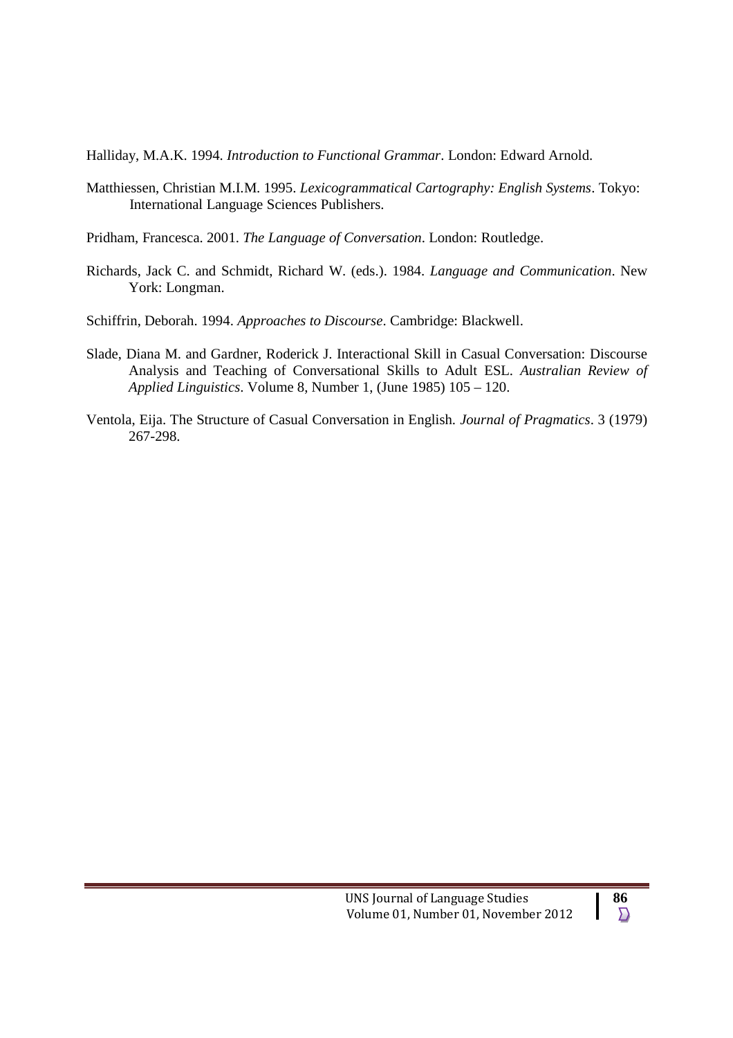Halliday, M.A.K. 1994. *Introduction to Functional Grammar*. London: Edward Arnold.

Matthiessen, Christian M.I.M. 1995. *Lexicogrammatical Cartography: English Systems*. Tokyo: International Language Sciences Publishers.

Pridham, Francesca. 2001. *The Language of Conversation*. London: Routledge.

Richards, Jack C. and Schmidt, Richard W. (eds.). 1984. *Language and Communication*. New York: Longman.

Schiffrin, Deborah. 1994. *Approaches to Discourse*. Cambridge: Blackwell.

Slade, Diana M. and Gardner, Roderick J. Interactional Skill in Casual Conversation: Discourse Analysis and Teaching of Conversational Skills to Adult ESL. *Australian Review of Applied Linguistics*. Volume 8, Number 1, (June 1985) 105 – 120.

Ventola, Eija. The Structure of Casual Conversation in English. *Journal of Pragmatics*. 3 (1979) 267-298.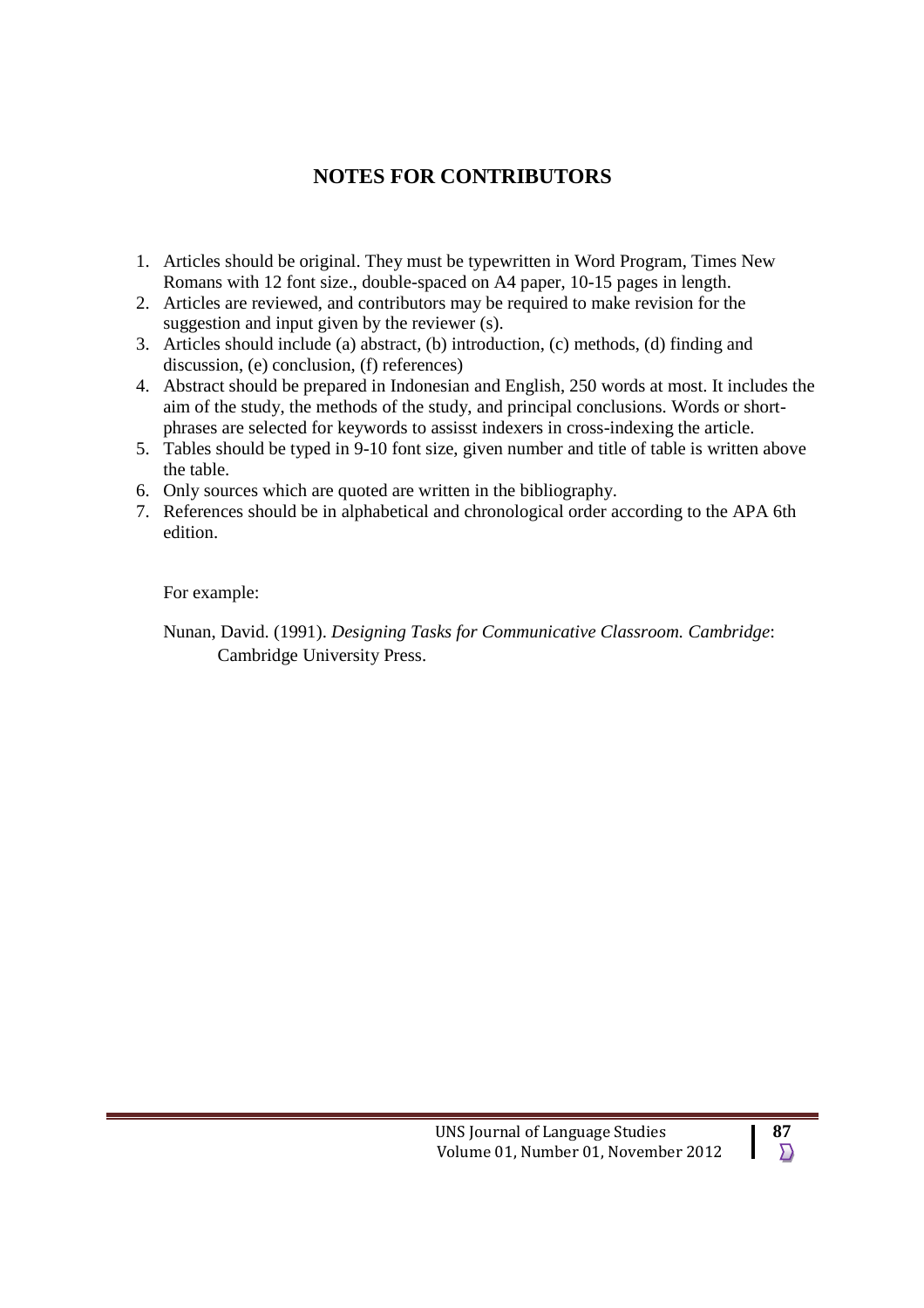# NOTES FOR CONTRIBUTORS

1. Articles should be original. They must be typewritten in Word Program, Times New Romans with 12 font size., double-spaced on A4 paper, 10-15 pages in length.
2. Articles are reviewed, and contributors may be required to make revision for the suggestion and input given by the reviewer (s).
3. Articles should include (a) abstract, (b) introduction, (c) methods, (d) finding and discussion, (e) conclusion, (f) references)
4. Abstract should be prepared in Indonesian and English, 250 words at most. It includes the aim of the study, the methods of the study, and principal conclusions. Words or short-phrases are selected for keywords to assisst indexers in cross-indexing the article.
5. Tables should be typed in 9-10 font size, given number and title of table is written above the table.
6. Only sources which are quoted are written in the bibliography.
7. References should be in alphabetical and chronological order according to the APA 6th edition.

For example:

Nunan, David. (1991). *Designing Tasks for Communicative Classroom. Cambridge*: Cambridge University Press.